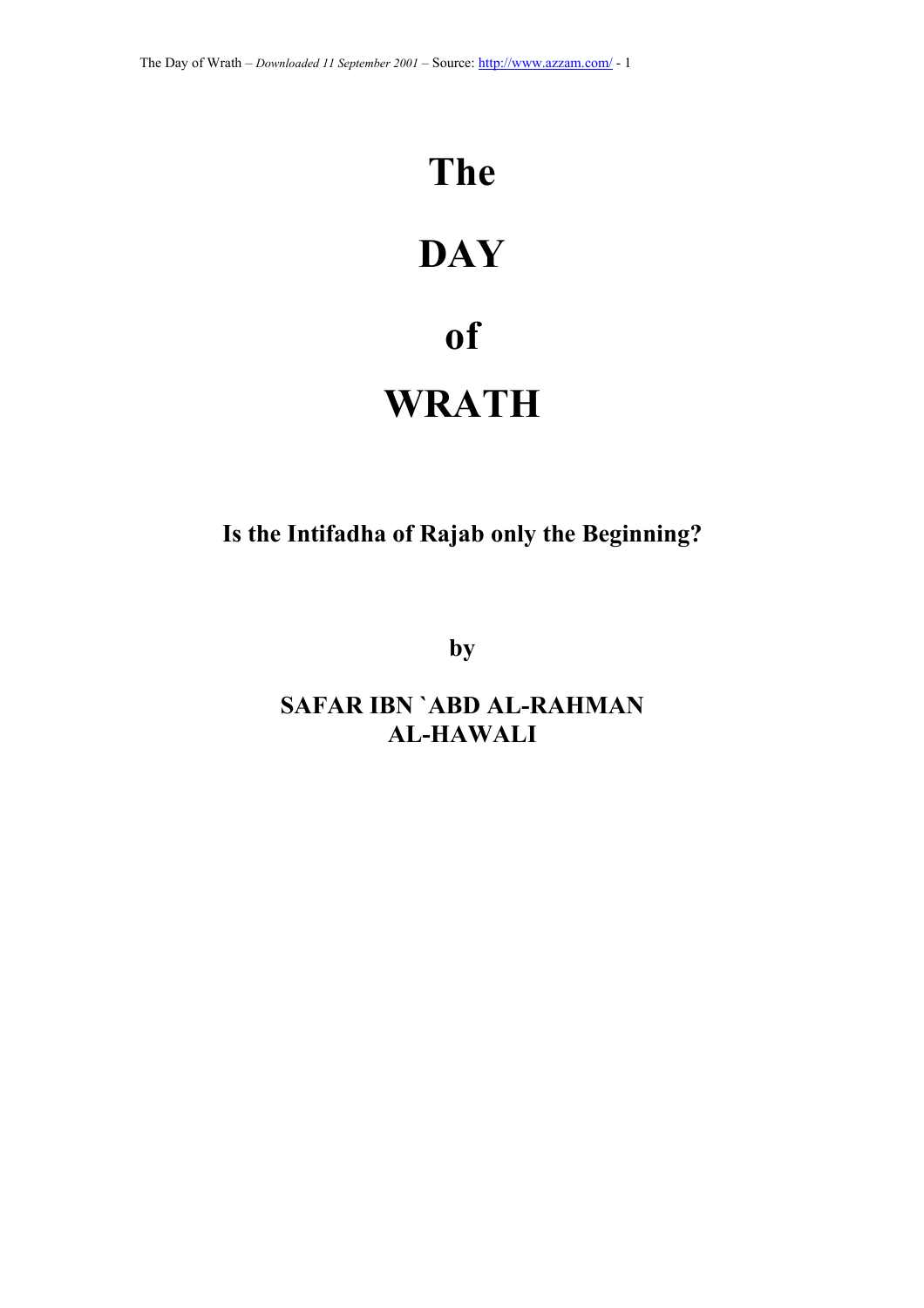# The DAY of WRATH

**Is the Intifadha of Rajab only the Beginning?**

**by**

**SAFAR IBN `ABD AL-RAHMAN AL-HAWALI**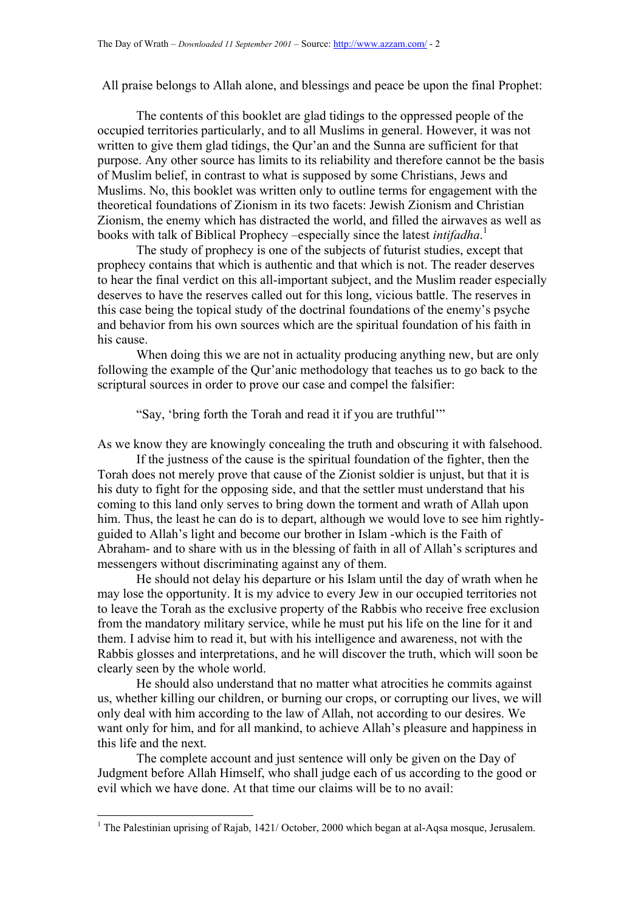All praise belongs to Allah alone, and blessings and peace be upon the final Prophet:

The contents of this booklet are glad tidings to the oppressed people of the occupied territories particularly, and to all Muslims in general. However, it was not written to give them glad tidings, the Qur'an and the Sunna are sufficient for that purpose. Any other source has limits to its reliability and therefore cannot be the basis of Muslim belief, in contrast to what is supposed by some Christians, Jews and Muslims. No, this booklet was written only to outline terms for engagement with the theoretical foundations of Zionism in its two facets: Jewish Zionism and Christian Zionism, the enemy which has distracted the world, and filled the airwaves as well as books with talk of Biblical Prophecy –especially since the latest *intifadha*.[1]

The study of prophecy is one of the subjects of futurist studies, except that prophecy contains that which is authentic and that which is not. The reader deserves to hear the final verdict on this all-important subject, and the Muslim reader especially deserves to have the reserves called out for this long, vicious battle. The reserves in this case being the topical study of the doctrinal foundations of the enemy's psyche and behavior from his own sources which are the spiritual foundation of his faith in his cause.

When doing this we are not in actuality producing anything new, but are only following the example of the Qur'anic methodology that teaches us to go back to the scriptural sources in order to prove our case and compel the falsifier:

"Say, 'bring forth the Torah and read it if you are truthful'"

As we know they are knowingly concealing the truth and obscuring it with falsehood.

If the justness of the cause is the spiritual foundation of the fighter, then the Torah does not merely prove that cause of the Zionist soldier is unjust, but that it is his duty to fight for the opposing side, and that the settler must understand that his coming to this land only serves to bring down the torment and wrath of Allah upon him. Thus, the least he can do is to depart, although we would love to see him rightly-guided to Allah's light and become our brother in Islam -which is the Faith of Abraham- and to share with us in the blessing of faith in all of Allah's scriptures and messengers without discriminating against any of them.

He should not delay his departure or his Islam until the day of wrath when he may lose the opportunity. It is my advice to every Jew in our occupied territories not to leave the Torah as the exclusive property of the Rabbis who receive free exclusion from the mandatory military service, while he must put his life on the line for it and them. I advise him to read it, but with his intelligence and awareness, not with the Rabbis glosses and interpretations, and he will discover the truth, which will soon be clearly seen by the whole world.

He should also understand that no matter what atrocities he commits against us, whether killing our children, or burning our crops, or corrupting our lives, we will only deal with him according to the law of Allah, not according to our desires. We want only for him, and for all mankind, to achieve Allah's pleasure and happiness in this life and the next.

The complete account and just sentence will only be given on the Day of Judgment before Allah Himself, who shall judge each of us according to the good or evil which we have done. At that time our claims will be to no avail:

---

[1] The Palestinian uprising of Rajab, 1421/ October, 2000 which began at al-Aqsa mosque, Jerusalem.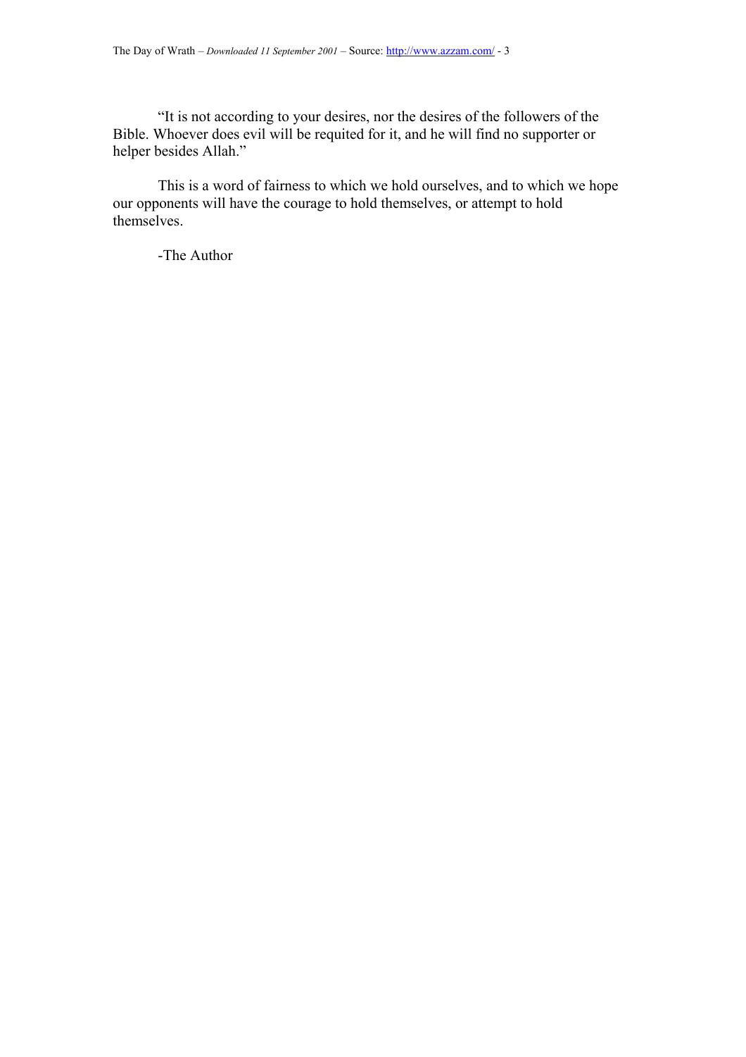"It is not according to your desires, nor the desires of the followers of the Bible. Whoever does evil will be requited for it, and he will find no supporter or helper besides Allah."

This is a word of fairness to which we hold ourselves, and to which we hope our opponents will have the courage to hold themselves, or attempt to hold themselves.

-The Author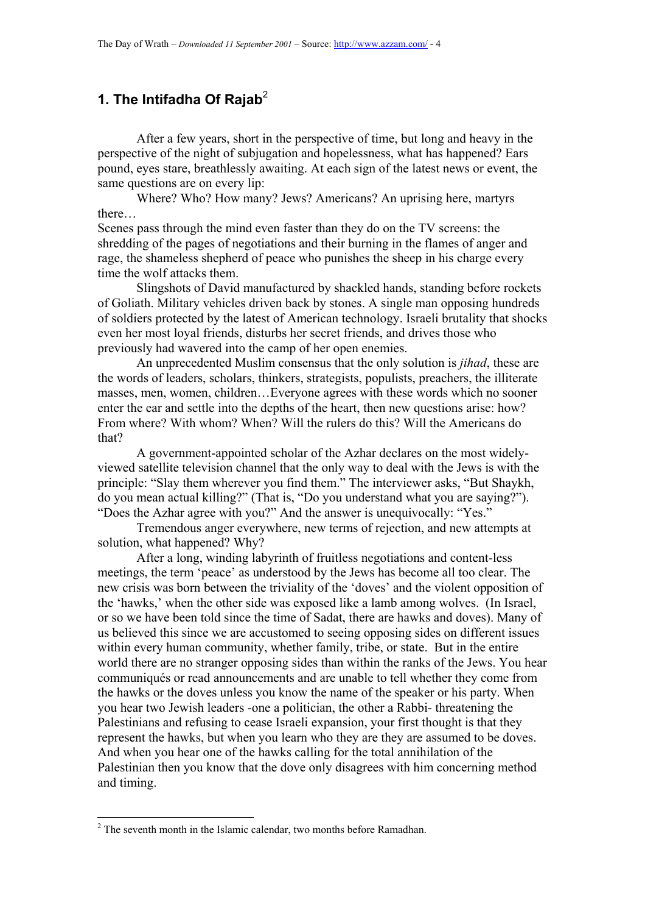## 1. The Intifadha Of Rajab[2]

After a few years, short in the perspective of time, but long and heavy in the perspective of the night of subjugation and hopelessness, what has happened? Ears pound, eyes stare, breathlessly awaiting. At each sign of the latest news or event, the same questions are on every lip:

Where? Who? How many? Jews? Americans? An uprising here, martyrs there…

Scenes pass through the mind even faster than they do on the TV screens: the shredding of the pages of negotiations and their burning in the flames of anger and rage, the shameless shepherd of peace who punishes the sheep in his charge every time the wolf attacks them.

Slingshots of David manufactured by shackled hands, standing before rockets of Goliath. Military vehicles driven back by stones. A single man opposing hundreds of soldiers protected by the latest of American technology. Israeli brutality that shocks even her most loyal friends, disturbs her secret friends, and drives those who previously had wavered into the camp of her open enemies.

An unprecedented Muslim consensus that the only solution is *jihad*, these are the words of leaders, scholars, thinkers, strategists, populists, preachers, the illiterate masses, men, women, children…Everyone agrees with these words which no sooner enter the ear and settle into the depths of the heart, then new questions arise: how? From where? With whom? When? Will the rulers do this? Will the Americans do that?

A government-appointed scholar of the Azhar declares on the most widely-viewed satellite television channel that the only way to deal with the Jews is with the principle: "Slay them wherever you find them." The interviewer asks, "But Shaykh, do you mean actual killing?" (That is, "Do you understand what you are saying?"). "Does the Azhar agree with you?" And the answer is unequivocally: "Yes."

Tremendous anger everywhere, new terms of rejection, and new attempts at solution, what happened? Why?

After a long, winding labyrinth of fruitless negotiations and content-less meetings, the term 'peace' as understood by the Jews has become all too clear. The new crisis was born between the triviality of the 'doves' and the violent opposition of the 'hawks,' when the other side was exposed like a lamb among wolves. (In Israel, or so we have been told since the time of Sadat, there are hawks and doves). Many of us believed this since we are accustomed to seeing opposing sides on different issues within every human community, whether family, tribe, or state. But in the entire world there are no stranger opposing sides than within the ranks of the Jews. You hear communiqués or read announcements and are unable to tell whether they come from the hawks or the doves unless you know the name of the speaker or his party. When you hear two Jewish leaders -one a politician, the other a Rabbi- threatening the Palestinians and refusing to cease Israeli expansion, your first thought is that they represent the hawks, but when you learn who they are they are assumed to be doves. And when you hear one of the hawks calling for the total annihilation of the Palestinian then you know that the dove only disagrees with him concerning method and timing.

---

[2] The seventh month in the Islamic calendar, two months before Ramadhan.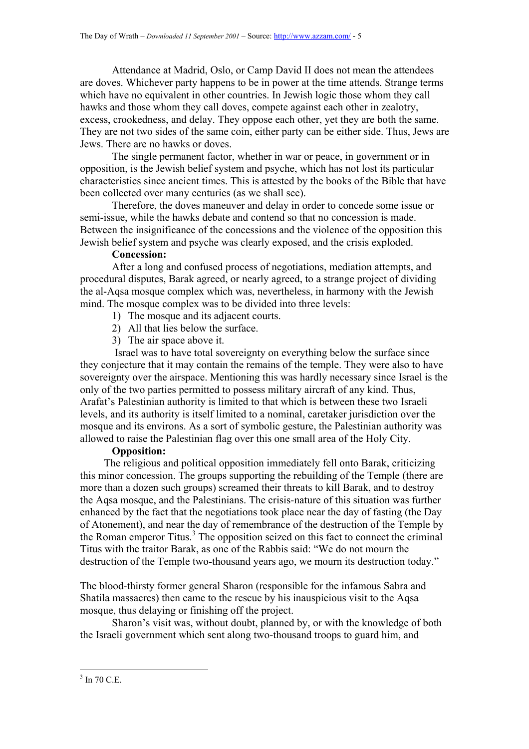Attendance at Madrid, Oslo, or Camp David II does not mean the attendees are doves. Whichever party happens to be in power at the time attends. Strange terms which have no equivalent in other countries. In Jewish logic those whom they call hawks and those whom they call doves, compete against each other in zealotry, excess, crookedness, and delay. They oppose each other, yet they are both the same. They are not two sides of the same coin, either party can be either side. Thus, Jews are Jews. There are no hawks or doves.

The single permanent factor, whether in war or peace, in government or in opposition, is the Jewish belief system and psyche, which has not lost its particular characteristics since ancient times. This is attested by the books of the Bible that have been collected over many centuries (as we shall see).

Therefore, the doves maneuver and delay in order to concede some issue or semi-issue, while the hawks debate and contend so that no concession is made. Between the insignificance of the concessions and the violence of the opposition this Jewish belief system and psyche was clearly exposed, and the crisis exploded.

**Concession:**

After a long and confused process of negotiations, mediation attempts, and procedural disputes, Barak agreed, or nearly agreed, to a strange project of dividing the al-Aqsa mosque complex which was, nevertheless, in harmony with the Jewish mind. The mosque complex was to be divided into three levels:

1) The mosque and its adjacent courts.
2) All that lies below the surface.
3) The air space above it.

Israel was to have total sovereignty on everything below the surface since they conjecture that it may contain the remains of the temple. They were also to have sovereignty over the airspace. Mentioning this was hardly necessary since Israel is the only of the two parties permitted to possess military aircraft of any kind. Thus, Arafat's Palestinian authority is limited to that which is between these two Israeli levels, and its authority is itself limited to a nominal, caretaker jurisdiction over the mosque and its environs. As a sort of symbolic gesture, the Palestinian authority was allowed to raise the Palestinian flag over this one small area of the Holy City.

**Opposition:**

The religious and political opposition immediately fell onto Barak, criticizing this minor concession. The groups supporting the rebuilding of the Temple (there are more than a dozen such groups) screamed their threats to kill Barak, and to destroy the Aqsa mosque, and the Palestinians. The crisis-nature of this situation was further enhanced by the fact that the negotiations took place near the day of fasting (the Day of Atonement), and near the day of remembrance of the destruction of the Temple by the Roman emperor Titus.[3] The opposition seized on this fact to connect the criminal Titus with the traitor Barak, as one of the Rabbis said: "We do not mourn the destruction of the Temple two-thousand years ago, we mourn its destruction today."

The blood-thirsty former general Sharon (responsible for the infamous Sabra and Shatila massacres) then came to the rescue by his inauspicious visit to the Aqsa mosque, thus delaying or finishing off the project.

Sharon's visit was, without doubt, planned by, or with the knowledge of both the Israeli government which sent along two-thousand troops to guard him, and

[3] In 70 C.E.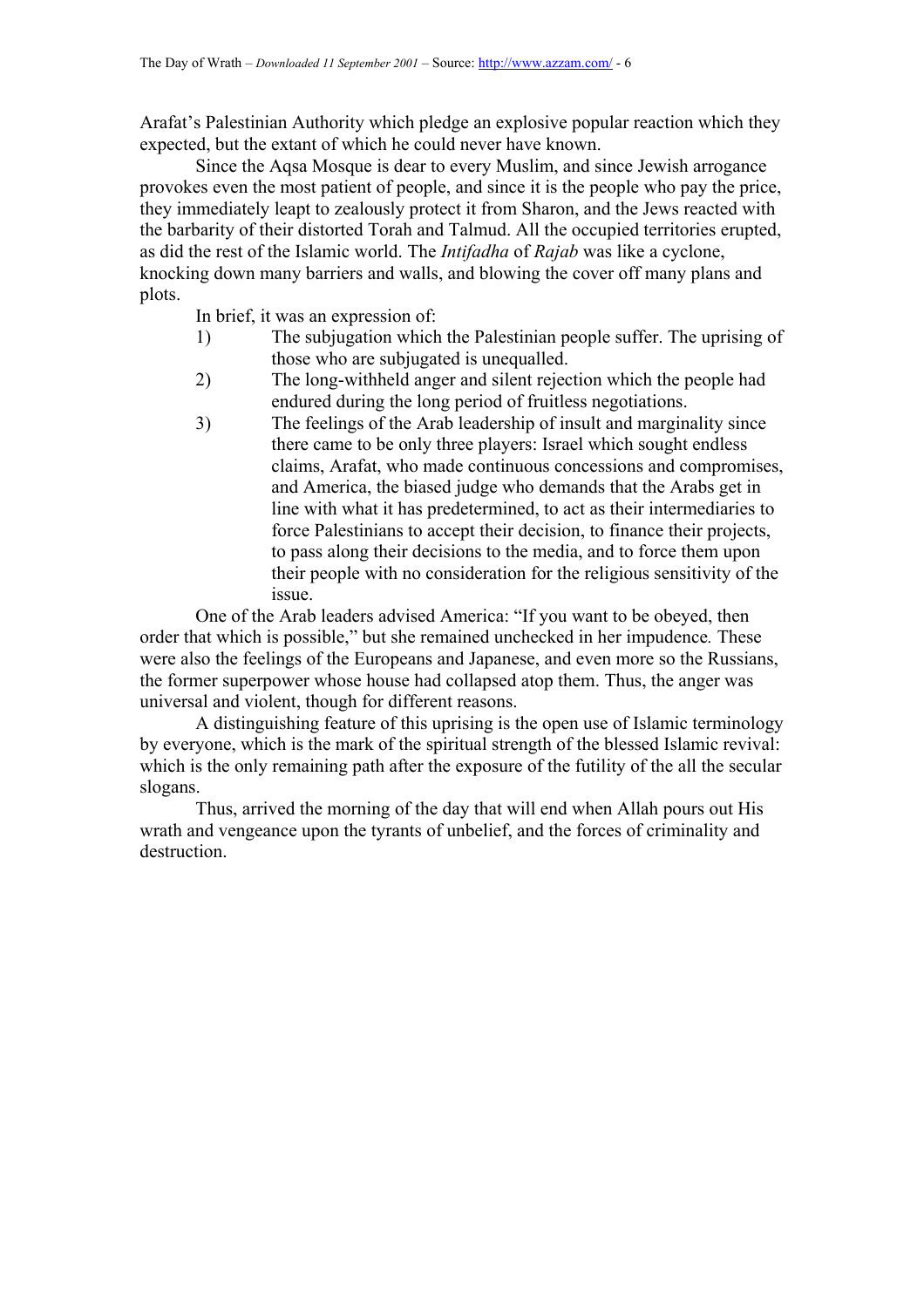Arafat's Palestinian Authority which pledge an explosive popular reaction which they expected, but the extant of which he could never have known.

Since the Aqsa Mosque is dear to every Muslim, and since Jewish arrogance provokes even the most patient of people, and since it is the people who pay the price, they immediately leapt to zealously protect it from Sharon, and the Jews reacted with the barbarity of their distorted Torah and Talmud. All the occupied territories erupted, as did the rest of the Islamic world. The *Intifadha* of *Rajab* was like a cyclone, knocking down many barriers and walls, and blowing the cover off many plans and plots.

In brief, it was an expression of:

1) The subjugation which the Palestinian people suffer. The uprising of those who are subjugated is unequalled.
2) The long-withheld anger and silent rejection which the people had endured during the long period of fruitless negotiations.
3) The feelings of the Arab leadership of insult and marginality since there came to be only three players: Israel which sought endless claims, Arafat, who made continuous concessions and compromises, and America, the biased judge who demands that the Arabs get in line with what it has predetermined, to act as their intermediaries to force Palestinians to accept their decision, to finance their projects, to pass along their decisions to the media, and to force them upon their people with no consideration for the religious sensitivity of the issue.

One of the Arab leaders advised America: "If you want to be obeyed, then order that which is possible," but she remained unchecked in her impudence. These were also the feelings of the Europeans and Japanese, and even more so the Russians, the former superpower whose house had collapsed atop them. Thus, the anger was universal and violent, though for different reasons.

A distinguishing feature of this uprising is the open use of Islamic terminology by everyone, which is the mark of the spiritual strength of the blessed Islamic revival: which is the only remaining path after the exposure of the futility of the all the secular slogans.

Thus, arrived the morning of the day that will end when Allah pours out His wrath and vengeance upon the tyrants of unbelief, and the forces of criminality and destruction.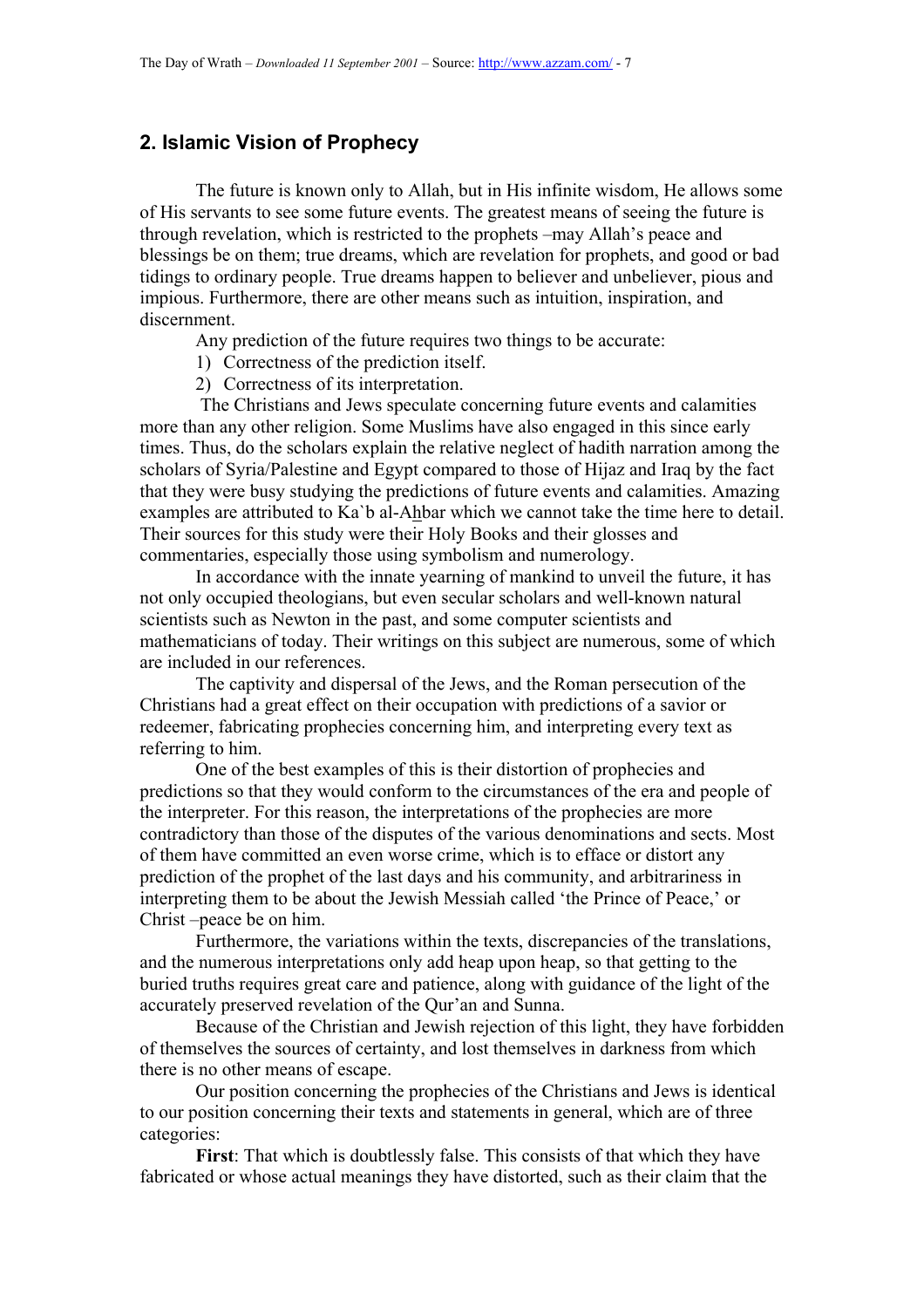## 2. Islamic Vision of Prophecy

The future is known only to Allah, but in His infinite wisdom, He allows some of His servants to see some future events. The greatest means of seeing the future is through revelation, which is restricted to the prophets –may Allah's peace and blessings be on them; true dreams, which are revelation for prophets, and good or bad tidings to ordinary people. True dreams happen to believer and unbeliever, pious and impious. Furthermore, there are other means such as intuition, inspiration, and discernment.

Any prediction of the future requires two things to be accurate:

1) Correctness of the prediction itself.
2) Correctness of its interpretation.

The Christians and Jews speculate concerning future events and calamities more than any other religion. Some Muslims have also engaged in this since early times. Thus, do the scholars explain the relative neglect of hadith narration among the scholars of Syria/Palestine and Egypt compared to those of Hijaz and Iraq by the fact that they were busy studying the predictions of future events and calamities. Amazing examples are attributed to Ka`b al-Ahbar which we cannot take the time here to detail. Their sources for this study were their Holy Books and their glosses and commentaries, especially those using symbolism and numerology.

In accordance with the innate yearning of mankind to unveil the future, it has not only occupied theologians, but even secular scholars and well-known natural scientists such as Newton in the past, and some computer scientists and mathematicians of today. Their writings on this subject are numerous, some of which are included in our references.

The captivity and dispersal of the Jews, and the Roman persecution of the Christians had a great effect on their occupation with predictions of a savior or redeemer, fabricating prophecies concerning him, and interpreting every text as referring to him.

One of the best examples of this is their distortion of prophecies and predictions so that they would conform to the circumstances of the era and people of the interpreter. For this reason, the interpretations of the prophecies are more contradictory than those of the disputes of the various denominations and sects. Most of them have committed an even worse crime, which is to efface or distort any prediction of the prophet of the last days and his community, and arbitrariness in interpreting them to be about the Jewish Messiah called 'the Prince of Peace,' or Christ –peace be on him.

Furthermore, the variations within the texts, discrepancies of the translations, and the numerous interpretations only add heap upon heap, so that getting to the buried truths requires great care and patience, along with guidance of the light of the accurately preserved revelation of the Qur'an and Sunna.

Because of the Christian and Jewish rejection of this light, they have forbidden of themselves the sources of certainty, and lost themselves in darkness from which there is no other means of escape.

Our position concerning the prophecies of the Christians and Jews is identical to our position concerning their texts and statements in general, which are of three categories:

**First**: That which is doubtlessly false. This consists of that which they have fabricated or whose actual meanings they have distorted, such as their claim that the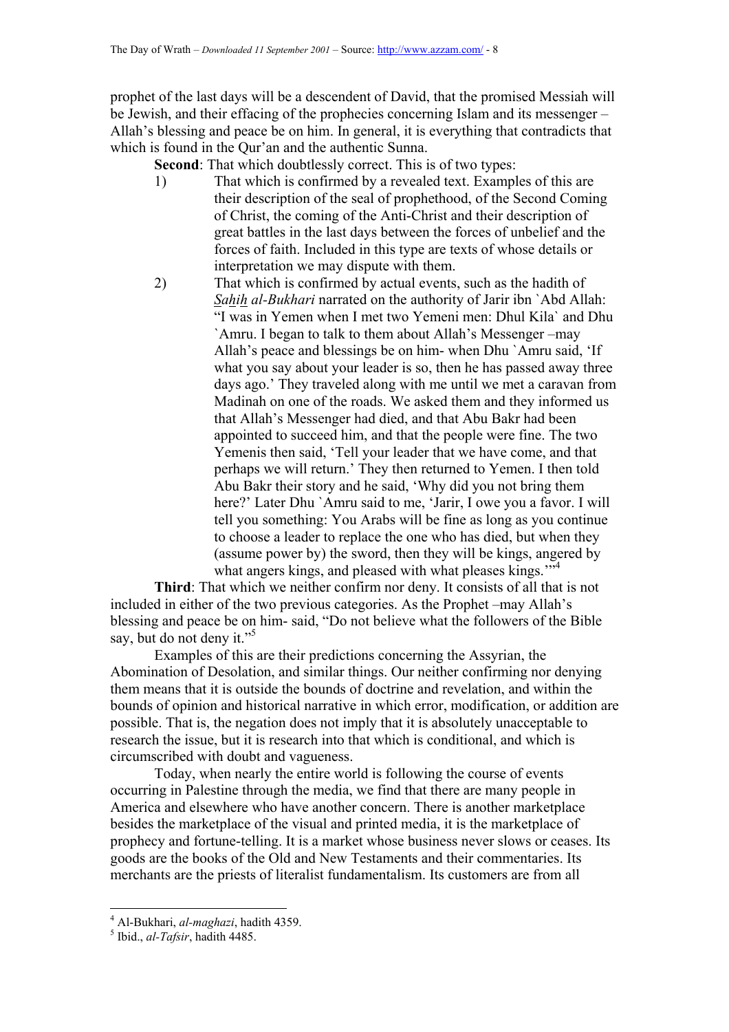prophet of the last days will be a descendent of David, that the promised Messiah will be Jewish, and their effacing of the prophecies concerning Islam and its messenger – Allah's blessing and peace be on him. In general, it is everything that contradicts that which is found in the Qur'an and the authentic Sunna.

**Second**: That which doubtlessly correct. This is of two types:

1) That which is confirmed by a revealed text. Examples of this are their description of the seal of prophethood, of the Second Coming of Christ, the coming of the Anti-Christ and their description of great battles in the last days between the forces of unbelief and the forces of faith. Included in this type are texts of whose details or interpretation we may dispute with them.

2) That which is confirmed by actual events, such as the hadith of *Sahih al-Bukhari* narrated on the authority of Jarir ibn `Abd Allah: "I was in Yemen when I met two Yemeni men: Dhul Kila` and Dhu `Amru. I began to talk to them about Allah's Messenger –may Allah's peace and blessings be on him- when Dhu `Amru said, 'If what you say about your leader is so, then he has passed away three days ago.' They traveled along with me until we met a caravan from Madinah on one of the roads. We asked them and they informed us that Allah's Messenger had died, and that Abu Bakr had been appointed to succeed him, and that the people were fine. The two Yemenis then said, 'Tell your leader that we have come, and that perhaps we will return.' They then returned to Yemen. I then told Abu Bakr their story and he said, 'Why did you not bring them here?' Later Dhu `Amru said to me, 'Jarir, I owe you a favor. I will tell you something: You Arabs will be fine as long as you continue to choose a leader to replace the one who has died, but when they (assume power by) the sword, then they will be kings, angered by what angers kings, and pleased with what pleases kings.'"[4]

**Third**: That which we neither confirm nor deny. It consists of all that is not included in either of the two previous categories. As the Prophet –may Allah's blessing and peace be on him- said, "Do not believe what the followers of the Bible say, but do not deny it."[5]

Examples of this are their predictions concerning the Assyrian, the Abomination of Desolation, and similar things. Our neither confirming nor denying them means that it is outside the bounds of doctrine and revelation, and within the bounds of opinion and historical narrative in which error, modification, or addition are possible. That is, the negation does not imply that it is absolutely unacceptable to research the issue, but it is research into that which is conditional, and which is circumscribed with doubt and vagueness.

Today, when nearly the entire world is following the course of events occurring in Palestine through the media, we find that there are many people in America and elsewhere who have another concern. There is another marketplace besides the marketplace of the visual and printed media, it is the marketplace of prophecy and fortune-telling. It is a market whose business never slows or ceases. Its goods are the books of the Old and New Testaments and their commentaries. Its merchants are the priests of literalist fundamentalism. Its customers are from all

---

[4] Al-Bukhari, *al-maghazi*, hadith 4359.

[5] Ibid., *al-Tafsir*, hadith 4485.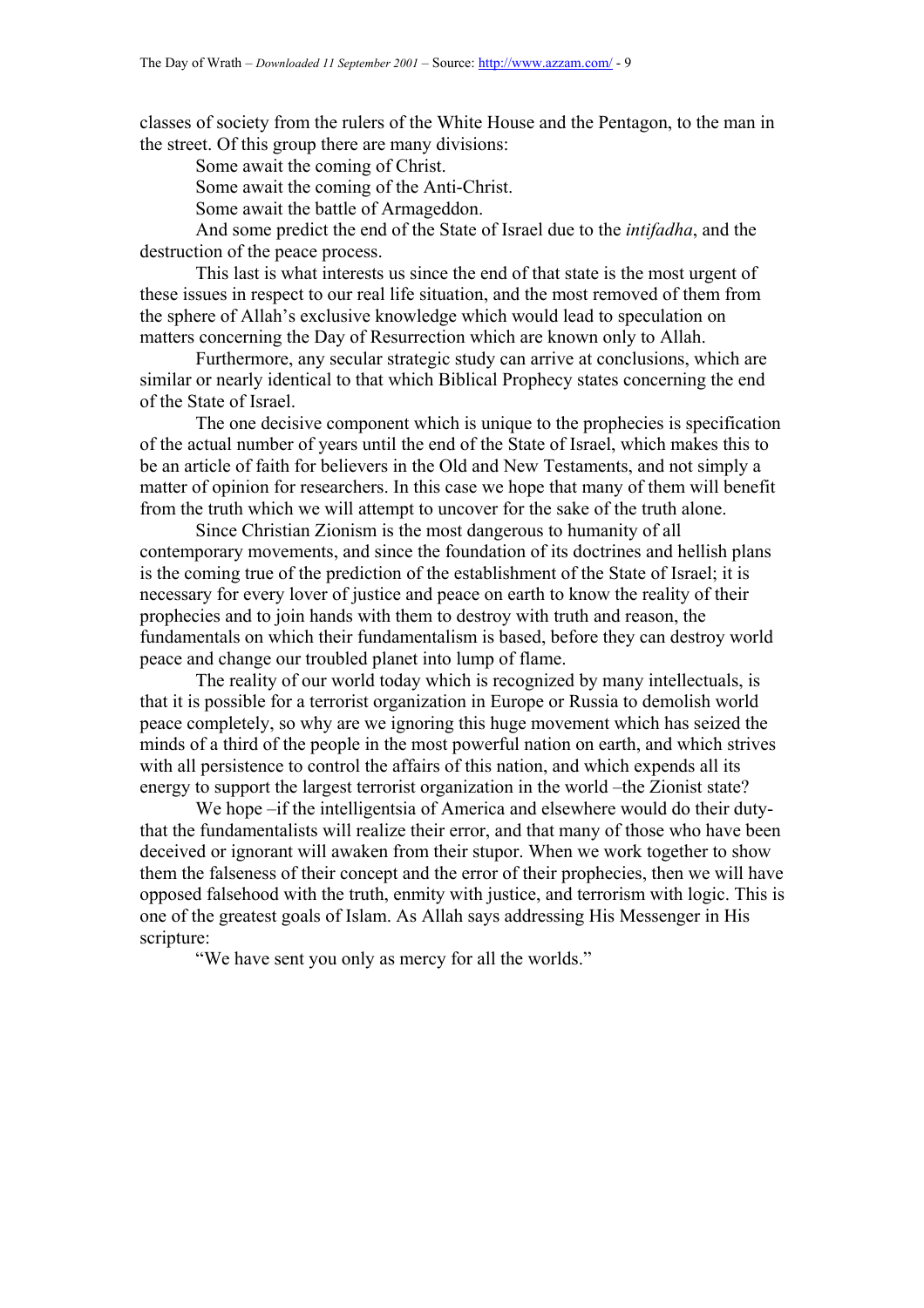classes of society from the rulers of the White House and the Pentagon, to the man in the street. Of this group there are many divisions:

Some await the coming of Christ.

Some await the coming of the Anti-Christ.

Some await the battle of Armageddon.

And some predict the end of the State of Israel due to the *intifadha*, and the destruction of the peace process.

This last is what interests us since the end of that state is the most urgent of these issues in respect to our real life situation, and the most removed of them from the sphere of Allah's exclusive knowledge which would lead to speculation on matters concerning the Day of Resurrection which are known only to Allah.

Furthermore, any secular strategic study can arrive at conclusions, which are similar or nearly identical to that which Biblical Prophecy states concerning the end of the State of Israel.

The one decisive component which is unique to the prophecies is specification of the actual number of years until the end of the State of Israel, which makes this to be an article of faith for believers in the Old and New Testaments, and not simply a matter of opinion for researchers. In this case we hope that many of them will benefit from the truth which we will attempt to uncover for the sake of the truth alone.

Since Christian Zionism is the most dangerous to humanity of all contemporary movements, and since the foundation of its doctrines and hellish plans is the coming true of the prediction of the establishment of the State of Israel; it is necessary for every lover of justice and peace on earth to know the reality of their prophecies and to join hands with them to destroy with truth and reason, the fundamentals on which their fundamentalism is based, before they can destroy world peace and change our troubled planet into lump of flame.

The reality of our world today which is recognized by many intellectuals, is that it is possible for a terrorist organization in Europe or Russia to demolish world peace completely, so why are we ignoring this huge movement which has seized the minds of a third of the people in the most powerful nation on earth, and which strives with all persistence to control the affairs of this nation, and which expends all its energy to support the largest terrorist organization in the world –the Zionist state?

We hope –if the intelligentsia of America and elsewhere would do their duty- that the fundamentalists will realize their error, and that many of those who have been deceived or ignorant will awaken from their stupor. When we work together to show them the falseness of their concept and the error of their prophecies, then we will have opposed falsehood with the truth, enmity with justice, and terrorism with logic. This is one of the greatest goals of Islam. As Allah says addressing His Messenger in His scripture:

"We have sent you only as mercy for all the worlds."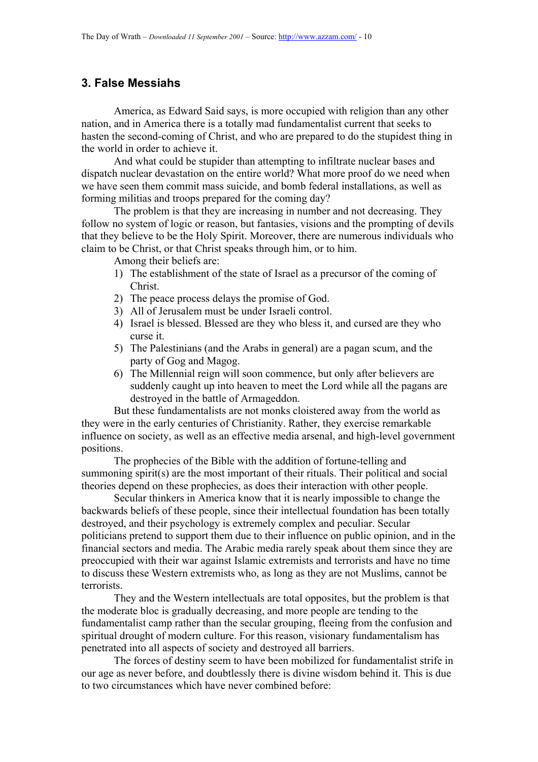## 3. False Messiahs

America, as Edward Said says, is more occupied with religion than any other nation, and in America there is a totally mad fundamentalist current that seeks to hasten the second-coming of Christ, and who are prepared to do the stupidest thing in the world in order to achieve it.

And what could be stupider than attempting to infiltrate nuclear bases and dispatch nuclear devastation on the entire world? What more proof do we need when we have seen them commit mass suicide, and bomb federal installations, as well as forming militias and troops prepared for the coming day?

The problem is that they are increasing in number and not decreasing. They follow no system of logic or reason, but fantasies, visions and the prompting of devils that they believe to be the Holy Spirit. Moreover, there are numerous individuals who claim to be Christ, or that Christ speaks through him, or to him.

Among their beliefs are:

1) The establishment of the state of Israel as a precursor of the coming of Christ.
2) The peace process delays the promise of God.
3) All of Jerusalem must be under Israeli control.
4) Israel is blessed. Blessed are they who bless it, and cursed are they who curse it.
5) The Palestinians (and the Arabs in general) are a pagan scum, and the party of Gog and Magog.
6) The Millennial reign will soon commence, but only after believers are suddenly caught up into heaven to meet the Lord while all the pagans are destroyed in the battle of Armageddon.

But these fundamentalists are not monks cloistered away from the world as they were in the early centuries of Christianity. Rather, they exercise remarkable influence on society, as well as an effective media arsenal, and high-level government positions.

The prophecies of the Bible with the addition of fortune-telling and summoning spirit(s) are the most important of their rituals. Their political and social theories depend on these prophecies, as does their interaction with other people.

Secular thinkers in America know that it is nearly impossible to change the backwards beliefs of these people, since their intellectual foundation has been totally destroyed, and their psychology is extremely complex and peculiar. Secular politicians pretend to support them due to their influence on public opinion, and in the financial sectors and media. The Arabic media rarely speak about them since they are preoccupied with their war against Islamic extremists and terrorists and have no time to discuss these Western extremists who, as long as they are not Muslims, cannot be terrorists.

They and the Western intellectuals are total opposites, but the problem is that the moderate bloc is gradually decreasing, and more people are tending to the fundamentalist camp rather than the secular grouping, fleeing from the confusion and spiritual drought of modern culture. For this reason, visionary fundamentalism has penetrated into all aspects of society and destroyed all barriers.

The forces of destiny seem to have been mobilized for fundamentalist strife in our age as never before, and doubtlessly there is divine wisdom behind it. This is due to two circumstances which have never combined before: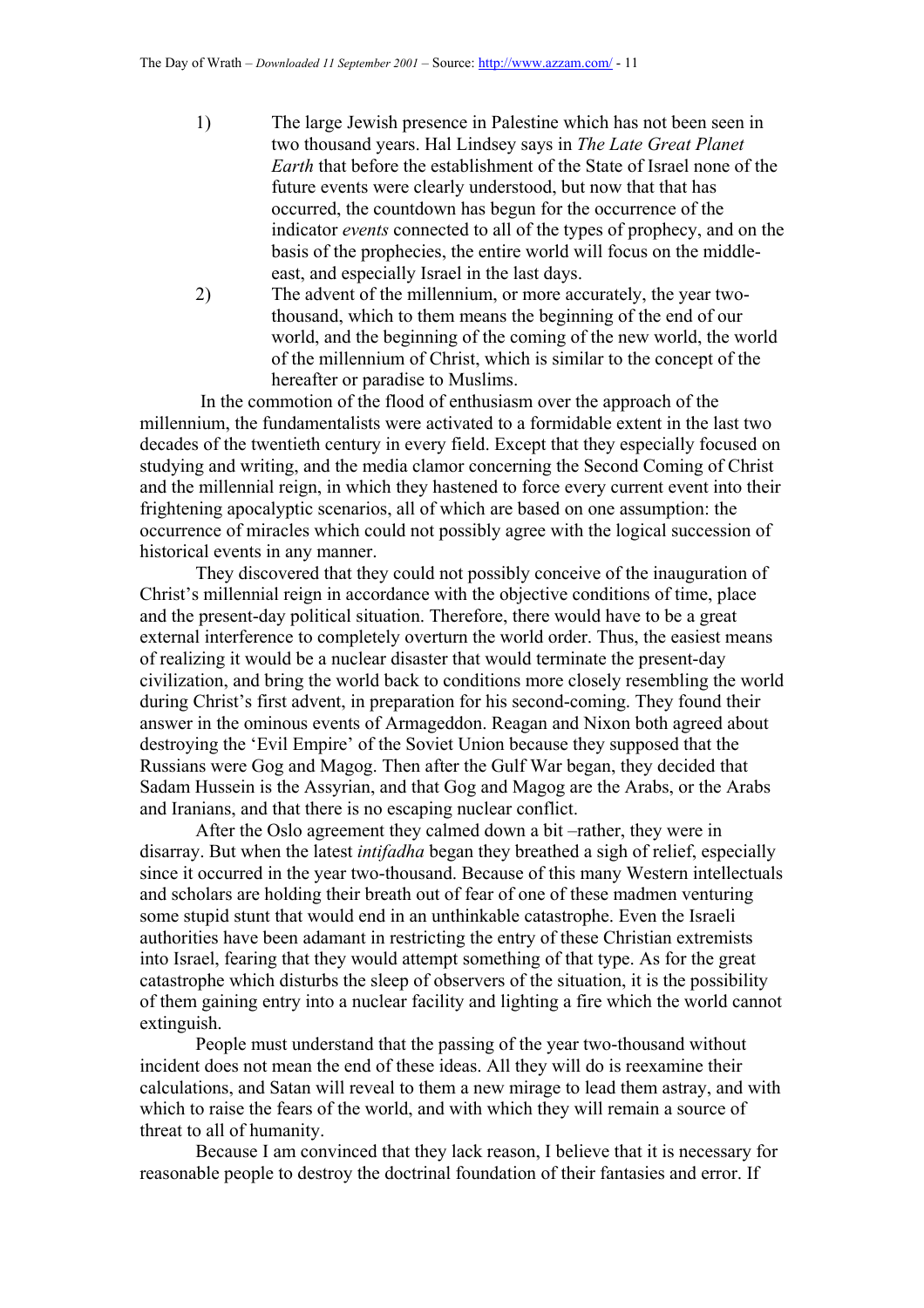1) The large Jewish presence in Palestine which has not been seen in two thousand years. Hal Lindsey says in *The Late Great Planet Earth* that before the establishment of the State of Israel none of the future events were clearly understood, but now that that has occurred, the countdown has begun for the occurrence of the indicator *events* connected to all of the types of prophecy, and on the basis of the prophecies, the entire world will focus on the middle-east, and especially Israel in the last days.

2) The advent of the millennium, or more accurately, the year two-thousand, which to them means the beginning of the end of our world, and the beginning of the coming of the new world, the world of the millennium of Christ, which is similar to the concept of the hereafter or paradise to Muslims.

In the commotion of the flood of enthusiasm over the approach of the millennium, the fundamentalists were activated to a formidable extent in the last two decades of the twentieth century in every field. Except that they especially focused on studying and writing, and the media clamor concerning the Second Coming of Christ and the millennial reign, in which they hastened to force every current event into their frightening apocalyptic scenarios, all of which are based on one assumption: the occurrence of miracles which could not possibly agree with the logical succession of historical events in any manner.

They discovered that they could not possibly conceive of the inauguration of Christ's millennial reign in accordance with the objective conditions of time, place and the present-day political situation. Therefore, there would have to be a great external interference to completely overturn the world order. Thus, the easiest means of realizing it would be a nuclear disaster that would terminate the present-day civilization, and bring the world back to conditions more closely resembling the world during Christ's first advent, in preparation for his second-coming. They found their answer in the ominous events of Armageddon. Reagan and Nixon both agreed about destroying the 'Evil Empire' of the Soviet Union because they supposed that the Russians were Gog and Magog. Then after the Gulf War began, they decided that Sadam Hussein is the Assyrian, and that Gog and Magog are the Arabs, or the Arabs and Iranians, and that there is no escaping nuclear conflict.

After the Oslo agreement they calmed down a bit –rather, they were in disarray. But when the latest *intifadha* began they breathed a sigh of relief, especially since it occurred in the year two-thousand. Because of this many Western intellectuals and scholars are holding their breath out of fear of one of these madmen venturing some stupid stunt that would end in an unthinkable catastrophe. Even the Israeli authorities have been adamant in restricting the entry of these Christian extremists into Israel, fearing that they would attempt something of that type. As for the great catastrophe which disturbs the sleep of observers of the situation, it is the possibility of them gaining entry into a nuclear facility and lighting a fire which the world cannot extinguish.

People must understand that the passing of the year two-thousand without incident does not mean the end of these ideas. All they will do is reexamine their calculations, and Satan will reveal to them a new mirage to lead them astray, and with which to raise the fears of the world, and with which they will remain a source of threat to all of humanity.

Because I am convinced that they lack reason, I believe that it is necessary for reasonable people to destroy the doctrinal foundation of their fantasies and error. If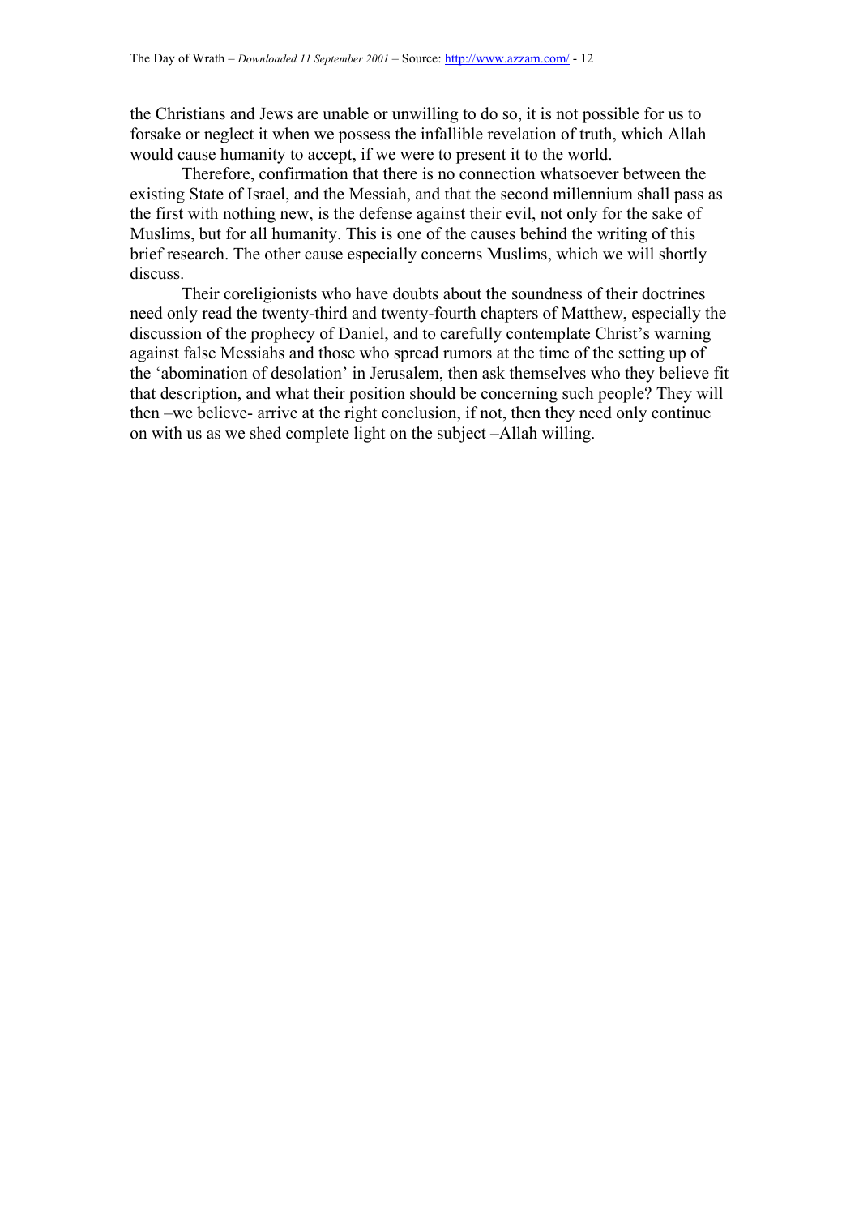the Christians and Jews are unable or unwilling to do so, it is not possible for us to forsake or neglect it when we possess the infallible revelation of truth, which Allah would cause humanity to accept, if we were to present it to the world.

Therefore, confirmation that there is no connection whatsoever between the existing State of Israel, and the Messiah, and that the second millennium shall pass as the first with nothing new, is the defense against their evil, not only for the sake of Muslims, but for all humanity. This is one of the causes behind the writing of this brief research. The other cause especially concerns Muslims, which we will shortly discuss.

Their coreligionists who have doubts about the soundness of their doctrines need only read the twenty-third and twenty-fourth chapters of Matthew, especially the discussion of the prophecy of Daniel, and to carefully contemplate Christ's warning against false Messiahs and those who spread rumors at the time of the setting up of the 'abomination of desolation' in Jerusalem, then ask themselves who they believe fit that description, and what their position should be concerning such people? They will then –we believe- arrive at the right conclusion, if not, then they need only continue on with us as we shed complete light on the subject –Allah willing.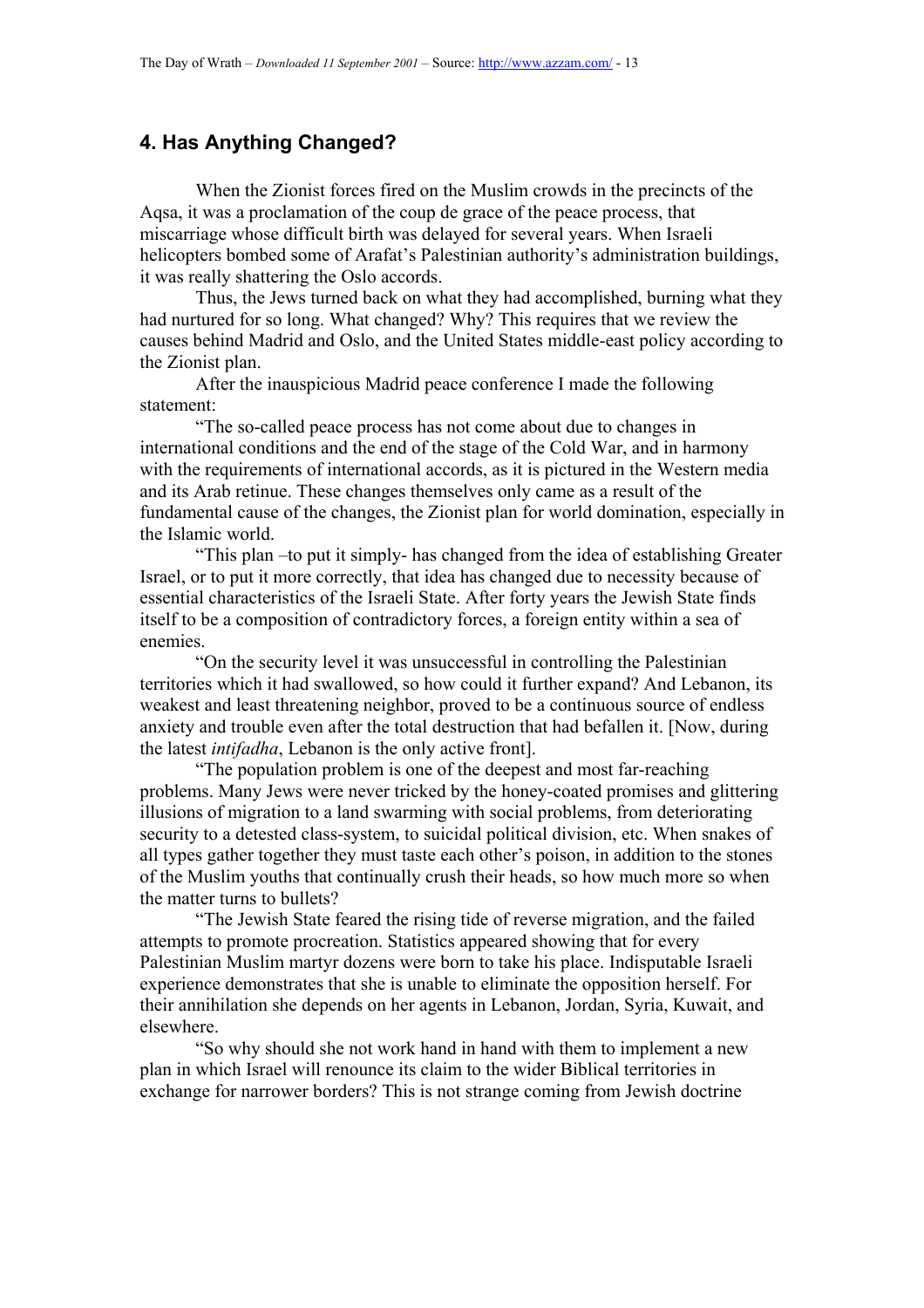## 4. Has Anything Changed?

When the Zionist forces fired on the Muslim crowds in the precincts of the Aqsa, it was a proclamation of the coup de grace of the peace process, that miscarriage whose difficult birth was delayed for several years. When Israeli helicopters bombed some of Arafat's Palestinian authority's administration buildings, it was really shattering the Oslo accords.

Thus, the Jews turned back on what they had accomplished, burning what they had nurtured for so long. What changed? Why? This requires that we review the causes behind Madrid and Oslo, and the United States middle-east policy according to the Zionist plan.

After the inauspicious Madrid peace conference I made the following statement:

"The so-called peace process has not come about due to changes in international conditions and the end of the stage of the Cold War, and in harmony with the requirements of international accords, as it is pictured in the Western media and its Arab retinue. These changes themselves only came as a result of the fundamental cause of the changes, the Zionist plan for world domination, especially in the Islamic world.

"This plan –to put it simply- has changed from the idea of establishing Greater Israel, or to put it more correctly, that idea has changed due to necessity because of essential characteristics of the Israeli State. After forty years the Jewish State finds itself to be a composition of contradictory forces, a foreign entity within a sea of enemies.

"On the security level it was unsuccessful in controlling the Palestinian territories which it had swallowed, so how could it further expand? And Lebanon, its weakest and least threatening neighbor, proved to be a continuous source of endless anxiety and trouble even after the total destruction that had befallen it. [Now, during the latest *intifadha*, Lebanon is the only active front].

"The population problem is one of the deepest and most far-reaching problems. Many Jews were never tricked by the honey-coated promises and glittering illusions of migration to a land swarming with social problems, from deteriorating security to a detested class-system, to suicidal political division, etc. When snakes of all types gather together they must taste each other's poison, in addition to the stones of the Muslim youths that continually crush their heads, so how much more so when the matter turns to bullets?

"The Jewish State feared the rising tide of reverse migration, and the failed attempts to promote procreation. Statistics appeared showing that for every Palestinian Muslim martyr dozens were born to take his place. Indisputable Israeli experience demonstrates that she is unable to eliminate the opposition herself. For their annihilation she depends on her agents in Lebanon, Jordan, Syria, Kuwait, and elsewhere.

"So why should she not work hand in hand with them to implement a new plan in which Israel will renounce its claim to the wider Biblical territories in exchange for narrower borders? This is not strange coming from Jewish doctrine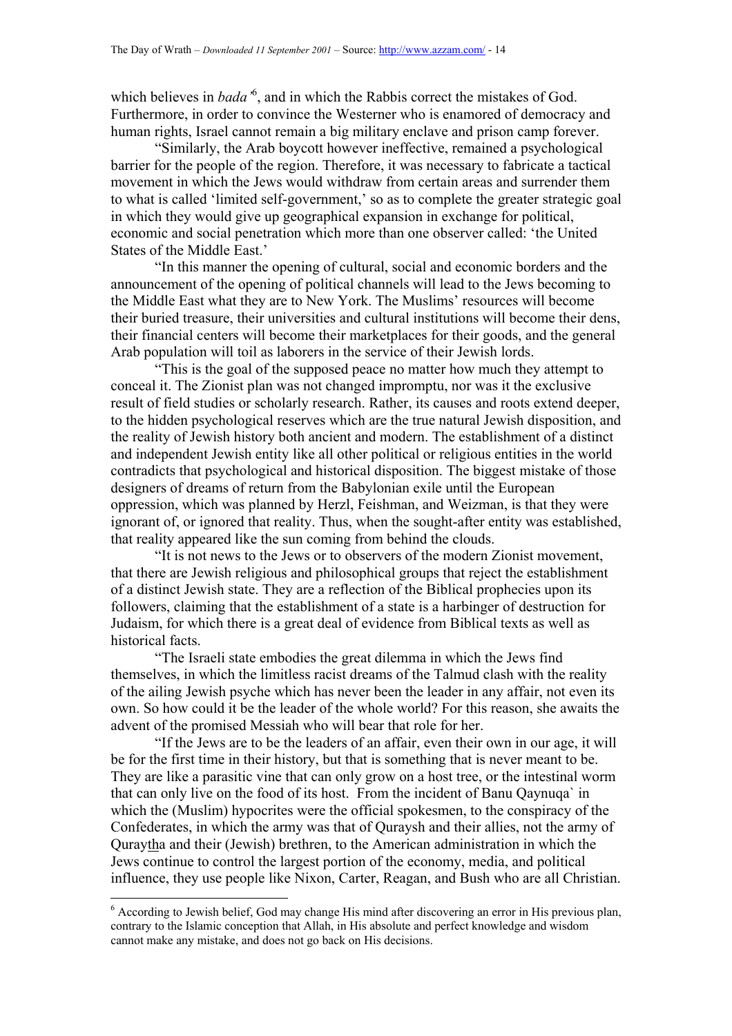which believes in *bada'*[6], and in which the Rabbis correct the mistakes of God. Furthermore, in order to convince the Westerner who is enamored of democracy and human rights, Israel cannot remain a big military enclave and prison camp forever.

"Similarly, the Arab boycott however ineffective, remained a psychological barrier for the people of the region. Therefore, it was necessary to fabricate a tactical movement in which the Jews would withdraw from certain areas and surrender them to what is called 'limited self-government,' so as to complete the greater strategic goal in which they would give up geographical expansion in exchange for political, economic and social penetration which more than one observer called: 'the United States of the Middle East.'

"In this manner the opening of cultural, social and economic borders and the announcement of the opening of political channels will lead to the Jews becoming to the Middle East what they are to New York. The Muslims' resources will become their buried treasure, their universities and cultural institutions will become their dens, their financial centers will become their marketplaces for their goods, and the general Arab population will toil as laborers in the service of their Jewish lords.

"This is the goal of the supposed peace no matter how much they attempt to conceal it. The Zionist plan was not changed impromptu, nor was it the exclusive result of field studies or scholarly research. Rather, its causes and roots extend deeper, to the hidden psychological reserves which are the true natural Jewish disposition, and the reality of Jewish history both ancient and modern. The establishment of a distinct and independent Jewish entity like all other political or religious entities in the world contradicts that psychological and historical disposition. The biggest mistake of those designers of dreams of return from the Babylonian exile until the European oppression, which was planned by Herzl, Feishman, and Weizman, is that they were ignorant of, or ignored that reality. Thus, when the sought-after entity was established, that reality appeared like the sun coming from behind the clouds.

"It is not news to the Jews or to observers of the modern Zionist movement, that there are Jewish religious and philosophical groups that reject the establishment of a distinct Jewish state. They are a reflection of the Biblical prophecies upon its followers, claiming that the establishment of a state is a harbinger of destruction for Judaism, for which there is a great deal of evidence from Biblical texts as well as historical facts.

"The Israeli state embodies the great dilemma in which the Jews find themselves, in which the limitless racist dreams of the Talmud clash with the reality of the ailing Jewish psyche which has never been the leader in any affair, not even its own. So how could it be the leader of the whole world? For this reason, she awaits the advent of the promised Messiah who will bear that role for her.

"If the Jews are to be the leaders of an affair, even their own in our age, it will be for the first time in their history, but that is something that is never meant to be. They are like a parasitic vine that can only grow on a host tree, or the intestinal worm that can only live on the food of its host. From the incident of Banu Qaynuqa` in which the (Muslim) hypocrites were the official spokesmen, to the conspiracy of the Confederates, in which the army was that of Quraysh and their allies, not the army of Quraytha and their (Jewish) brethren, to the American administration in which the Jews continue to control the largest portion of the economy, media, and political influence, they use people like Nixon, Carter, Reagan, and Bush who are all Christian.

---

[6] According to Jewish belief, God may change His mind after discovering an error in His previous plan, contrary to the Islamic conception that Allah, in His absolute and perfect knowledge and wisdom cannot make any mistake, and does not go back on His decisions.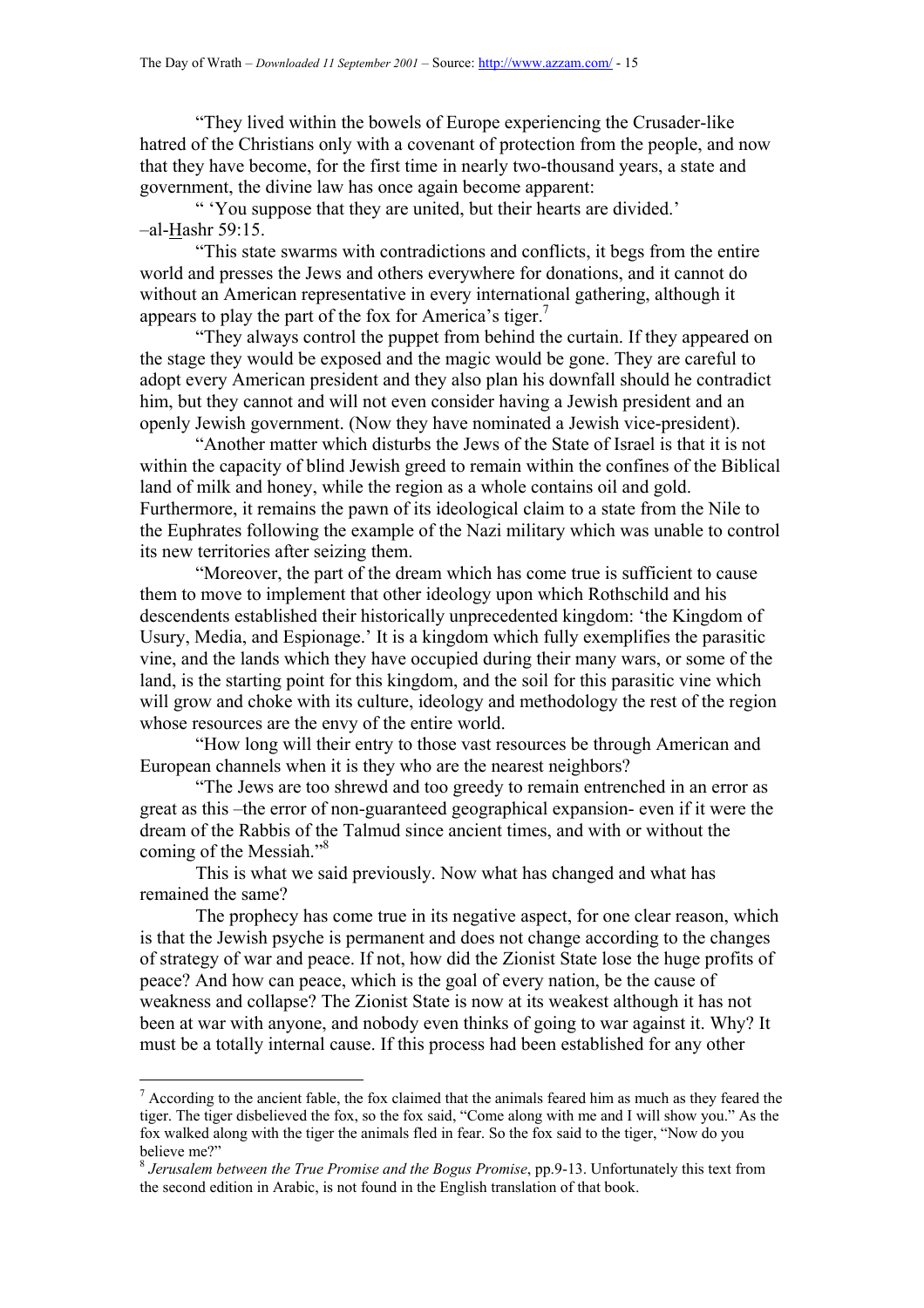"They lived within the bowels of Europe experiencing the Crusader-like hatred of the Christians only with a covenant of protection from the people, and now that they have become, for the first time in nearly two-thousand years, a state and government, the divine law has once again become apparent:

" 'You suppose that they are united, but their hearts are divided.' –al-Hashr 59:15.

"This state swarms with contradictions and conflicts, it begs from the entire world and presses the Jews and others everywhere for donations, and it cannot do without an American representative in every international gathering, although it appears to play the part of the fox for America's tiger.[7]

"They always control the puppet from behind the curtain. If they appeared on the stage they would be exposed and the magic would be gone. They are careful to adopt every American president and they also plan his downfall should he contradict him, but they cannot and will not even consider having a Jewish president and an openly Jewish government. (Now they have nominated a Jewish vice-president).

"Another matter which disturbs the Jews of the State of Israel is that it is not within the capacity of blind Jewish greed to remain within the confines of the Biblical land of milk and honey, while the region as a whole contains oil and gold. Furthermore, it remains the pawn of its ideological claim to a state from the Nile to the Euphrates following the example of the Nazi military which was unable to control its new territories after seizing them.

"Moreover, the part of the dream which has come true is sufficient to cause them to move to implement that other ideology upon which Rothschild and his descendents established their historically unprecedented kingdom: 'the Kingdom of Usury, Media, and Espionage.' It is a kingdom which fully exemplifies the parasitic vine, and the lands which they have occupied during their many wars, or some of the land, is the starting point for this kingdom, and the soil for this parasitic vine which will grow and choke with its culture, ideology and methodology the rest of the region whose resources are the envy of the entire world.

"How long will their entry to those vast resources be through American and European channels when it is they who are the nearest neighbors?

"The Jews are too shrewd and too greedy to remain entrenched in an error as great as this –the error of non-guaranteed geographical expansion- even if it were the dream of the Rabbis of the Talmud since ancient times, and with or without the coming of the Messiah."[8]

This is what we said previously. Now what has changed and what has remained the same?

The prophecy has come true in its negative aspect, for one clear reason, which is that the Jewish psyche is permanent and does not change according to the changes of strategy of war and peace. If not, how did the Zionist State lose the huge profits of peace? And how can peace, which is the goal of every nation, be the cause of weakness and collapse? The Zionist State is now at its weakest although it has not been at war with anyone, and nobody even thinks of going to war against it. Why? It must be a totally internal cause. If this process had been established for any other

---

[7] According to the ancient fable, the fox claimed that the animals feared him as much as they feared the tiger. The tiger disbelieved the fox, so the fox said, "Come along with me and I will show you." As the fox walked along with the tiger the animals fled in fear. So the fox said to the tiger, "Now do you believe me?"

[8] *Jerusalem between the True Promise and the Bogus Promise*, pp.9-13. Unfortunately this text from the second edition in Arabic, is not found in the English translation of that book.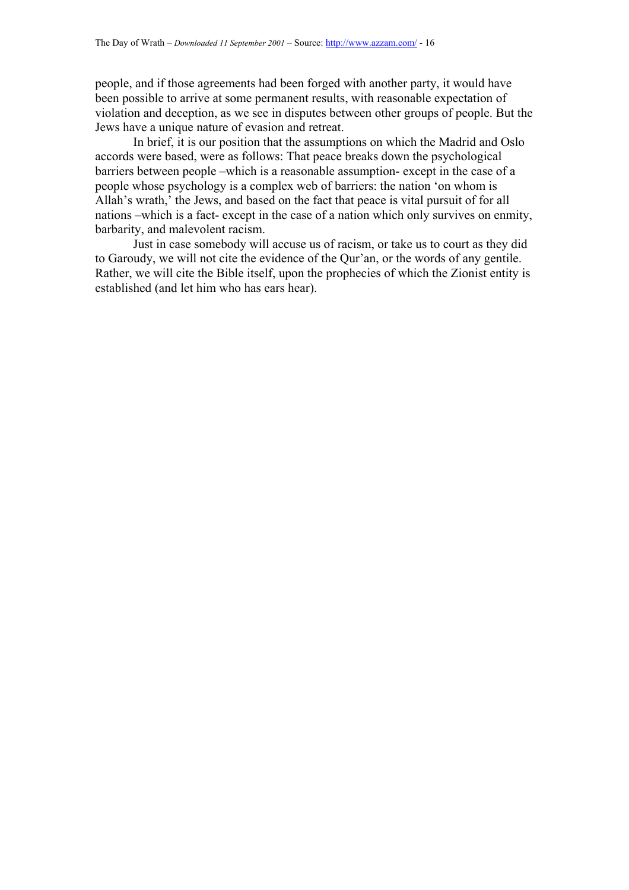people, and if those agreements had been forged with another party, it would have been possible to arrive at some permanent results, with reasonable expectation of violation and deception, as we see in disputes between other groups of people. But the Jews have a unique nature of evasion and retreat.

In brief, it is our position that the assumptions on which the Madrid and Oslo accords were based, were as follows: That peace breaks down the psychological barriers between people –which is a reasonable assumption- except in the case of a people whose psychology is a complex web of barriers: the nation 'on whom is Allah's wrath,' the Jews, and based on the fact that peace is vital pursuit of for all nations –which is a fact- except in the case of a nation which only survives on enmity, barbarity, and malevolent racism.

Just in case somebody will accuse us of racism, or take us to court as they did to Garoudy, we will not cite the evidence of the Qur'an, or the words of any gentile. Rather, we will cite the Bible itself, upon the prophecies of which the Zionist entity is established (and let him who has ears hear).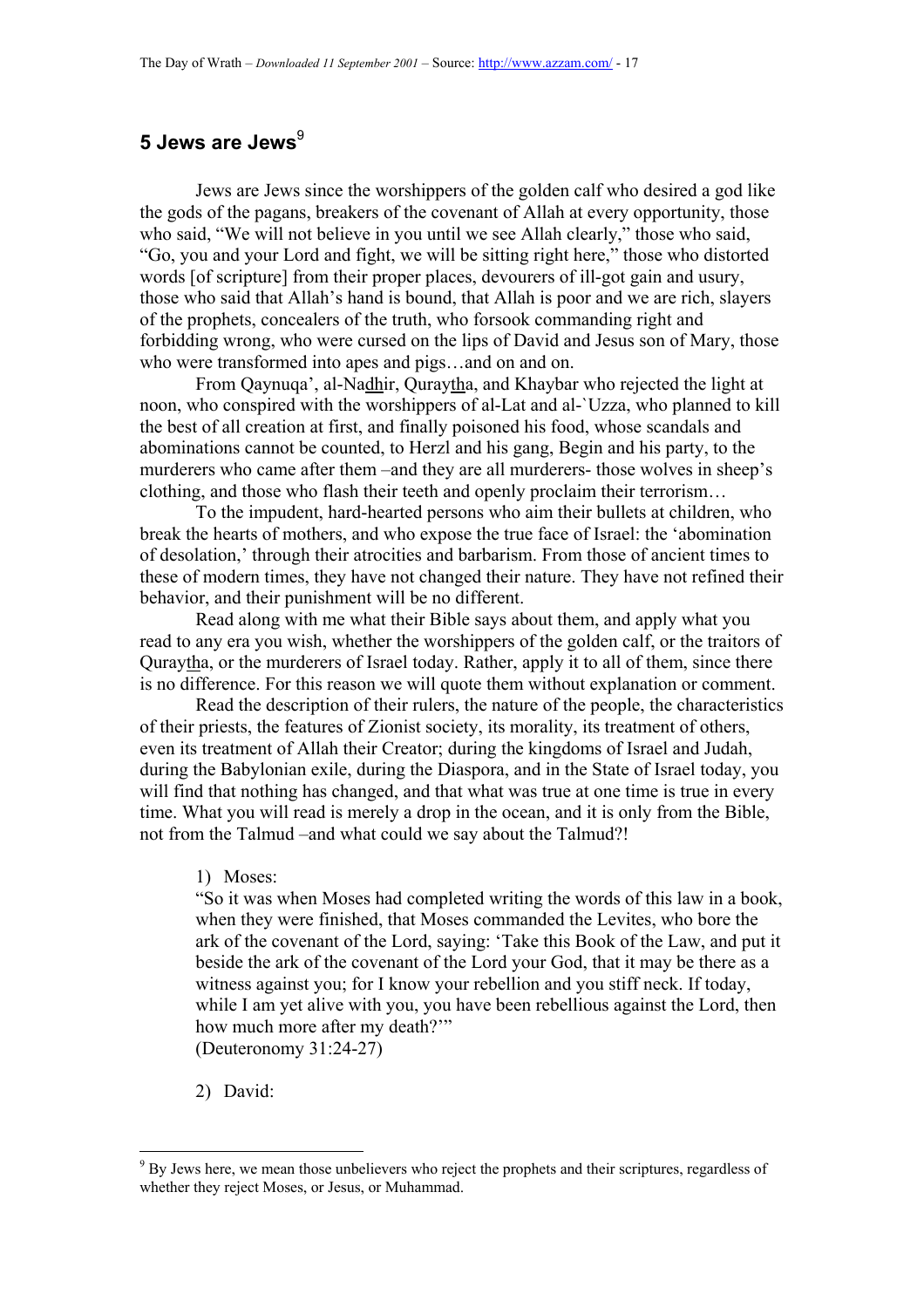## 5 Jews are Jews[9]

Jews are Jews since the worshippers of the golden calf who desired a god like the gods of the pagans, breakers of the covenant of Allah at every opportunity, those who said, "We will not believe in you until we see Allah clearly," those who said, "Go, you and your Lord and fight, we will be sitting right here," those who distorted words [of scripture] from their proper places, devourers of ill-got gain and usury, those who said that Allah's hand is bound, that Allah is poor and we are rich, slayers of the prophets, concealers of the truth, who forsook commanding right and forbidding wrong, who were cursed on the lips of David and Jesus son of Mary, those who were transformed into apes and pigs…and on and on.

From Qaynuqa', al-Nadhir, Quraytha, and Khaybar who rejected the light at noon, who conspired with the worshippers of al-Lat and al-`Uzza, who planned to kill the best of all creation at first, and finally poisoned his food, whose scandals and abominations cannot be counted, to Herzl and his gang, Begin and his party, to the murderers who came after them –and they are all murderers- those wolves in sheep's clothing, and those who flash their teeth and openly proclaim their terrorism…

To the impudent, hard-hearted persons who aim their bullets at children, who break the hearts of mothers, and who expose the true face of Israel: the 'abomination of desolation,' through their atrocities and barbarism. From those of ancient times to these of modern times, they have not changed their nature. They have not refined their behavior, and their punishment will be no different.

Read along with me what their Bible says about them, and apply what you read to any era you wish, whether the worshippers of the golden calf, or the traitors of Quraytha, or the murderers of Israel today. Rather, apply it to all of them, since there is no difference. For this reason we will quote them without explanation or comment.

Read the description of their rulers, the nature of the people, the characteristics of their priests, the features of Zionist society, its morality, its treatment of others, even its treatment of Allah their Creator; during the kingdoms of Israel and Judah, during the Babylonian exile, during the Diaspora, and in the State of Israel today, you will find that nothing has changed, and that what was true at one time is true in every time. What you will read is merely a drop in the ocean, and it is only from the Bible, not from the Talmud –and what could we say about the Talmud?!

1) Moses:

"So it was when Moses had completed writing the words of this law in a book, when they were finished, that Moses commanded the Levites, who bore the ark of the covenant of the Lord, saying: 'Take this Book of the Law, and put it beside the ark of the covenant of the Lord your God, that it may be there as a witness against you; for I know your rebellion and you stiff neck. If today, while I am yet alive with you, you have been rebellious against the Lord, then how much more after my death?'"
(Deuteronomy 31:24-27)

2) David:

[9] By Jews here, we mean those unbelievers who reject the prophets and their scriptures, regardless of whether they reject Moses, or Jesus, or Muhammad.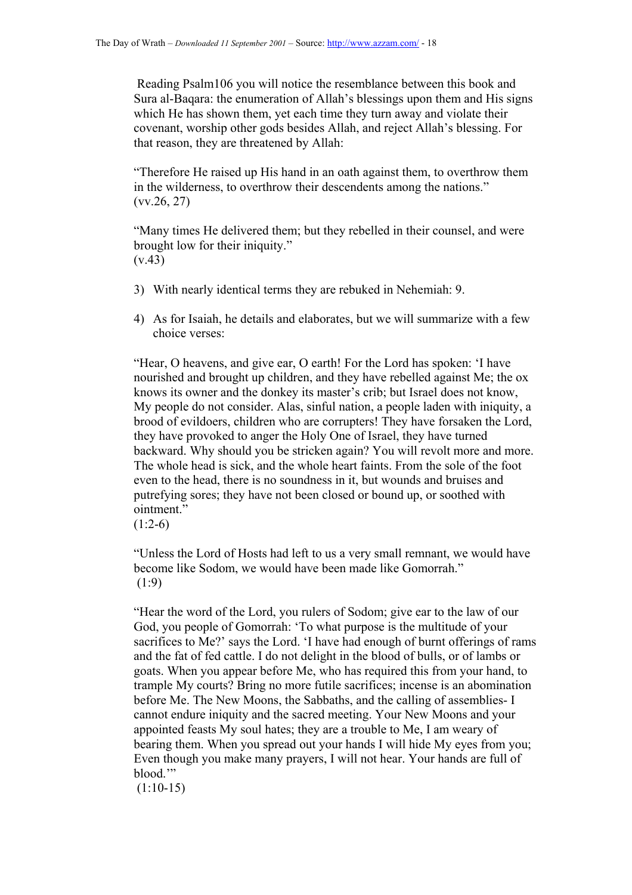Reading Psalm106 you will notice the resemblance between this book and Sura al-Baqara: the enumeration of Allah's blessings upon them and His signs which He has shown them, yet each time they turn away and violate their covenant, worship other gods besides Allah, and reject Allah's blessing. For that reason, they are threatened by Allah:

"Therefore He raised up His hand in an oath against them, to overthrow them in the wilderness, to overthrow their descendents among the nations."
(vv.26, 27)

"Many times He delivered them; but they rebelled in their counsel, and were brought low for their iniquity."
(v.43)

3) With nearly identical terms they are rebuked in Nehemiah: 9.

4) As for Isaiah, he details and elaborates, but we will summarize with a few choice verses:

"Hear, O heavens, and give ear, O earth! For the Lord has spoken: 'I have nourished and brought up children, and they have rebelled against Me; the ox knows its owner and the donkey its master's crib; but Israel does not know, My people do not consider. Alas, sinful nation, a people laden with iniquity, a brood of evildoers, children who are corrupters! They have forsaken the Lord, they have provoked to anger the Holy One of Israel, they have turned backward. Why should you be stricken again? You will revolt more and more. The whole head is sick, and the whole heart faints. From the sole of the foot even to the head, there is no soundness in it, but wounds and bruises and putrefying sores; they have not been closed or bound up, or soothed with ointment."
(1:2-6)

"Unless the Lord of Hosts had left to us a very small remnant, we would have become like Sodom, we would have been made like Gomorrah."
(1:9)

"Hear the word of the Lord, you rulers of Sodom; give ear to the law of our God, you people of Gomorrah: 'To what purpose is the multitude of your sacrifices to Me?' says the Lord. 'I have had enough of burnt offerings of rams and the fat of fed cattle. I do not delight in the blood of bulls, or of lambs or goats. When you appear before Me, who has required this from your hand, to trample My courts? Bring no more futile sacrifices; incense is an abomination before Me. The New Moons, the Sabbaths, and the calling of assemblies- I cannot endure iniquity and the sacred meeting. Your New Moons and your appointed feasts My soul hates; they are a trouble to Me, I am weary of bearing them. When you spread out your hands I will hide My eyes from you; Even though you make many prayers, I will not hear. Your hands are full of blood.'"
(1:10-15)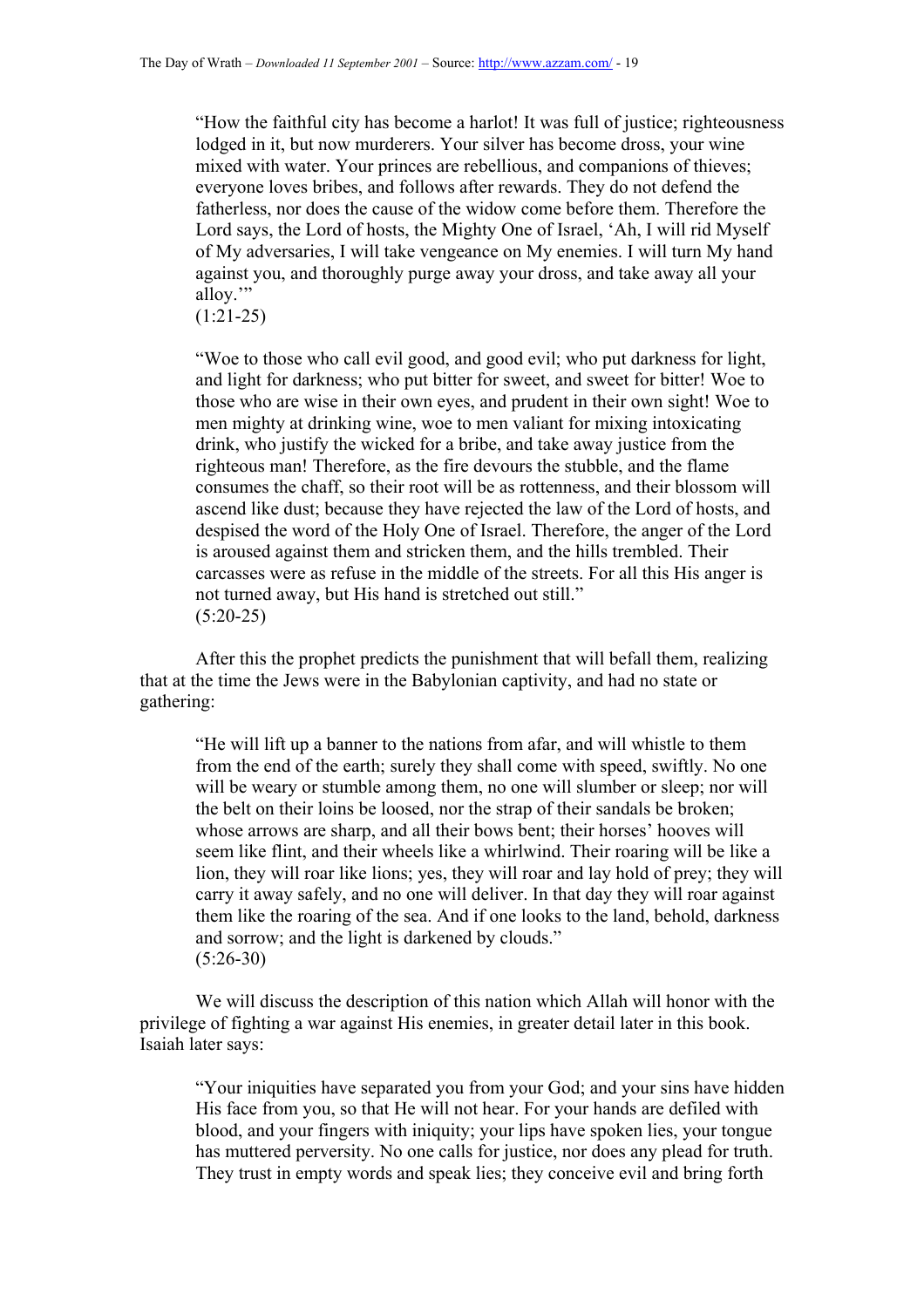> "How the faithful city has become a harlot! It was full of justice; righteousness lodged in it, but now murderers. Your silver has become dross, your wine mixed with water. Your princes are rebellious, and companions of thieves; everyone loves bribes, and follows after rewards. They do not defend the fatherless, nor does the cause of the widow come before them. Therefore the Lord says, the Lord of hosts, the Mighty One of Israel, 'Ah, I will rid Myself of My adversaries, I will take vengeance on My enemies. I will turn My hand against you, and thoroughly purge away your dross, and take away all your alloy.'"
> (1:21-25)

> "Woe to those who call evil good, and good evil; who put darkness for light, and light for darkness; who put bitter for sweet, and sweet for bitter! Woe to those who are wise in their own eyes, and prudent in their own sight! Woe to men mighty at drinking wine, woe to men valiant for mixing intoxicating drink, who justify the wicked for a bribe, and take away justice from the righteous man! Therefore, as the fire devours the stubble, and the flame consumes the chaff, so their root will be as rottenness, and their blossom will ascend like dust; because they have rejected the law of the Lord of hosts, and despised the word of the Holy One of Israel. Therefore, the anger of the Lord is aroused against them and stricken them, and the hills trembled. Their carcasses were as refuse in the middle of the streets. For all this His anger is not turned away, but His hand is stretched out still."
> (5:20-25)

After this the prophet predicts the punishment that will befall them, realizing that at the time the Jews were in the Babylonian captivity, and had no state or gathering:

> "He will lift up a banner to the nations from afar, and will whistle to them from the end of the earth; surely they shall come with speed, swiftly. No one will be weary or stumble among them, no one will slumber or sleep; nor will the belt on their loins be loosed, nor the strap of their sandals be broken; whose arrows are sharp, and all their bows bent; their horses' hooves will seem like flint, and their wheels like a whirlwind. Their roaring will be like a lion, they will roar like lions; yes, they will roar and lay hold of prey; they will carry it away safely, and no one will deliver. In that day they will roar against them like the roaring of the sea. And if one looks to the land, behold, darkness and sorrow; and the light is darkened by clouds."
> (5:26-30)

We will discuss the description of this nation which Allah will honor with the privilege of fighting a war against His enemies, in greater detail later in this book. Isaiah later says:

> "Your iniquities have separated you from your God; and your sins have hidden His face from you, so that He will not hear. For your hands are defiled with blood, and your fingers with iniquity; your lips have spoken lies, your tongue has muttered perversity. No one calls for justice, nor does any plead for truth. They trust in empty words and speak lies; they conceive evil and bring forth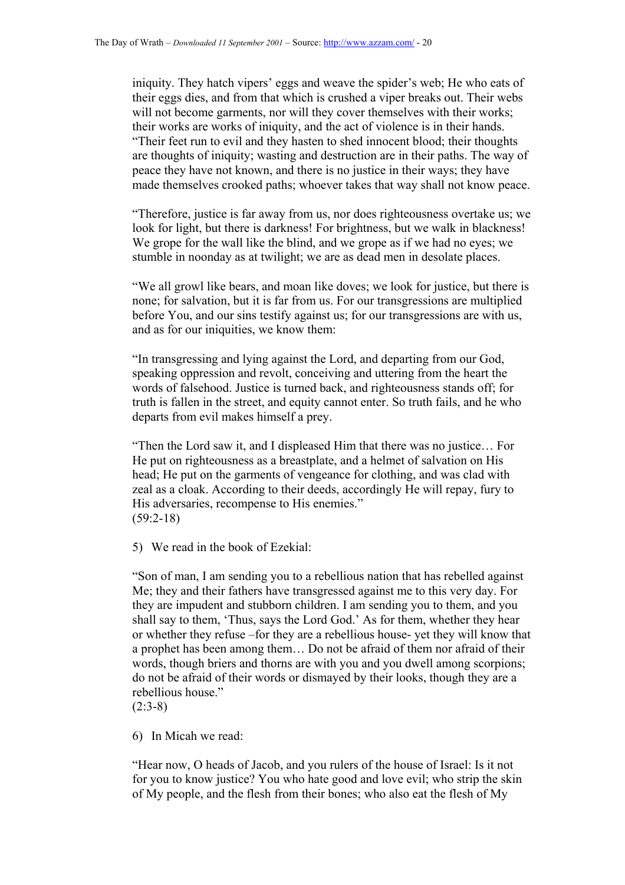iniquity. They hatch vipers' eggs and weave the spider's web; He who eats of their eggs dies, and from that which is crushed a viper breaks out. Their webs will not become garments, nor will they cover themselves with their works; their works are works of iniquity, and the act of violence is in their hands. "Their feet run to evil and they hasten to shed innocent blood; their thoughts are thoughts of iniquity; wasting and destruction are in their paths. The way of peace they have not known, and there is no justice in their ways; they have made themselves crooked paths; whoever takes that way shall not know peace.

"Therefore, justice is far away from us, nor does righteousness overtake us; we look for light, but there is darkness! For brightness, but we walk in blackness! We grope for the wall like the blind, and we grope as if we had no eyes; we stumble in noonday as at twilight; we are as dead men in desolate places.

"We all growl like bears, and moan like doves; we look for justice, but there is none; for salvation, but it is far from us. For our transgressions are multiplied before You, and our sins testify against us; for our transgressions are with us, and as for our iniquities, we know them:

"In transgressing and lying against the Lord, and departing from our God, speaking oppression and revolt, conceiving and uttering from the heart the words of falsehood. Justice is turned back, and righteousness stands off; for truth is fallen in the street, and equity cannot enter. So truth fails, and he who departs from evil makes himself a prey.

"Then the Lord saw it, and I displeased Him that there was no justice… For He put on righteousness as a breastplate, and a helmet of salvation on His head; He put on the garments of vengeance for clothing, and was clad with zeal as a cloak. According to their deeds, accordingly He will repay, fury to His adversaries, recompense to His enemies."
(59:2-18)

5) We read in the book of Ezekial:

"Son of man, I am sending you to a rebellious nation that has rebelled against Me; they and their fathers have transgressed against me to this very day. For they are impudent and stubborn children. I am sending you to them, and you shall say to them, 'Thus, says the Lord God.' As for them, whether they hear or whether they refuse –for they are a rebellious house- yet they will know that a prophet has been among them… Do not be afraid of them nor afraid of their words, though briers and thorns are with you and you dwell among scorpions; do not be afraid of their words or dismayed by their looks, though they are a rebellious house."
(2:3-8)

6) In Micah we read:

"Hear now, O heads of Jacob, and you rulers of the house of Israel: Is it not for you to know justice? You who hate good and love evil; who strip the skin of My people, and the flesh from their bones; who also eat the flesh of My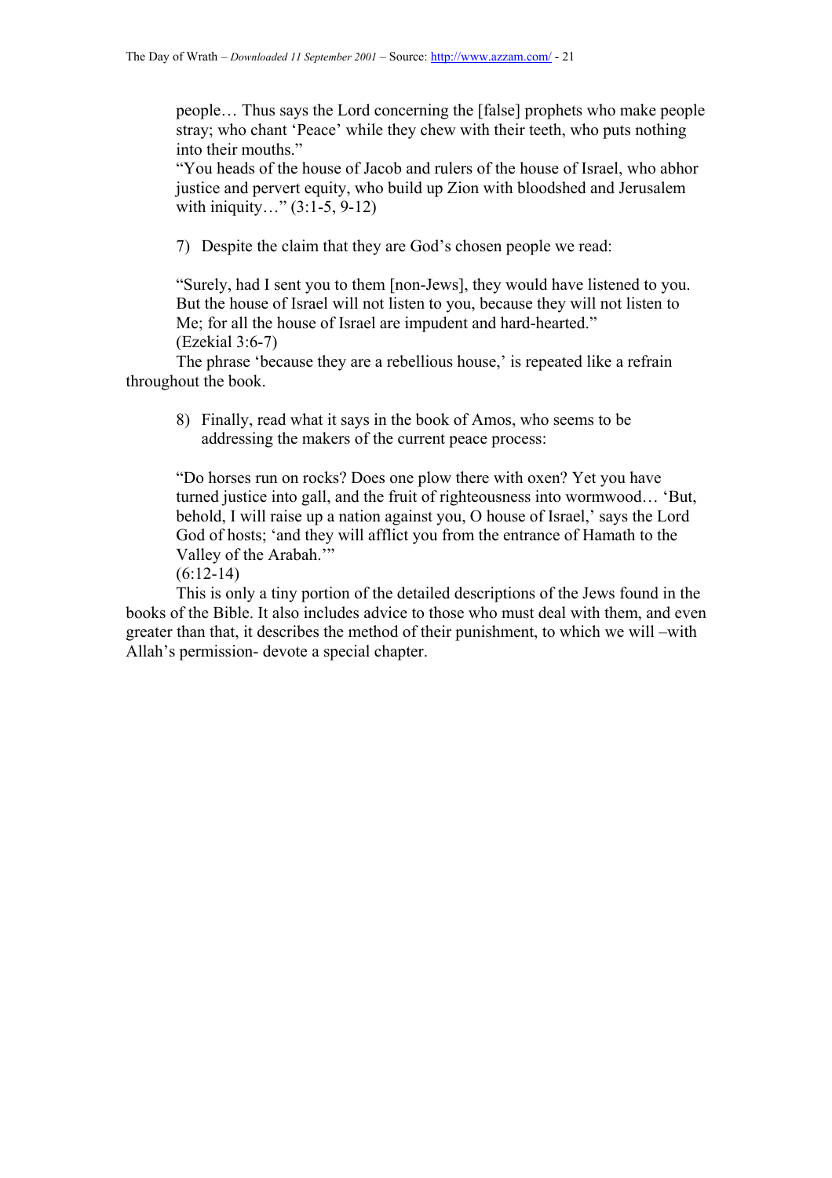people… Thus says the Lord concerning the [false] prophets who make people stray; who chant 'Peace' while they chew with their teeth, who puts nothing into their mouths."

"You heads of the house of Jacob and rulers of the house of Israel, who abhor justice and pervert equity, who build up Zion with bloodshed and Jerusalem with iniquity…" (3:1-5, 9-12)

7) Despite the claim that they are God's chosen people we read:

"Surely, had I sent you to them [non-Jews], they would have listened to you. But the house of Israel will not listen to you, because they will not listen to Me; for all the house of Israel are impudent and hard-hearted."
(Ezekial 3:6-7)

The phrase 'because they are a rebellious house,' is repeated like a refrain throughout the book.

8) Finally, read what it says in the book of Amos, who seems to be addressing the makers of the current peace process:

"Do horses run on rocks? Does one plow there with oxen? Yet you have turned justice into gall, and the fruit of righteousness into wormwood… 'But, behold, I will raise up a nation against you, O house of Israel,' says the Lord God of hosts; 'and they will afflict you from the entrance of Hamath to the Valley of the Arabah.'"
(6:12-14)

This is only a tiny portion of the detailed descriptions of the Jews found in the books of the Bible. It also includes advice to those who must deal with them, and even greater than that, it describes the method of their punishment, to which we will –with Allah's permission- devote a special chapter.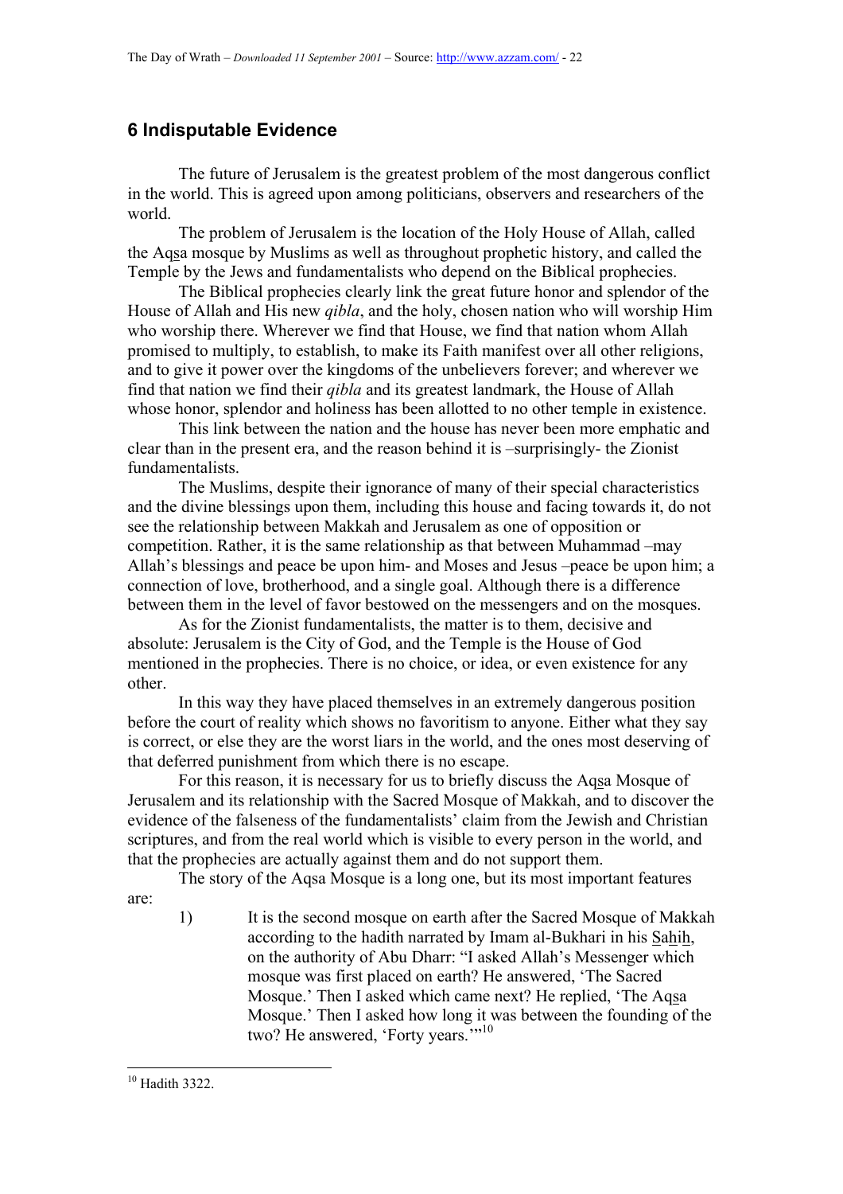## 6 Indisputable Evidence

The future of Jerusalem is the greatest problem of the most dangerous conflict in the world. This is agreed upon among politicians, observers and researchers of the world.

The problem of Jerusalem is the location of the Holy House of Allah, called the Aqsa mosque by Muslims as well as throughout prophetic history, and called the Temple by the Jews and fundamentalists who depend on the Biblical prophecies.

The Biblical prophecies clearly link the great future honor and splendor of the House of Allah and His new *qibla*, and the holy, chosen nation who will worship Him who worship there. Wherever we find that House, we find that nation whom Allah promised to multiply, to establish, to make its Faith manifest over all other religions, and to give it power over the kingdoms of the unbelievers forever; and wherever we find that nation we find their *qibla* and its greatest landmark, the House of Allah whose honor, splendor and holiness has been allotted to no other temple in existence.

This link between the nation and the house has never been more emphatic and clear than in the present era, and the reason behind it is –surprisingly- the Zionist fundamentalists.

The Muslims, despite their ignorance of many of their special characteristics and the divine blessings upon them, including this house and facing towards it, do not see the relationship between Makkah and Jerusalem as one of opposition or competition. Rather, it is the same relationship as that between Muhammad –may Allah's blessings and peace be upon him- and Moses and Jesus –peace be upon him; a connection of love, brotherhood, and a single goal. Although there is a difference between them in the level of favor bestowed on the messengers and on the mosques.

As for the Zionist fundamentalists, the matter is to them, decisive and absolute: Jerusalem is the City of God, and the Temple is the House of God mentioned in the prophecies. There is no choice, or idea, or even existence for any other.

In this way they have placed themselves in an extremely dangerous position before the court of reality which shows no favoritism to anyone. Either what they say is correct, or else they are the worst liars in the world, and the ones most deserving of that deferred punishment from which there is no escape.

For this reason, it is necessary for us to briefly discuss the Aqsa Mosque of Jerusalem and its relationship with the Sacred Mosque of Makkah, and to discover the evidence of the falseness of the fundamentalists' claim from the Jewish and Christian scriptures, and from the real world which is visible to every person in the world, and that the prophecies are actually against them and do not support them.

The story of the Aqsa Mosque is a long one, but its most important features are:

1) It is the second mosque on earth after the Sacred Mosque of Makkah according to the hadith narrated by Imam al-Bukhari in his Sahih, on the authority of Abu Dharr: "I asked Allah's Messenger which mosque was first placed on earth? He answered, 'The Sacred Mosque.' Then I asked which came next? He replied, 'The Aqsa Mosque.' Then I asked how long it was between the founding of the two? He answered, 'Forty years.'"[10]

---

[10] Hadith 3322.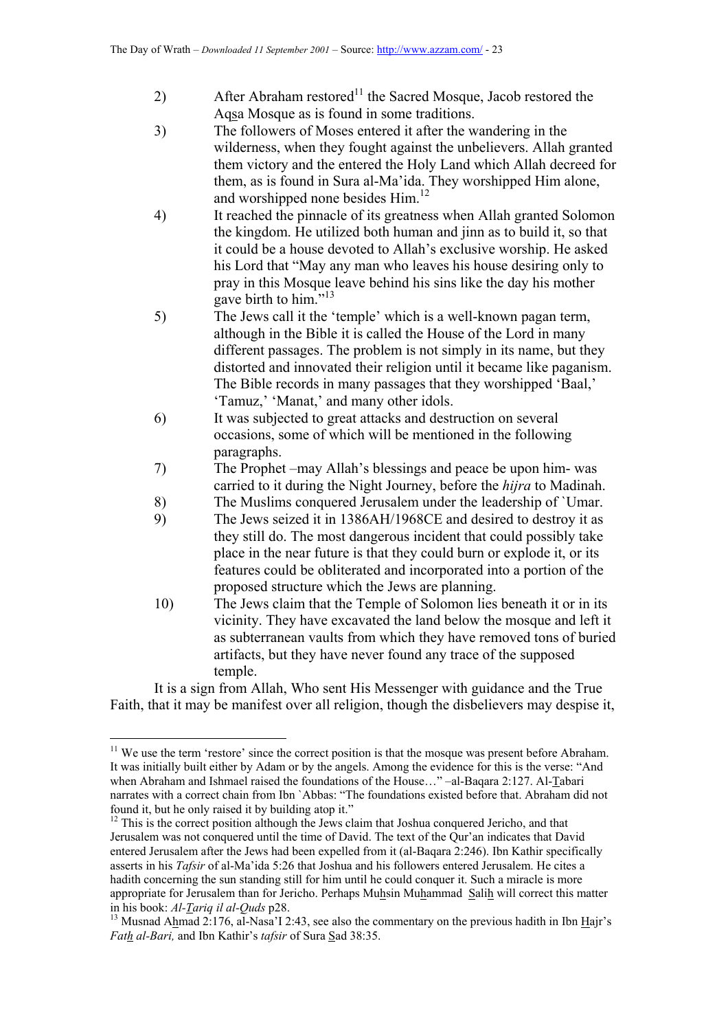2) After Abraham restored[11] the Sacred Mosque, Jacob restored the Aqsa Mosque as is found in some traditions.

3) The followers of Moses entered it after the wandering in the wilderness, when they fought against the unbelievers. Allah granted them victory and the entered the Holy Land which Allah decreed for them, as is found in Sura al-Ma'ida. They worshipped Him alone, and worshipped none besides Him.[12]

4) It reached the pinnacle of its greatness when Allah granted Solomon the kingdom. He utilized both human and jinn as to build it, so that it could be a house devoted to Allah's exclusive worship. He asked his Lord that "May any man who leaves his house desiring only to pray in this Mosque leave behind his sins like the day his mother gave birth to him."[13]

5) The Jews call it the 'temple' which is a well-known pagan term, although in the Bible it is called the House of the Lord in many different passages. The problem is not simply in its name, but they distorted and innovated their religion until it became like paganism. The Bible records in many passages that they worshipped 'Baal,' 'Tamuz,' 'Manat,' and many other idols.

6) It was subjected to great attacks and destruction on several occasions, some of which will be mentioned in the following paragraphs.

7) The Prophet –may Allah's blessings and peace be upon him- was carried to it during the Night Journey, before the *hijra* to Madinah.

8) The Muslims conquered Jerusalem under the leadership of `Umar.

9) The Jews seized it in 1386AH/1968CE and desired to destroy it as they still do. The most dangerous incident that could possibly take place in the near future is that they could burn or explode it, or its features could be obliterated and incorporated into a portion of the proposed structure which the Jews are planning.

10) The Jews claim that the Temple of Solomon lies beneath it or in its vicinity. They have excavated the land below the mosque and left it as subterranean vaults from which they have removed tons of buried artifacts, but they have never found any trace of the supposed temple.

It is a sign from Allah, Who sent His Messenger with guidance and the True Faith, that it may be manifest over all religion, though the disbelievers may despise it,

---

[11] We use the term 'restore' since the correct position is that the mosque was present before Abraham. It was initially built either by Adam or by the angels. Among the evidence for this is the verse: "And when Abraham and Ishmael raised the foundations of the House…" –al-Baqara 2:127. Al-Tabari narrates with a correct chain from Ibn `Abbas: "The foundations existed before that. Abraham did not found it, but he only raised it by building atop it."

[12] This is the correct position although the Jews claim that Joshua conquered Jericho, and that Jerusalem was not conquered until the time of David. The text of the Qur'an indicates that David entered Jerusalem after the Jews had been expelled from it (al-Baqara 2:246). Ibn Kathir specifically asserts in his *Tafsir* of al-Ma'ida 5:26 that Joshua and his followers entered Jerusalem. He cites a hadith concerning the sun standing still for him until he could conquer it. Such a miracle is more appropriate for Jerusalem than for Jericho. Perhaps Muhsin Muhammad Salih will correct this matter in his book: *Al-Tariq il al-Quds* p28.

[13] Musnad Ahmad 2:176, al-Nasa'I 2:43, see also the commentary on the previous hadith in Ibn Hajr's *Fath al-Bari,* and Ibn Kathir's *tafsir* of Sura Sad 38:35.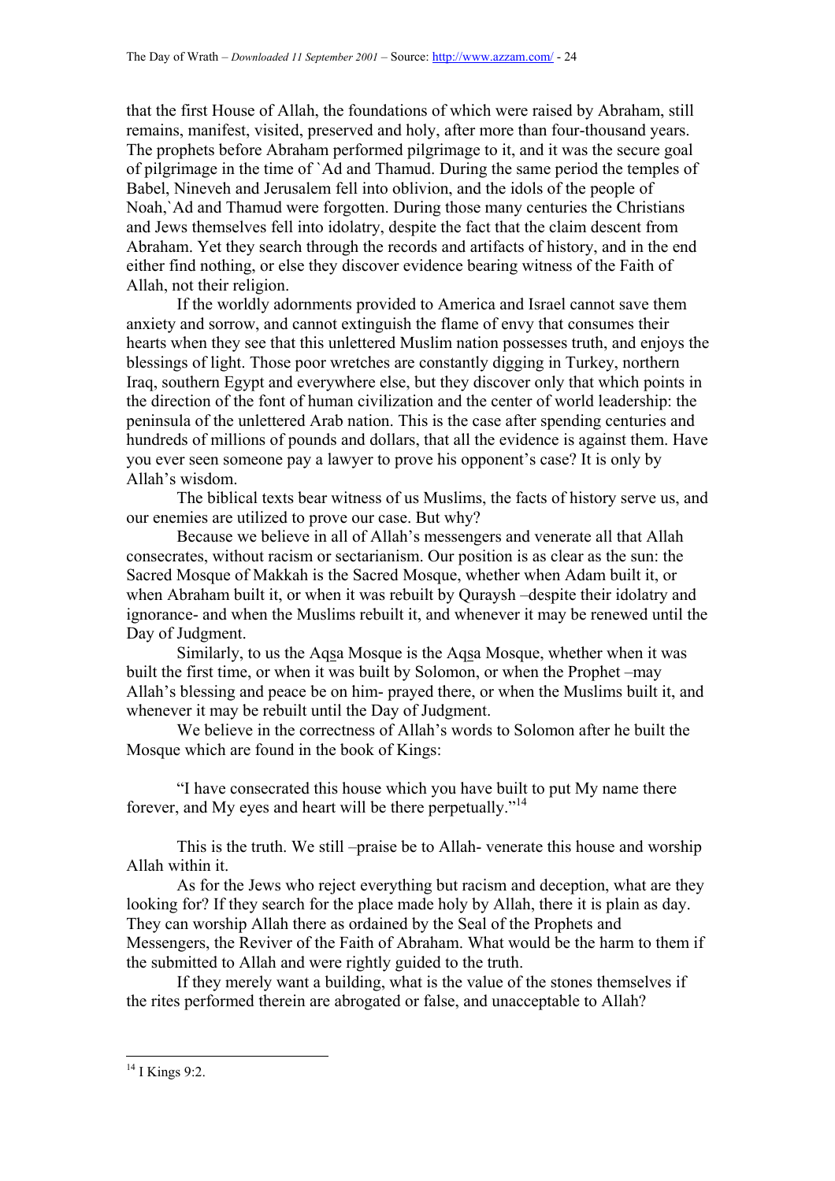that the first House of Allah, the foundations of which were raised by Abraham, still remains, manifest, visited, preserved and holy, after more than four-thousand years. The prophets before Abraham performed pilgrimage to it, and it was the secure goal of pilgrimage in the time of `Ad and Thamud. During the same period the temples of Babel, Nineveh and Jerusalem fell into oblivion, and the idols of the people of Noah,`Ad and Thamud were forgotten. During those many centuries the Christians and Jews themselves fell into idolatry, despite the fact that the claim descent from Abraham. Yet they search through the records and artifacts of history, and in the end either find nothing, or else they discover evidence bearing witness of the Faith of Allah, not their religion.

If the worldly adornments provided to America and Israel cannot save them anxiety and sorrow, and cannot extinguish the flame of envy that consumes their hearts when they see that this unlettered Muslim nation possesses truth, and enjoys the blessings of light. Those poor wretches are constantly digging in Turkey, northern Iraq, southern Egypt and everywhere else, but they discover only that which points in the direction of the font of human civilization and the center of world leadership: the peninsula of the unlettered Arab nation. This is the case after spending centuries and hundreds of millions of pounds and dollars, that all the evidence is against them. Have you ever seen someone pay a lawyer to prove his opponent's case? It is only by Allah's wisdom.

The biblical texts bear witness of us Muslims, the facts of history serve us, and our enemies are utilized to prove our case. But why?

Because we believe in all of Allah's messengers and venerate all that Allah consecrates, without racism or sectarianism. Our position is as clear as the sun: the Sacred Mosque of Makkah is the Sacred Mosque, whether when Adam built it, or when Abraham built it, or when it was rebuilt by Quraysh –despite their idolatry and ignorance- and when the Muslims rebuilt it, and whenever it may be renewed until the Day of Judgment.

Similarly, to us the Aqsa Mosque is the Aqsa Mosque, whether when it was built the first time, or when it was built by Solomon, or when the Prophet –may Allah's blessing and peace be on him- prayed there, or when the Muslims built it, and whenever it may be rebuilt until the Day of Judgment.

We believe in the correctness of Allah's words to Solomon after he built the Mosque which are found in the book of Kings:

"I have consecrated this house which you have built to put My name there forever, and My eyes and heart will be there perpetually."[14]

This is the truth. We still –praise be to Allah- venerate this house and worship Allah within it.

As for the Jews who reject everything but racism and deception, what are they looking for? If they search for the place made holy by Allah, there it is plain as day. They can worship Allah there as ordained by the Seal of the Prophets and Messengers, the Reviver of the Faith of Abraham. What would be the harm to them if the submitted to Allah and were rightly guided to the truth.

If they merely want a building, what is the value of the stones themselves if the rites performed therein are abrogated or false, and unacceptable to Allah?

---

[14] I Kings 9:2.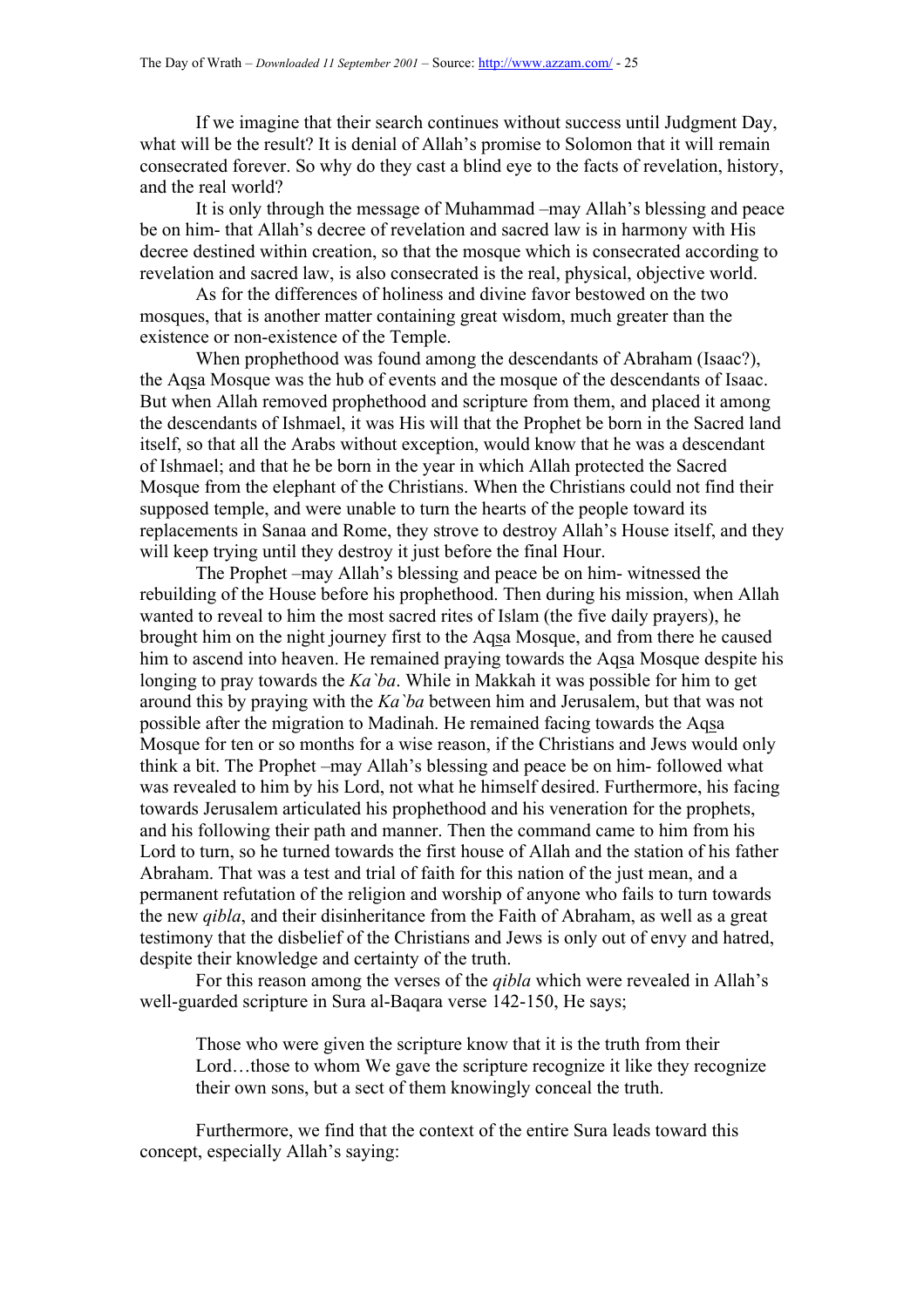If we imagine that their search continues without success until Judgment Day, what will be the result? It is denial of Allah's promise to Solomon that it will remain consecrated forever. So why do they cast a blind eye to the facts of revelation, history, and the real world?

It is only through the message of Muhammad –may Allah's blessing and peace be on him- that Allah's decree of revelation and sacred law is in harmony with His decree destined within creation, so that the mosque which is consecrated according to revelation and sacred law, is also consecrated is the real, physical, objective world.

As for the differences of holiness and divine favor bestowed on the two mosques, that is another matter containing great wisdom, much greater than the existence or non-existence of the Temple.

When prophethood was found among the descendants of Abraham (Isaac?), the Aqsa Mosque was the hub of events and the mosque of the descendants of Isaac. But when Allah removed prophethood and scripture from them, and placed it among the descendants of Ishmael, it was His will that the Prophet be born in the Sacred land itself, so that all the Arabs without exception, would know that he was a descendant of Ishmael; and that he be born in the year in which Allah protected the Sacred Mosque from the elephant of the Christians. When the Christians could not find their supposed temple, and were unable to turn the hearts of the people toward its replacements in Sanaa and Rome, they strove to destroy Allah's House itself, and they will keep trying until they destroy it just before the final Hour.

The Prophet –may Allah's blessing and peace be on him- witnessed the rebuilding of the House before his prophethood. Then during his mission, when Allah wanted to reveal to him the most sacred rites of Islam (the five daily prayers), he brought him on the night journey first to the Aqsa Mosque, and from there he caused him to ascend into heaven. He remained praying towards the Aqsa Mosque despite his longing to pray towards the *Ka`ba*. While in Makkah it was possible for him to get around this by praying with the *Ka`ba* between him and Jerusalem, but that was not possible after the migration to Madinah. He remained facing towards the Aqsa Mosque for ten or so months for a wise reason, if the Christians and Jews would only think a bit. The Prophet –may Allah's blessing and peace be on him- followed what was revealed to him by his Lord, not what he himself desired. Furthermore, his facing towards Jerusalem articulated his prophethood and his veneration for the prophets, and his following their path and manner. Then the command came to him from his Lord to turn, so he turned towards the first house of Allah and the station of his father Abraham. That was a test and trial of faith for this nation of the just mean, and a permanent refutation of the religion and worship of anyone who fails to turn towards the new *qibla*, and their disinheritance from the Faith of Abraham, as well as a great testimony that the disbelief of the Christians and Jews is only out of envy and hatred, despite their knowledge and certainty of the truth.

For this reason among the verses of the *qibla* which were revealed in Allah's well-guarded scripture in Sura al-Baqara verse 142-150, He says;

> Those who were given the scripture know that it is the truth from their Lord…those to whom We gave the scripture recognize it like they recognize their own sons, but a sect of them knowingly conceal the truth.

Furthermore, we find that the context of the entire Sura leads toward this concept, especially Allah's saying: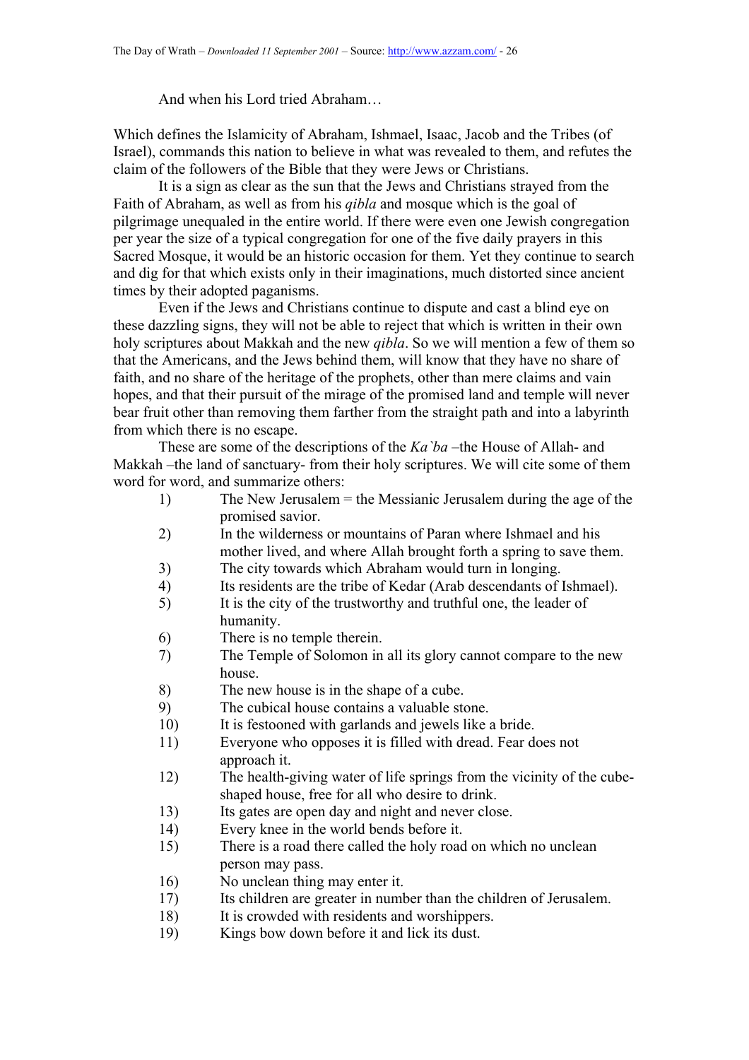And when his Lord tried Abraham…

Which defines the Islamicity of Abraham, Ishmael, Isaac, Jacob and the Tribes (of Israel), commands this nation to believe in what was revealed to them, and refutes the claim of the followers of the Bible that they were Jews or Christians.

It is a sign as clear as the sun that the Jews and Christians strayed from the Faith of Abraham, as well as from his *qibla* and mosque which is the goal of pilgrimage unequaled in the entire world. If there were even one Jewish congregation per year the size of a typical congregation for one of the five daily prayers in this Sacred Mosque, it would be an historic occasion for them. Yet they continue to search and dig for that which exists only in their imaginations, much distorted since ancient times by their adopted paganisms.

Even if the Jews and Christians continue to dispute and cast a blind eye on these dazzling signs, they will not be able to reject that which is written in their own holy scriptures about Makkah and the new *qibla*. So we will mention a few of them so that the Americans, and the Jews behind them, will know that they have no share of faith, and no share of the heritage of the prophets, other than mere claims and vain hopes, and that their pursuit of the mirage of the promised land and temple will never bear fruit other than removing them farther from the straight path and into a labyrinth from which there is no escape.

These are some of the descriptions of the *Ka`ba* –the House of Allah- and Makkah –the land of sanctuary- from their holy scriptures. We will cite some of them word for word, and summarize others:

1) The New Jerusalem = the Messianic Jerusalem during the age of the promised savior.
2) In the wilderness or mountains of Paran where Ishmael and his mother lived, and where Allah brought forth a spring to save them.
3) The city towards which Abraham would turn in longing.
4) Its residents are the tribe of Kedar (Arab descendants of Ishmael).
5) It is the city of the trustworthy and truthful one, the leader of humanity.
6) There is no temple therein.
7) The Temple of Solomon in all its glory cannot compare to the new house.
8) The new house is in the shape of a cube.
9) The cubical house contains a valuable stone.
10) It is festooned with garlands and jewels like a bride.
11) Everyone who opposes it is filled with dread. Fear does not approach it.
12) The health-giving water of life springs from the vicinity of the cube-shaped house, free for all who desire to drink.
13) Its gates are open day and night and never close.
14) Every knee in the world bends before it.
15) There is a road there called the holy road on which no unclean person may pass.
16) No unclean thing may enter it.
17) Its children are greater in number than the children of Jerusalem.
18) It is crowded with residents and worshippers.
19) Kings bow down before it and lick its dust.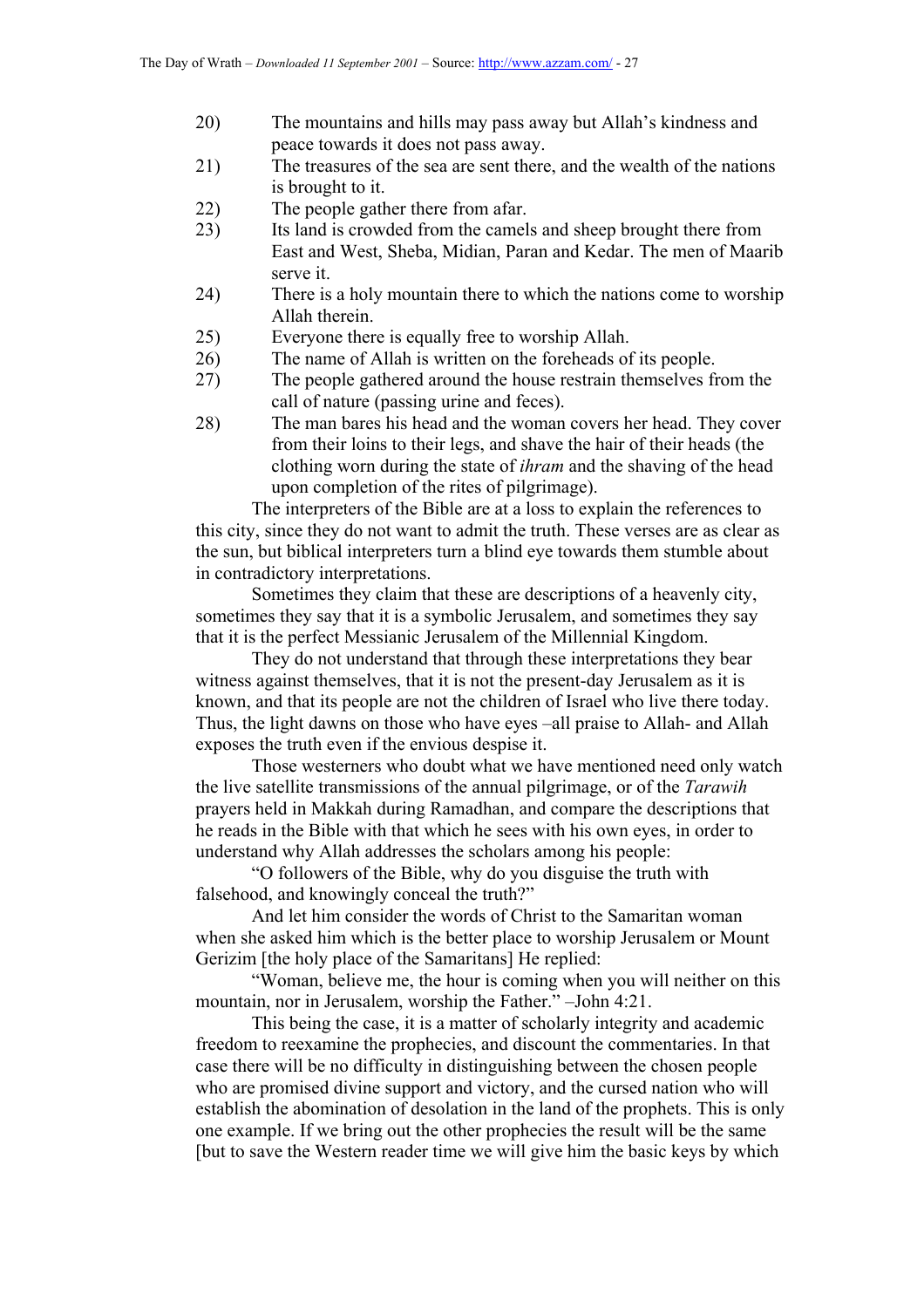20) The mountains and hills may pass away but Allah's kindness and peace towards it does not pass away.
21) The treasures of the sea are sent there, and the wealth of the nations is brought to it.
22) The people gather there from afar.
23) Its land is crowded from the camels and sheep brought there from East and West, Sheba, Midian, Paran and Kedar. The men of Maarib serve it.
24) There is a holy mountain there to which the nations come to worship Allah therein.
25) Everyone there is equally free to worship Allah.
26) The name of Allah is written on the foreheads of its people.
27) The people gathered around the house restrain themselves from the call of nature (passing urine and feces).
28) The man bares his head and the woman covers her head. They cover from their loins to their legs, and shave the hair of their heads (the clothing worn during the state of *ihram* and the shaving of the head upon completion of the rites of pilgrimage).

The interpreters of the Bible are at a loss to explain the references to this city, since they do not want to admit the truth. These verses are as clear as the sun, but biblical interpreters turn a blind eye towards them stumble about in contradictory interpretations.

Sometimes they claim that these are descriptions of a heavenly city, sometimes they say that it is a symbolic Jerusalem, and sometimes they say that it is the perfect Messianic Jerusalem of the Millennial Kingdom.

They do not understand that through these interpretations they bear witness against themselves, that it is not the present-day Jerusalem as it is known, and that its people are not the children of Israel who live there today. Thus, the light dawns on those who have eyes –all praise to Allah- and Allah exposes the truth even if the envious despise it.

Those westerners who doubt what we have mentioned need only watch the live satellite transmissions of the annual pilgrimage, or of the *Tarawih* prayers held in Makkah during Ramadhan, and compare the descriptions that he reads in the Bible with that which he sees with his own eyes, in order to understand why Allah addresses the scholars among his people:

"O followers of the Bible, why do you disguise the truth with falsehood, and knowingly conceal the truth?"

And let him consider the words of Christ to the Samaritan woman when she asked him which is the better place to worship Jerusalem or Mount Gerizim [the holy place of the Samaritans] He replied:

"Woman, believe me, the hour is coming when you will neither on this mountain, nor in Jerusalem, worship the Father." –John 4:21.

This being the case, it is a matter of scholarly integrity and academic freedom to reexamine the prophecies, and discount the commentaries. In that case there will be no difficulty in distinguishing between the chosen people who are promised divine support and victory, and the cursed nation who will establish the abomination of desolation in the land of the prophets. This is only one example. If we bring out the other prophecies the result will be the same [but to save the Western reader time we will give him the basic keys by which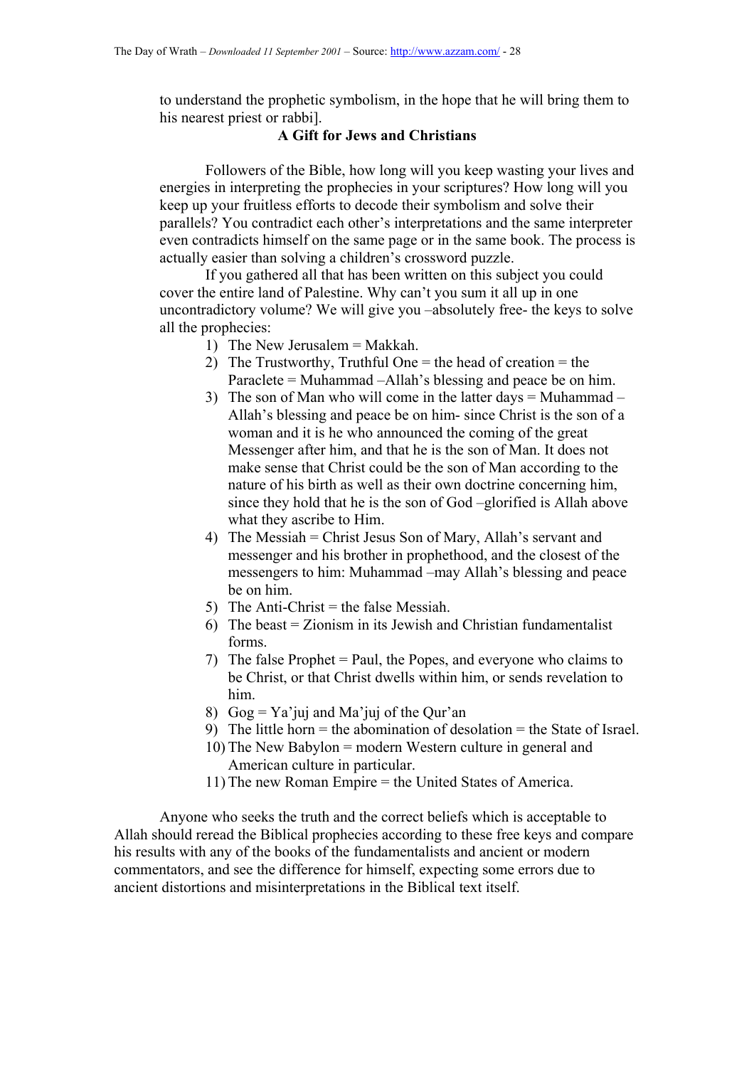to understand the prophetic symbolism, in the hope that he will bring them to his nearest priest or rabbi].

**A Gift for Jews and Christians**

Followers of the Bible, how long will you keep wasting your lives and energies in interpreting the prophecies in your scriptures? How long will you keep up your fruitless efforts to decode their symbolism and solve their parallels? You contradict each other's interpretations and the same interpreter even contradicts himself on the same page or in the same book. The process is actually easier than solving a children's crossword puzzle.

If you gathered all that has been written on this subject you could cover the entire land of Palestine. Why can't you sum it all up in one uncontradictory volume? We will give you –absolutely free- the keys to solve all the prophecies:

1) The New Jerusalem = Makkah.
2) The Trustworthy, Truthful One = the head of creation = the Paraclete = Muhammad –Allah's blessing and peace be on him.
3) The son of Man who will come in the latter days = Muhammad – Allah's blessing and peace be on him- since Christ is the son of a woman and it is he who announced the coming of the great Messenger after him, and that he is the son of Man. It does not make sense that Christ could be the son of Man according to the nature of his birth as well as their own doctrine concerning him, since they hold that he is the son of God –glorified is Allah above what they ascribe to Him.
4) The Messiah = Christ Jesus Son of Mary, Allah's servant and messenger and his brother in prophethood, and the closest of the messengers to him: Muhammad –may Allah's blessing and peace be on him.
5) The Anti-Christ = the false Messiah.
6) The beast = Zionism in its Jewish and Christian fundamentalist forms.
7) The false Prophet = Paul, the Popes, and everyone who claims to be Christ, or that Christ dwells within him, or sends revelation to him.
8) Gog = Ya'juj and Ma'juj of the Qur'an
9) The little horn = the abomination of desolation = the State of Israel.
10) The New Babylon = modern Western culture in general and American culture in particular.
11) The new Roman Empire = the United States of America.

Anyone who seeks the truth and the correct beliefs which is acceptable to Allah should reread the Biblical prophecies according to these free keys and compare his results with any of the books of the fundamentalists and ancient or modern commentators, and see the difference for himself, expecting some errors due to ancient distortions and misinterpretations in the Biblical text itself.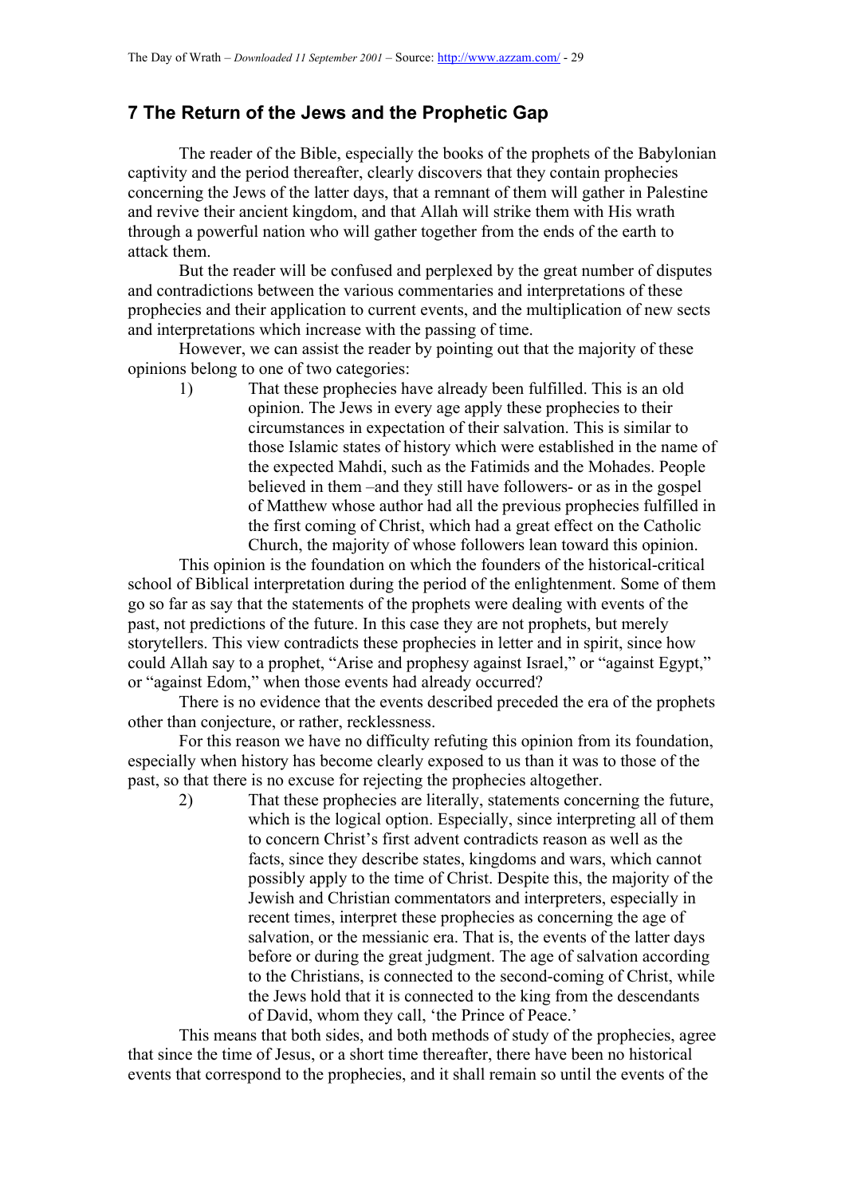## 7 The Return of the Jews and the Prophetic Gap

The reader of the Bible, especially the books of the prophets of the Babylonian captivity and the period thereafter, clearly discovers that they contain prophecies concerning the Jews of the latter days, that a remnant of them will gather in Palestine and revive their ancient kingdom, and that Allah will strike them with His wrath through a powerful nation who will gather together from the ends of the earth to attack them.

But the reader will be confused and perplexed by the great number of disputes and contradictions between the various commentaries and interpretations of these prophecies and their application to current events, and the multiplication of new sects and interpretations which increase with the passing of time.

However, we can assist the reader by pointing out that the majority of these opinions belong to one of two categories:

1) That these prophecies have already been fulfilled. This is an old opinion. The Jews in every age apply these prophecies to their circumstances in expectation of their salvation. This is similar to those Islamic states of history which were established in the name of the expected Mahdi, such as the Fatimids and the Mohades. People believed in them –and they still have followers- or as in the gospel of Matthew whose author had all the previous prophecies fulfilled in the first coming of Christ, which had a great effect on the Catholic Church, the majority of whose followers lean toward this opinion.

This opinion is the foundation on which the founders of the historical-critical school of Biblical interpretation during the period of the enlightenment. Some of them go so far as say that the statements of the prophets were dealing with events of the past, not predictions of the future. In this case they are not prophets, but merely storytellers. This view contradicts these prophecies in letter and in spirit, since how could Allah say to a prophet, "Arise and prophesy against Israel," or "against Egypt," or "against Edom," when those events had already occurred?

There is no evidence that the events described preceded the era of the prophets other than conjecture, or rather, recklessness.

For this reason we have no difficulty refuting this opinion from its foundation, especially when history has become clearly exposed to us than it was to those of the past, so that there is no excuse for rejecting the prophecies altogether.

2) That these prophecies are literally, statements concerning the future, which is the logical option. Especially, since interpreting all of them to concern Christ's first advent contradicts reason as well as the facts, since they describe states, kingdoms and wars, which cannot possibly apply to the time of Christ. Despite this, the majority of the Jewish and Christian commentators and interpreters, especially in recent times, interpret these prophecies as concerning the age of salvation, or the messianic era. That is, the events of the latter days before or during the great judgment. The age of salvation according to the Christians, is connected to the second-coming of Christ, while the Jews hold that it is connected to the king from the descendants of David, whom they call, 'the Prince of Peace.'

This means that both sides, and both methods of study of the prophecies, agree that since the time of Jesus, or a short time thereafter, there have been no historical events that correspond to the prophecies, and it shall remain so until the events of the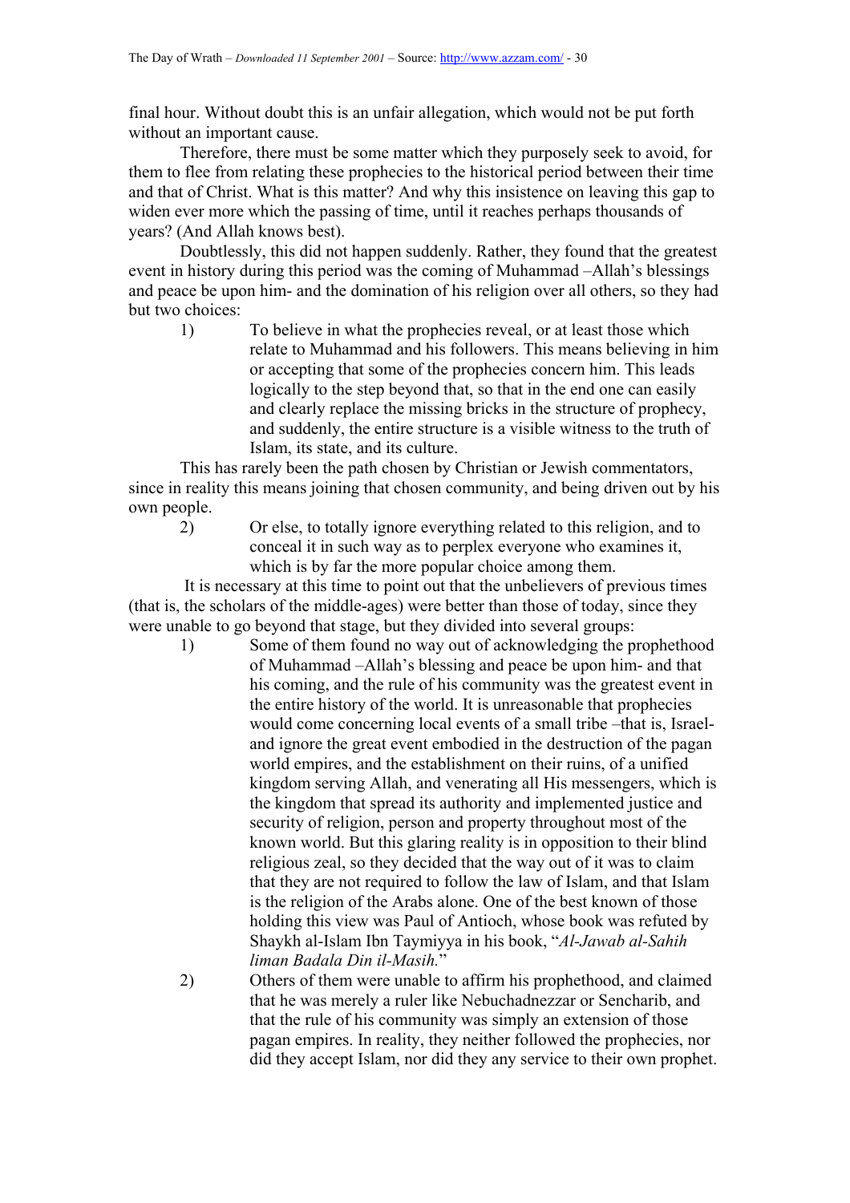final hour. Without doubt this is an unfair allegation, which would not be put forth without an important cause.

Therefore, there must be some matter which they purposely seek to avoid, for them to flee from relating these prophecies to the historical period between their time and that of Christ. What is this matter? And why this insistence on leaving this gap to widen ever more which the passing of time, until it reaches perhaps thousands of years? (And Allah knows best).

Doubtlessly, this did not happen suddenly. Rather, they found that the greatest event in history during this period was the coming of Muhammad –Allah's blessings and peace be upon him- and the domination of his religion over all others, so they had but two choices:

1) To believe in what the prophecies reveal, or at least those which relate to Muhammad and his followers. This means believing in him or accepting that some of the prophecies concern him. This leads logically to the step beyond that, so that in the end one can easily and clearly replace the missing bricks in the structure of prophecy, and suddenly, the entire structure is a visible witness to the truth of Islam, its state, and its culture.

This has rarely been the path chosen by Christian or Jewish commentators, since in reality this means joining that chosen community, and being driven out by his own people.

2) Or else, to totally ignore everything related to this religion, and to conceal it in such way as to perplex everyone who examines it, which is by far the more popular choice among them.

It is necessary at this time to point out that the unbelievers of previous times (that is, the scholars of the middle-ages) were better than those of today, since they were unable to go beyond that stage, but they divided into several groups:

1) Some of them found no way out of acknowledging the prophethood of Muhammad –Allah's blessing and peace be upon him- and that his coming, and the rule of his community was the greatest event in the entire history of the world. It is unreasonable that prophecies would come concerning local events of a small tribe –that is, Israel- and ignore the great event embodied in the destruction of the pagan world empires, and the establishment on their ruins, of a unified kingdom serving Allah, and venerating all His messengers, which is the kingdom that spread its authority and implemented justice and security of religion, person and property throughout most of the known world. But this glaring reality is in opposition to their blind religious zeal, so they decided that the way out of it was to claim that they are not required to follow the law of Islam, and that Islam is the religion of the Arabs alone. One of the best known of those holding this view was Paul of Antioch, whose book was refuted by Shaykh al-Islam Ibn Taymiyya in his book, "*Al-Jawab al-Sahih liman Badala Din il-Masih.*"

2) Others of them were unable to affirm his prophethood, and claimed that he was merely a ruler like Nebuchadnezzar or Sencharib, and that the rule of his community was simply an extension of those pagan empires. In reality, they neither followed the prophecies, nor did they accept Islam, nor did they any service to their own prophet.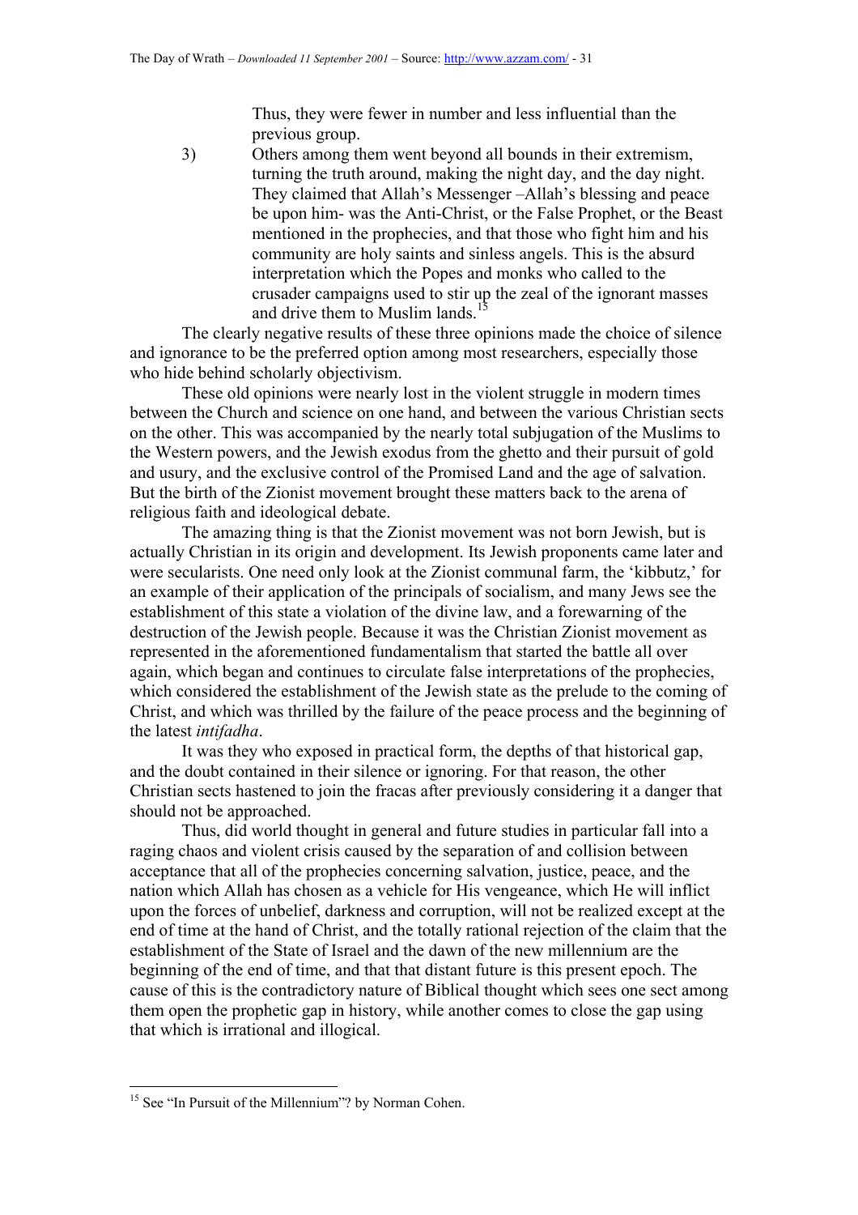Thus, they were fewer in number and less influential than the previous group.

3) Others among them went beyond all bounds in their extremism, turning the truth around, making the night day, and the day night. They claimed that Allah's Messenger –Allah's blessing and peace be upon him- was the Anti-Christ, or the False Prophet, or the Beast mentioned in the prophecies, and that those who fight him and his community are holy saints and sinless angels. This is the absurd interpretation which the Popes and monks who called to the crusader campaigns used to stir up the zeal of the ignorant masses and drive them to Muslim lands.[15]

The clearly negative results of these three opinions made the choice of silence and ignorance to be the preferred option among most researchers, especially those who hide behind scholarly objectivism.

These old opinions were nearly lost in the violent struggle in modern times between the Church and science on one hand, and between the various Christian sects on the other. This was accompanied by the nearly total subjugation of the Muslims to the Western powers, and the Jewish exodus from the ghetto and their pursuit of gold and usury, and the exclusive control of the Promised Land and the age of salvation. But the birth of the Zionist movement brought these matters back to the arena of religious faith and ideological debate.

The amazing thing is that the Zionist movement was not born Jewish, but is actually Christian in its origin and development. Its Jewish proponents came later and were secularists. One need only look at the Zionist communal farm, the 'kibbutz,' for an example of their application of the principals of socialism, and many Jews see the establishment of this state a violation of the divine law, and a forewarning of the destruction of the Jewish people. Because it was the Christian Zionist movement as represented in the aforementioned fundamentalism that started the battle all over again, which began and continues to circulate false interpretations of the prophecies, which considered the establishment of the Jewish state as the prelude to the coming of Christ, and which was thrilled by the failure of the peace process and the beginning of the latest *intifadha*.

It was they who exposed in practical form, the depths of that historical gap, and the doubt contained in their silence or ignoring. For that reason, the other Christian sects hastened to join the fracas after previously considering it a danger that should not be approached.

Thus, did world thought in general and future studies in particular fall into a raging chaos and violent crisis caused by the separation of and collision between acceptance that all of the prophecies concerning salvation, justice, peace, and the nation which Allah has chosen as a vehicle for His vengeance, which He will inflict upon the forces of unbelief, darkness and corruption, will not be realized except at the end of time at the hand of Christ, and the totally rational rejection of the claim that the establishment of the State of Israel and the dawn of the new millennium are the beginning of the end of time, and that that distant future is this present epoch. The cause of this is the contradictory nature of Biblical thought which sees one sect among them open the prophetic gap in history, while another comes to close the gap using that which is irrational and illogical.

---

[15] See "In Pursuit of the Millennium"? by Norman Cohen.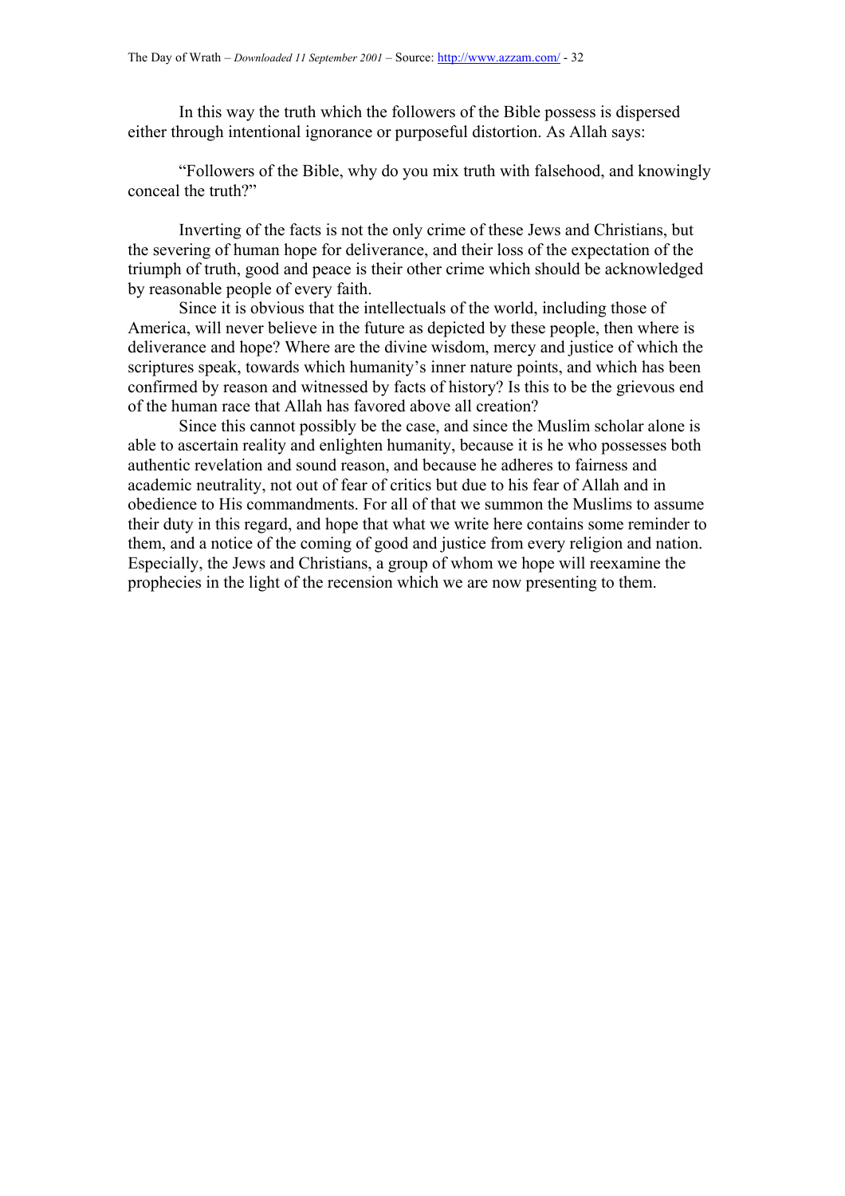In this way the truth which the followers of the Bible possess is dispersed either through intentional ignorance or purposeful distortion. As Allah says:

"Followers of the Bible, why do you mix truth with falsehood, and knowingly conceal the truth?"

Inverting of the facts is not the only crime of these Jews and Christians, but the severing of human hope for deliverance, and their loss of the expectation of the triumph of truth, good and peace is their other crime which should be acknowledged by reasonable people of every faith.

Since it is obvious that the intellectuals of the world, including those of America, will never believe in the future as depicted by these people, then where is deliverance and hope? Where are the divine wisdom, mercy and justice of which the scriptures speak, towards which humanity's inner nature points, and which has been confirmed by reason and witnessed by facts of history? Is this to be the grievous end of the human race that Allah has favored above all creation?

Since this cannot possibly be the case, and since the Muslim scholar alone is able to ascertain reality and enlighten humanity, because it is he who possesses both authentic revelation and sound reason, and because he adheres to fairness and academic neutrality, not out of fear of critics but due to his fear of Allah and in obedience to His commandments. For all of that we summon the Muslims to assume their duty in this regard, and hope that what we write here contains some reminder to them, and a notice of the coming of good and justice from every religion and nation. Especially, the Jews and Christians, a group of whom we hope will reexamine the prophecies in the light of the recension which we are now presenting to them.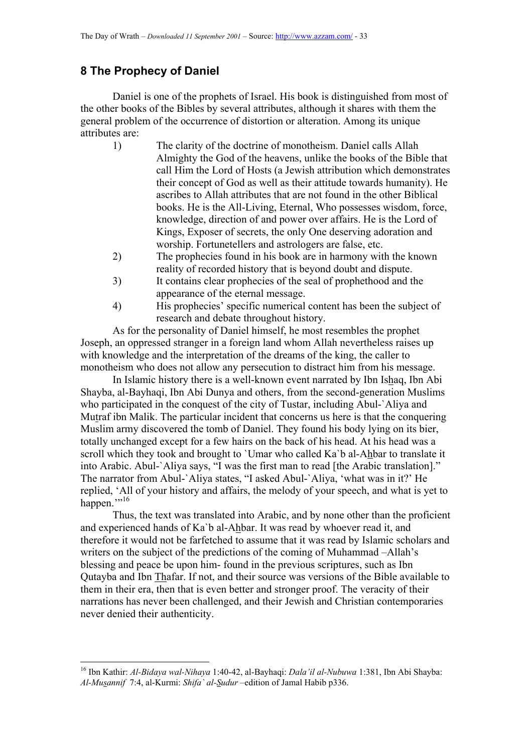## 8 The Prophecy of Daniel

Daniel is one of the prophets of Israel. His book is distinguished from most of the other books of the Bibles by several attributes, although it shares with them the general problem of the occurrence of distortion or alteration. Among its unique attributes are:

1) The clarity of the doctrine of monotheism. Daniel calls Allah Almighty the God of the heavens, unlike the books of the Bible that call Him the Lord of Hosts (a Jewish attribution which demonstrates their concept of God as well as their attitude towards humanity). He ascribes to Allah attributes that are not found in the other Biblical books. He is the All-Living, Eternal, Who possesses wisdom, force, knowledge, direction of and power over affairs. He is the Lord of Kings, Exposer of secrets, the only One deserving adoration and worship. Fortunetellers and astrologers are false, etc.
2) The prophecies found in his book are in harmony with the known reality of recorded history that is beyond doubt and dispute.
3) It contains clear prophecies of the seal of prophethood and the appearance of the eternal message.
4) His prophecies' specific numerical content has been the subject of research and debate throughout history.

As for the personality of Daniel himself, he most resembles the prophet Joseph, an oppressed stranger in a foreign land whom Allah nevertheless raises up with knowledge and the interpretation of the dreams of the king, the caller to monotheism who does not allow any persecution to distract him from his message.

In Islamic history there is a well-known event narrated by Ibn Ishaq, Ibn Abi Shayba, al-Bayhaqi, Ibn Abi Dunya and others, from the second-generation Muslims who participated in the conquest of the city of Tustar, including Abul-`Aliya and Mutraf ibn Malik. The particular incident that concerns us here is that the conquering Muslim army discovered the tomb of Daniel. They found his body lying on its bier, totally unchanged except for a few hairs on the back of his head. At his head was a scroll which they took and brought to `Umar who called Ka`b al-Ahbar to translate it into Arabic. Abul-`Aliya says, "I was the first man to read [the Arabic translation]." The narrator from Abul-`Aliya states, "I asked Abul-`Aliya, 'what was in it?' He replied, 'All of your history and affairs, the melody of your speech, and what is yet to happen.'"[16]

Thus, the text was translated into Arabic, and by none other than the proficient and experienced hands of Ka`b al-Ahbar. It was read by whoever read it, and therefore it would not be farfetched to assume that it was read by Islamic scholars and writers on the subject of the predictions of the coming of Muhammad –Allah's blessing and peace be upon him- found in the previous scriptures, such as Ibn Qutayba and Ibn Thafar. If not, and their source was versions of the Bible available to them in their era, then that is even better and stronger proof. The veracity of their narrations has never been challenged, and their Jewish and Christian contemporaries never denied their authenticity.

---

[16] Ibn Kathir: *Al-Bidaya wal-Nihaya* 1:40-42, al-Bayhaqi: *Dala'il al-Nubuwa* 1:381, Ibn Abi Shayba: *Al-Musannif* 7:4, al-Kurmi: *Shifa` al-Sudur* –edition of Jamal Habib p336.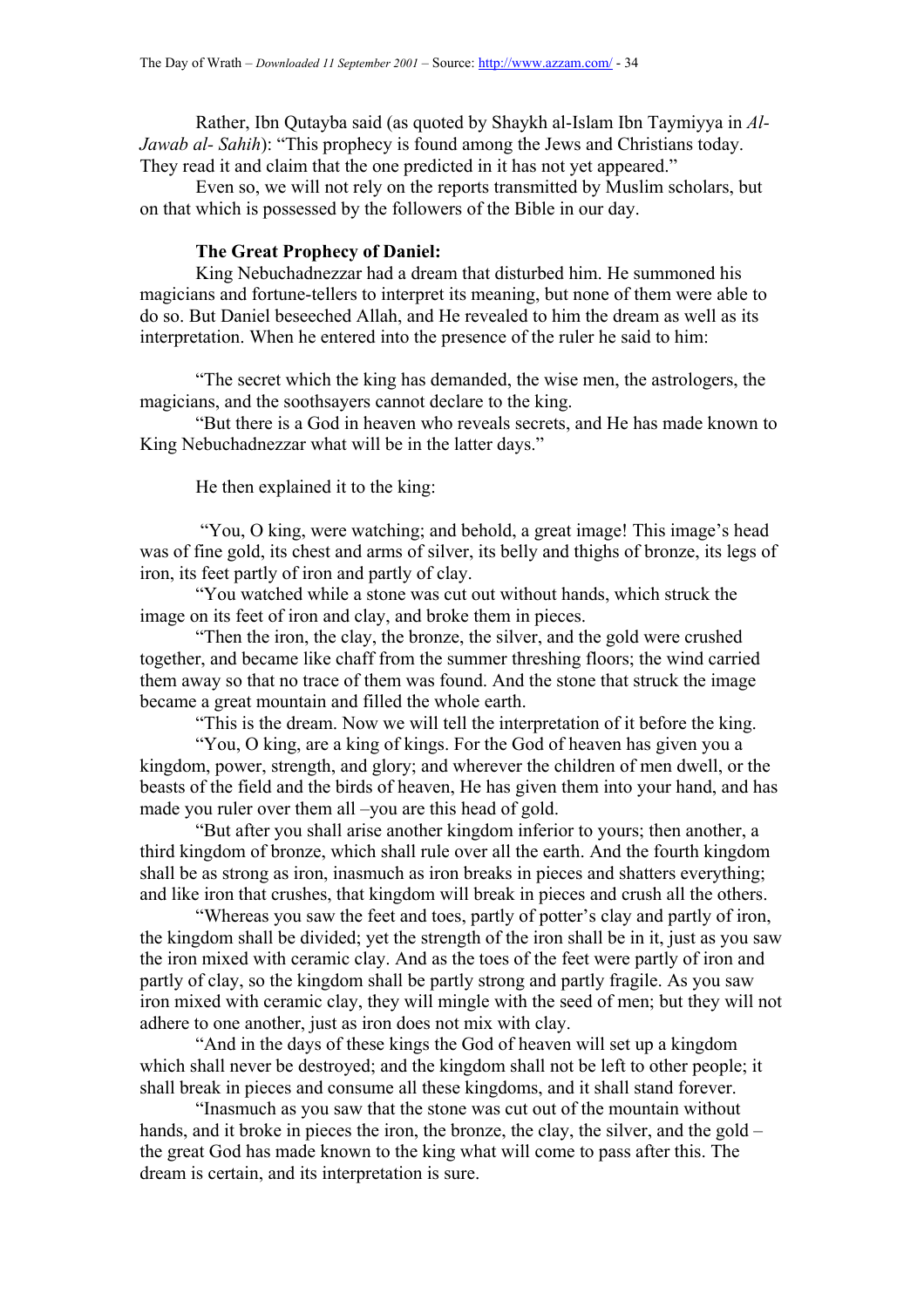Rather, Ibn Qutayba said (as quoted by Shaykh al-Islam Ibn Taymiyya in *Al-Jawab al- Sahih*): "This prophecy is found among the Jews and Christians today. They read it and claim that the one predicted in it has not yet appeared."

Even so, we will not rely on the reports transmitted by Muslim scholars, but on that which is possessed by the followers of the Bible in our day.

**The Great Prophecy of Daniel:**

King Nebuchadnezzar had a dream that disturbed him. He summoned his magicians and fortune-tellers to interpret its meaning, but none of them were able to do so. But Daniel beseeched Allah, and He revealed to him the dream as well as its interpretation. When he entered into the presence of the ruler he said to him:

"The secret which the king has demanded, the wise men, the astrologers, the magicians, and the soothsayers cannot declare to the king.

"But there is a God in heaven who reveals secrets, and He has made known to King Nebuchadnezzar what will be in the latter days."

He then explained it to the king:

"You, O king, were watching; and behold, a great image! This image's head was of fine gold, its chest and arms of silver, its belly and thighs of bronze, its legs of iron, its feet partly of iron and partly of clay.

"You watched while a stone was cut out without hands, which struck the image on its feet of iron and clay, and broke them in pieces.

"Then the iron, the clay, the bronze, the silver, and the gold were crushed together, and became like chaff from the summer threshing floors; the wind carried them away so that no trace of them was found. And the stone that struck the image became a great mountain and filled the whole earth.

"This is the dream. Now we will tell the interpretation of it before the king.

"You, O king, are a king of kings. For the God of heaven has given you a kingdom, power, strength, and glory; and wherever the children of men dwell, or the beasts of the field and the birds of heaven, He has given them into your hand, and has made you ruler over them all –you are this head of gold.

"But after you shall arise another kingdom inferior to yours; then another, a third kingdom of bronze, which shall rule over all the earth. And the fourth kingdom shall be as strong as iron, inasmuch as iron breaks in pieces and shatters everything; and like iron that crushes, that kingdom will break in pieces and crush all the others.

"Whereas you saw the feet and toes, partly of potter's clay and partly of iron, the kingdom shall be divided; yet the strength of the iron shall be in it, just as you saw the iron mixed with ceramic clay. And as the toes of the feet were partly of iron and partly of clay, so the kingdom shall be partly strong and partly fragile. As you saw iron mixed with ceramic clay, they will mingle with the seed of men; but they will not adhere to one another, just as iron does not mix with clay.

"And in the days of these kings the God of heaven will set up a kingdom which shall never be destroyed; and the kingdom shall not be left to other people; it shall break in pieces and consume all these kingdoms, and it shall stand forever.

"Inasmuch as you saw that the stone was cut out of the mountain without hands, and it broke in pieces the iron, the bronze, the clay, the silver, and the gold – the great God has made known to the king what will come to pass after this. The dream is certain, and its interpretation is sure.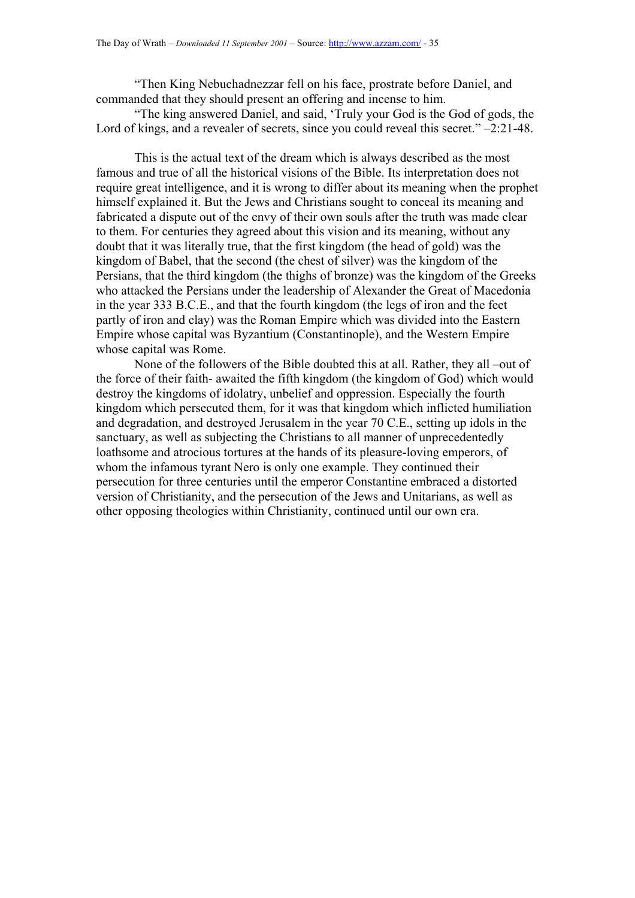"Then King Nebuchadnezzar fell on his face, prostrate before Daniel, and commanded that they should present an offering and incense to him.

"The king answered Daniel, and said, 'Truly your God is the God of gods, the Lord of kings, and a revealer of secrets, since you could reveal this secret." –2:21-48.

This is the actual text of the dream which is always described as the most famous and true of all the historical visions of the Bible. Its interpretation does not require great intelligence, and it is wrong to differ about its meaning when the prophet himself explained it. But the Jews and Christians sought to conceal its meaning and fabricated a dispute out of the envy of their own souls after the truth was made clear to them. For centuries they agreed about this vision and its meaning, without any doubt that it was literally true, that the first kingdom (the head of gold) was the kingdom of Babel, that the second (the chest of silver) was the kingdom of the Persians, that the third kingdom (the thighs of bronze) was the kingdom of the Greeks who attacked the Persians under the leadership of Alexander the Great of Macedonia in the year 333 B.C.E., and that the fourth kingdom (the legs of iron and the feet partly of iron and clay) was the Roman Empire which was divided into the Eastern Empire whose capital was Byzantium (Constantinople), and the Western Empire whose capital was Rome.

None of the followers of the Bible doubted this at all. Rather, they all –out of the force of their faith- awaited the fifth kingdom (the kingdom of God) which would destroy the kingdoms of idolatry, unbelief and oppression. Especially the fourth kingdom which persecuted them, for it was that kingdom which inflicted humiliation and degradation, and destroyed Jerusalem in the year 70 C.E., setting up idols in the sanctuary, as well as subjecting the Christians to all manner of unprecedentedly loathsome and atrocious tortures at the hands of its pleasure-loving emperors, of whom the infamous tyrant Nero is only one example. They continued their persecution for three centuries until the emperor Constantine embraced a distorted version of Christianity, and the persecution of the Jews and Unitarians, as well as other opposing theologies within Christianity, continued until our own era.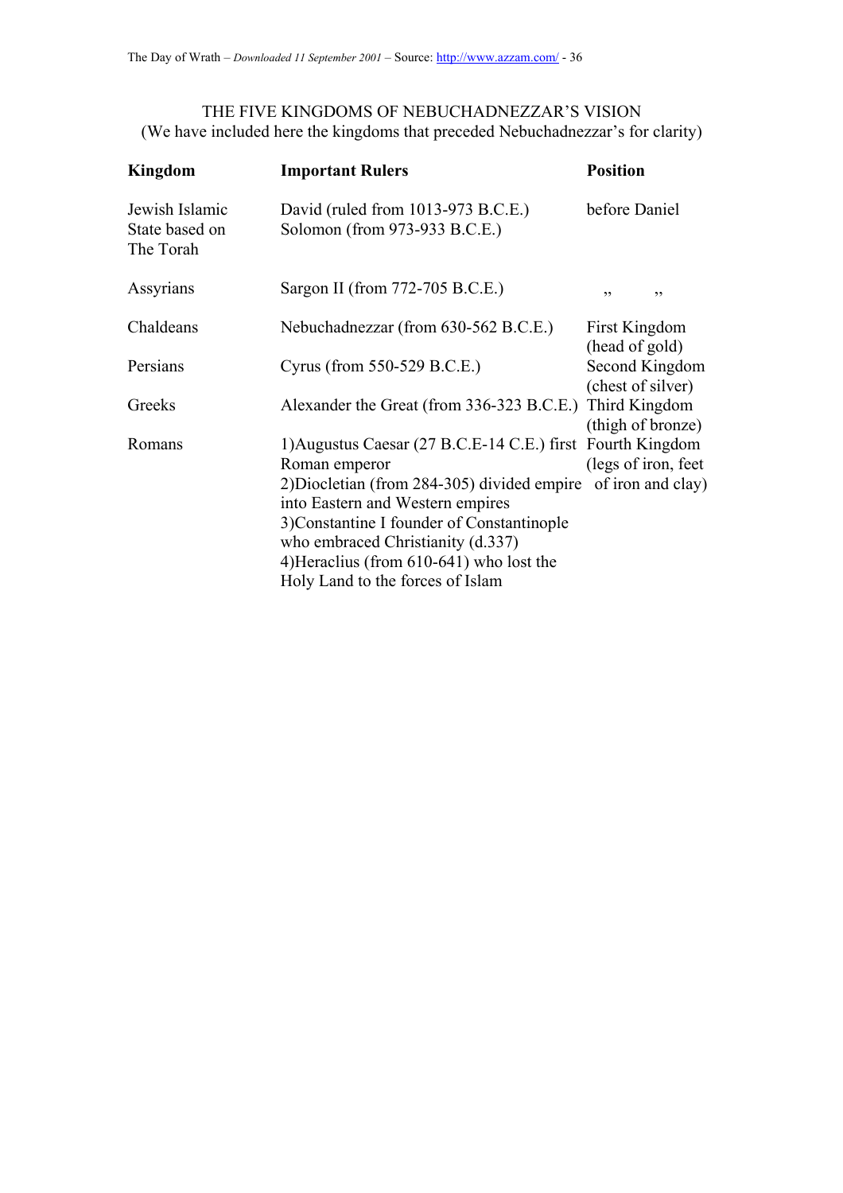THE FIVE KINGDOMS OF NEBUCHADNEZZAR'S VISION
(We have included here the kingdoms that preceded Nebuchadnezzar's for clarity)

| Kingdom | Important Rulers | Position |
| --- | --- | --- |
| Jewish Islamic State based on The Torah | David (ruled from 1013-973 B.C.E.) Solomon (from 973-933 B.C.E.) | before Daniel |
| Assyrians | Sargon II (from 772-705 B.C.E.) | ,, ,, |
| Chaldeans | Nebuchadnezzar (from 630-562 B.C.E.) | First Kingdom (head of gold) |
| Persians | Cyrus (from 550-529 B.C.E.) | Second Kingdom (chest of silver) |
| Greeks | Alexander the Great (from 336-323 B.C.E.) | Third Kingdom (thigh of bronze) |
| Romans | 1)Augustus Caesar (27 B.C.E-14 C.E.) first Roman emperor 2)Diocletian (from 284-305) divided empire into Eastern and Western empires 3)Constantine I founder of Constantinople who embraced Christianity (d.337) 4)Heraclius (from 610-641) who lost the Holy Land to the forces of Islam | Fourth Kingdom (legs of iron, feet of iron and clay) |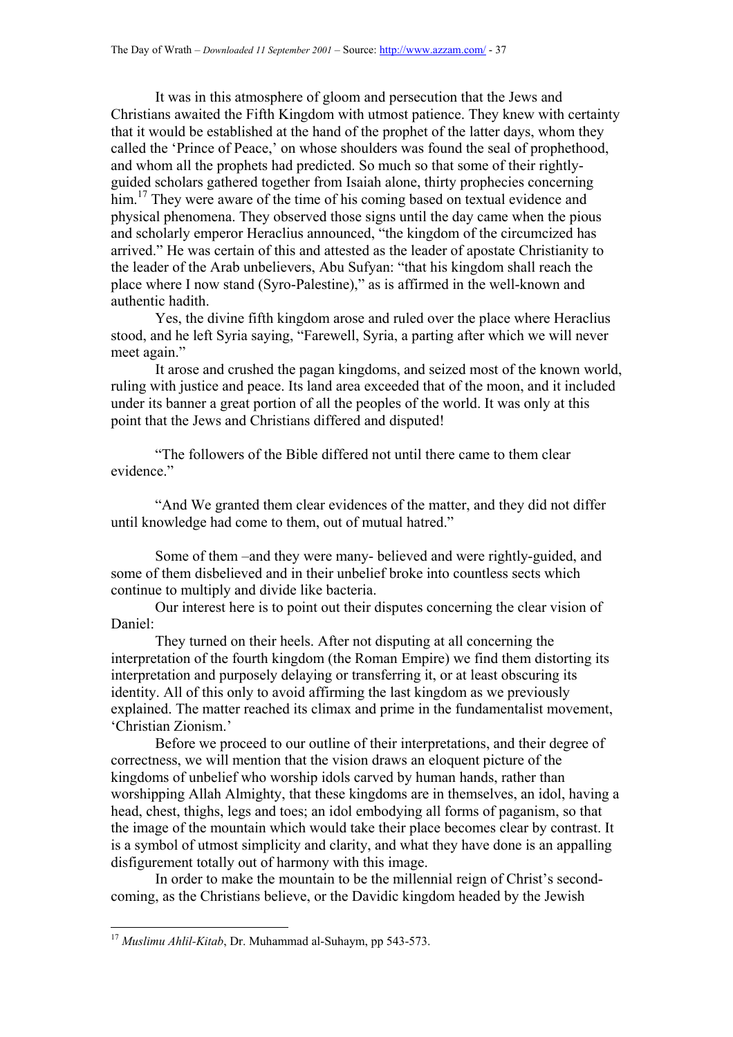It was in this atmosphere of gloom and persecution that the Jews and Christians awaited the Fifth Kingdom with utmost patience. They knew with certainty that it would be established at the hand of the prophet of the latter days, whom they called the 'Prince of Peace,' on whose shoulders was found the seal of prophethood, and whom all the prophets had predicted. So much so that some of their rightly-guided scholars gathered together from Isaiah alone, thirty prophecies concerning him.[17] They were aware of the time of his coming based on textual evidence and physical phenomena. They observed those signs until the day came when the pious and scholarly emperor Heraclius announced, "the kingdom of the circumcized has arrived." He was certain of this and attested as the leader of apostate Christianity to the leader of the Arab unbelievers, Abu Sufyan: "that his kingdom shall reach the place where I now stand (Syro-Palestine)," as is affirmed in the well-known and authentic hadith.

Yes, the divine fifth kingdom arose and ruled over the place where Heraclius stood, and he left Syria saying, "Farewell, Syria, a parting after which we will never meet again."

It arose and crushed the pagan kingdoms, and seized most of the known world, ruling with justice and peace. Its land area exceeded that of the moon, and it included under its banner a great portion of all the peoples of the world. It was only at this point that the Jews and Christians differed and disputed!

"The followers of the Bible differed not until there came to them clear evidence."

"And We granted them clear evidences of the matter, and they did not differ until knowledge had come to them, out of mutual hatred."

Some of them –and they were many- believed and were rightly-guided, and some of them disbelieved and in their unbelief broke into countless sects which continue to multiply and divide like bacteria.

Our interest here is to point out their disputes concerning the clear vision of Daniel:

They turned on their heels. After not disputing at all concerning the interpretation of the fourth kingdom (the Roman Empire) we find them distorting its interpretation and purposely delaying or transferring it, or at least obscuring its identity. All of this only to avoid affirming the last kingdom as we previously explained. The matter reached its climax and prime in the fundamentalist movement, 'Christian Zionism.'

Before we proceed to our outline of their interpretations, and their degree of correctness, we will mention that the vision draws an eloquent picture of the kingdoms of unbelief who worship idols carved by human hands, rather than worshipping Allah Almighty, that these kingdoms are in themselves, an idol, having a head, chest, thighs, legs and toes; an idol embodying all forms of paganism, so that the image of the mountain which would take their place becomes clear by contrast. It is a symbol of utmost simplicity and clarity, and what they have done is an appalling disfigurement totally out of harmony with this image.

In order to make the mountain to be the millennial reign of Christ's second-coming, as the Christians believe, or the Davidic kingdom headed by the Jewish

---

[17] *Muslimu Ahlil-Kitab*, Dr. Muhammad al-Suhaym, pp 543-573.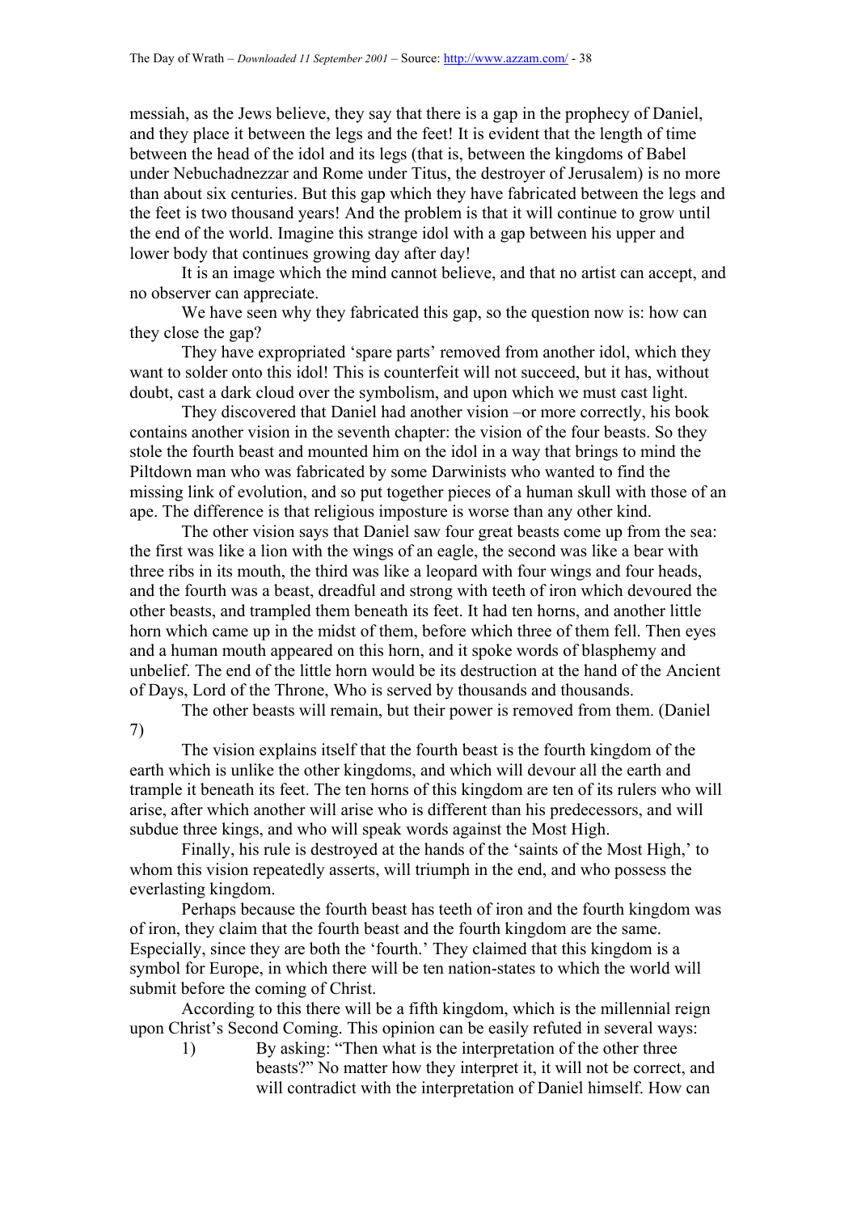messiah, as the Jews believe, they say that there is a gap in the prophecy of Daniel, and they place it between the legs and the feet! It is evident that the length of time between the head of the idol and its legs (that is, between the kingdoms of Babel under Nebuchadnezzar and Rome under Titus, the destroyer of Jerusalem) is no more than about six centuries. But this gap which they have fabricated between the legs and the feet is two thousand years! And the problem is that it will continue to grow until the end of the world. Imagine this strange idol with a gap between his upper and lower body that continues growing day after day!

It is an image which the mind cannot believe, and that no artist can accept, and no observer can appreciate.

We have seen why they fabricated this gap, so the question now is: how can they close the gap?

They have expropriated 'spare parts' removed from another idol, which they want to solder onto this idol! This is counterfeit will not succeed, but it has, without doubt, cast a dark cloud over the symbolism, and upon which we must cast light.

They discovered that Daniel had another vision –or more correctly, his book contains another vision in the seventh chapter: the vision of the four beasts. So they stole the fourth beast and mounted him on the idol in a way that brings to mind the Piltdown man who was fabricated by some Darwinists who wanted to find the missing link of evolution, and so put together pieces of a human skull with those of an ape. The difference is that religious imposture is worse than any other kind.

The other vision says that Daniel saw four great beasts come up from the sea: the first was like a lion with the wings of an eagle, the second was like a bear with three ribs in its mouth, the third was like a leopard with four wings and four heads, and the fourth was a beast, dreadful and strong with teeth of iron which devoured the other beasts, and trampled them beneath its feet. It had ten horns, and another little horn which came up in the midst of them, before which three of them fell. Then eyes and a human mouth appeared on this horn, and it spoke words of blasphemy and unbelief. The end of the little horn would be its destruction at the hand of the Ancient of Days, Lord of the Throne, Who is served by thousands and thousands.

The other beasts will remain, but their power is removed from them. (Daniel 7)

The vision explains itself that the fourth beast is the fourth kingdom of the earth which is unlike the other kingdoms, and which will devour all the earth and trample it beneath its feet. The ten horns of this kingdom are ten of its rulers who will arise, after which another will arise who is different than his predecessors, and will subdue three kings, and who will speak words against the Most High.

Finally, his rule is destroyed at the hands of the 'saints of the Most High,' to whom this vision repeatedly asserts, will triumph in the end, and who possess the everlasting kingdom.

Perhaps because the fourth beast has teeth of iron and the fourth kingdom was of iron, they claim that the fourth beast and the fourth kingdom are the same. Especially, since they are both the 'fourth.' They claimed that this kingdom is a symbol for Europe, in which there will be ten nation-states to which the world will submit before the coming of Christ.

According to this there will be a fifth kingdom, which is the millennial reign upon Christ's Second Coming. This opinion can be easily refuted in several ways:

1) By asking: "Then what is the interpretation of the other three beasts?" No matter how they interpret it, it will not be correct, and will contradict with the interpretation of Daniel himself. How can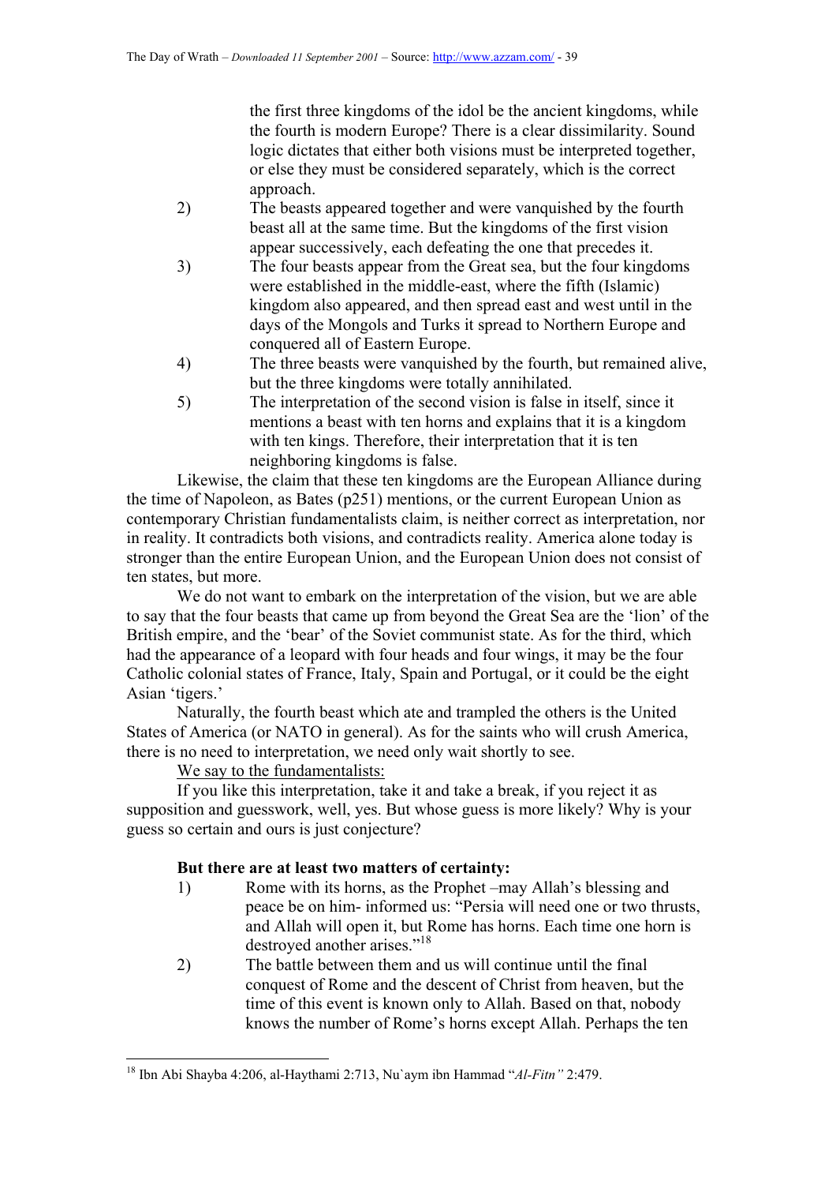the first three kingdoms of the idol be the ancient kingdoms, while the fourth is modern Europe? There is a clear dissimilarity. Sound logic dictates that either both visions must be interpreted together, or else they must be considered separately, which is the correct approach.

2) The beasts appeared together and were vanquished by the fourth beast all at the same time. But the kingdoms of the first vision appear successively, each defeating the one that precedes it.

3) The four beasts appear from the Great sea, but the four kingdoms were established in the middle-east, where the fifth (Islamic) kingdom also appeared, and then spread east and west until in the days of the Mongols and Turks it spread to Northern Europe and conquered all of Eastern Europe.

4) The three beasts were vanquished by the fourth, but remained alive, but the three kingdoms were totally annihilated.

5) The interpretation of the second vision is false in itself, since it mentions a beast with ten horns and explains that it is a kingdom with ten kings. Therefore, their interpretation that it is ten neighboring kingdoms is false.

Likewise, the claim that these ten kingdoms are the European Alliance during the time of Napoleon, as Bates (p251) mentions, or the current European Union as contemporary Christian fundamentalists claim, is neither correct as interpretation, nor in reality. It contradicts both visions, and contradicts reality. America alone today is stronger than the entire European Union, and the European Union does not consist of ten states, but more.

We do not want to embark on the interpretation of the vision, but we are able to say that the four beasts that came up from beyond the Great Sea are the 'lion' of the British empire, and the 'bear' of the Soviet communist state. As for the third, which had the appearance of a leopard with four heads and four wings, it may be the four Catholic colonial states of France, Italy, Spain and Portugal, or it could be the eight Asian 'tigers.'

Naturally, the fourth beast which ate and trampled the others is the United States of America (or NATO in general). As for the saints who will crush America, there is no need to interpretation, we need only wait shortly to see.

We say to the fundamentalists:

If you like this interpretation, take it and take a break, if you reject it as supposition and guesswork, well, yes. But whose guess is more likely? Why is your guess so certain and ours is just conjecture?

**But there are at least two matters of certainty:**

1) Rome with its horns, as the Prophet –may Allah's blessing and peace be on him- informed us: "Persia will need one or two thrusts, and Allah will open it, but Rome has horns. Each time one horn is destroyed another arises."[18]

2) The battle between them and us will continue until the final conquest of Rome and the descent of Christ from heaven, but the time of this event is known only to Allah. Based on that, nobody knows the number of Rome's horns except Allah. Perhaps the ten

---

[18] Ibn Abi Shayba 4:206, al-Haythami 2:713, Nu`aym ibn Hammad "*Al-Fitn"* 2:479.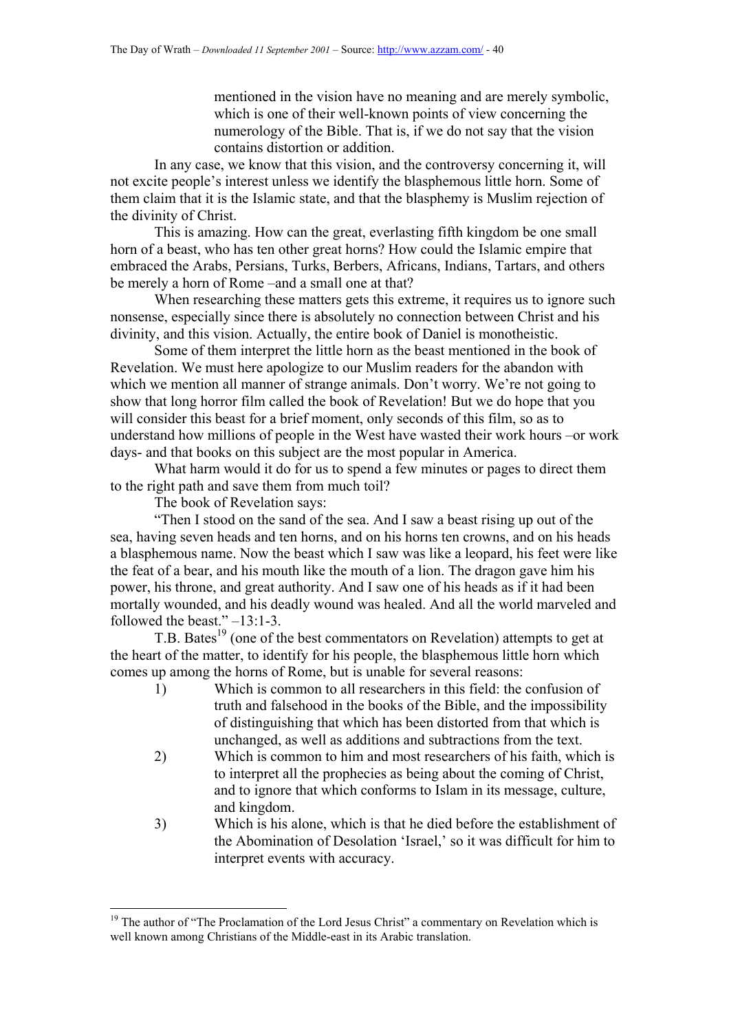mentioned in the vision have no meaning and are merely symbolic, which is one of their well-known points of view concerning the numerology of the Bible. That is, if we do not say that the vision contains distortion or addition.

In any case, we know that this vision, and the controversy concerning it, will not excite people's interest unless we identify the blasphemous little horn. Some of them claim that it is the Islamic state, and that the blasphemy is Muslim rejection of the divinity of Christ.

This is amazing. How can the great, everlasting fifth kingdom be one small horn of a beast, who has ten other great horns? How could the Islamic empire that embraced the Arabs, Persians, Turks, Berbers, Africans, Indians, Tartars, and others be merely a horn of Rome –and a small one at that?

When researching these matters gets this extreme, it requires us to ignore such nonsense, especially since there is absolutely no connection between Christ and his divinity, and this vision. Actually, the entire book of Daniel is monotheistic.

Some of them interpret the little horn as the beast mentioned in the book of Revelation. We must here apologize to our Muslim readers for the abandon with which we mention all manner of strange animals. Don't worry. We're not going to show that long horror film called the book of Revelation! But we do hope that you will consider this beast for a brief moment, only seconds of this film, so as to understand how millions of people in the West have wasted their work hours –or work days- and that books on this subject are the most popular in America.

What harm would it do for us to spend a few minutes or pages to direct them to the right path and save them from much toil?

The book of Revelation says:

"Then I stood on the sand of the sea. And I saw a beast rising up out of the sea, having seven heads and ten horns, and on his horns ten crowns, and on his heads a blasphemous name. Now the beast which I saw was like a leopard, his feet were like the feat of a bear, and his mouth like the mouth of a lion. The dragon gave him his power, his throne, and great authority. And I saw one of his heads as if it had been mortally wounded, and his deadly wound was healed. And all the world marveled and followed the beast." –13:1-3.

T.B. Bates[19] (one of the best commentators on Revelation) attempts to get at the heart of the matter, to identify for his people, the blasphemous little horn which comes up among the horns of Rome, but is unable for several reasons:

1) Which is common to all researchers in this field: the confusion of truth and falsehood in the books of the Bible, and the impossibility of distinguishing that which has been distorted from that which is unchanged, as well as additions and subtractions from the text.
2) Which is common to him and most researchers of his faith, which is to interpret all the prophecies as being about the coming of Christ, and to ignore that which conforms to Islam in its message, culture, and kingdom.
3) Which is his alone, which is that he died before the establishment of the Abomination of Desolation 'Israel,' so it was difficult for him to interpret events with accuracy.

---

[19] The author of "The Proclamation of the Lord Jesus Christ" a commentary on Revelation which is well known among Christians of the Middle-east in its Arabic translation.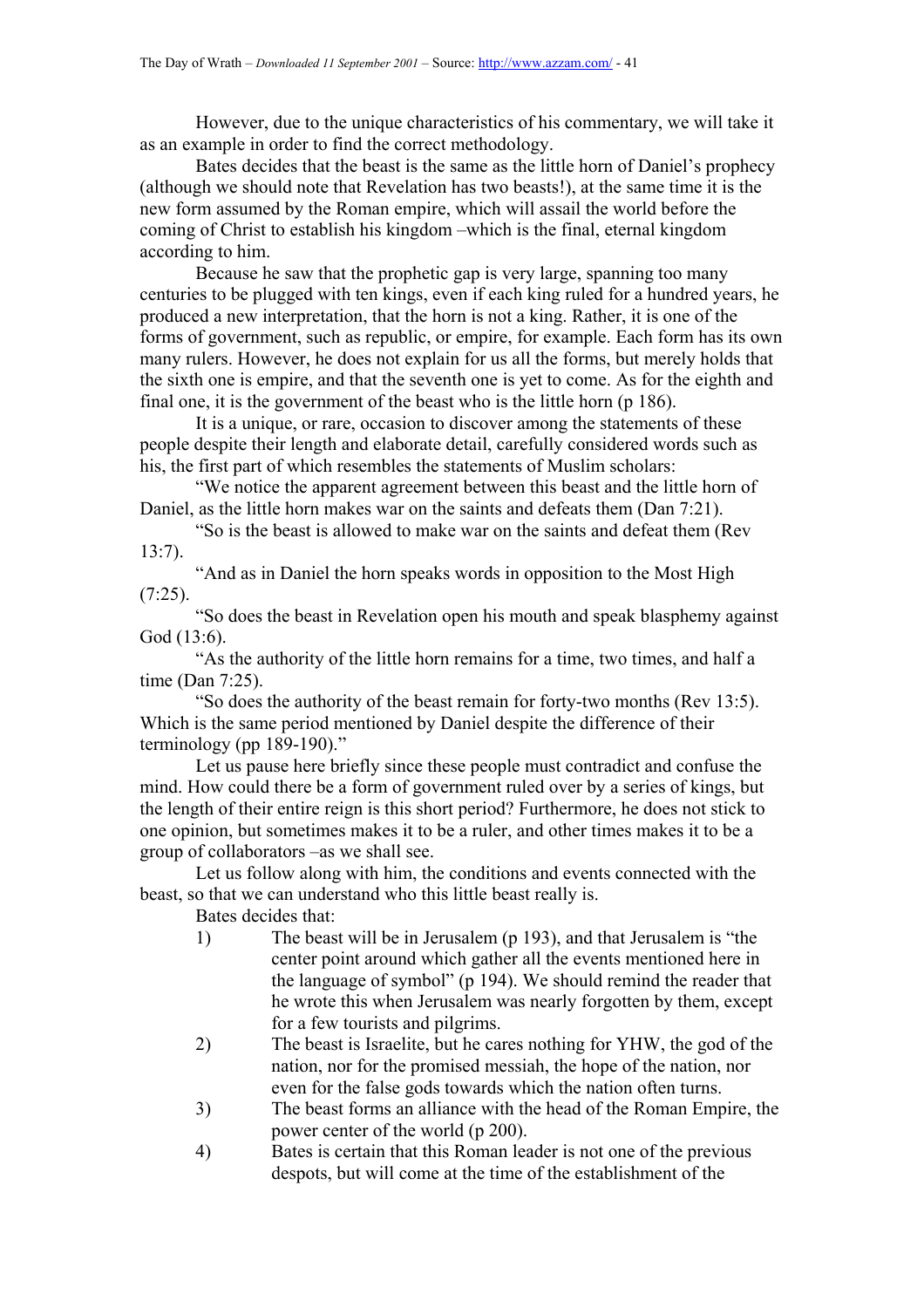However, due to the unique characteristics of his commentary, we will take it as an example in order to find the correct methodology.

Bates decides that the beast is the same as the little horn of Daniel's prophecy (although we should note that Revelation has two beasts!), at the same time it is the new form assumed by the Roman empire, which will assail the world before the coming of Christ to establish his kingdom –which is the final, eternal kingdom according to him.

Because he saw that the prophetic gap is very large, spanning too many centuries to be plugged with ten kings, even if each king ruled for a hundred years, he produced a new interpretation, that the horn is not a king. Rather, it is one of the forms of government, such as republic, or empire, for example. Each form has its own many rulers. However, he does not explain for us all the forms, but merely holds that the sixth one is empire, and that the seventh one is yet to come. As for the eighth and final one, it is the government of the beast who is the little horn (p 186).

It is a unique, or rare, occasion to discover among the statements of these people despite their length and elaborate detail, carefully considered words such as his, the first part of which resembles the statements of Muslim scholars:

"We notice the apparent agreement between this beast and the little horn of Daniel, as the little horn makes war on the saints and defeats them (Dan 7:21).

"So is the beast is allowed to make war on the saints and defeat them (Rev 13:7).

"And as in Daniel the horn speaks words in opposition to the Most High (7:25).

"So does the beast in Revelation open his mouth and speak blasphemy against God (13:6).

"As the authority of the little horn remains for a time, two times, and half a time (Dan 7:25).

"So does the authority of the beast remain for forty-two months (Rev 13:5). Which is the same period mentioned by Daniel despite the difference of their terminology (pp 189-190)."

Let us pause here briefly since these people must contradict and confuse the mind. How could there be a form of government ruled over by a series of kings, but the length of their entire reign is this short period? Furthermore, he does not stick to one opinion, but sometimes makes it to be a ruler, and other times makes it to be a group of collaborators –as we shall see.

Let us follow along with him, the conditions and events connected with the beast, so that we can understand who this little beast really is.

Bates decides that:

1) The beast will be in Jerusalem (p 193), and that Jerusalem is "the center point around which gather all the events mentioned here in the language of symbol" (p 194). We should remind the reader that he wrote this when Jerusalem was nearly forgotten by them, except for a few tourists and pilgrims.
2) The beast is Israelite, but he cares nothing for YHW, the god of the nation, nor for the promised messiah, the hope of the nation, nor even for the false gods towards which the nation often turns.
3) The beast forms an alliance with the head of the Roman Empire, the power center of the world (p 200).
4) Bates is certain that this Roman leader is not one of the previous despots, but will come at the time of the establishment of the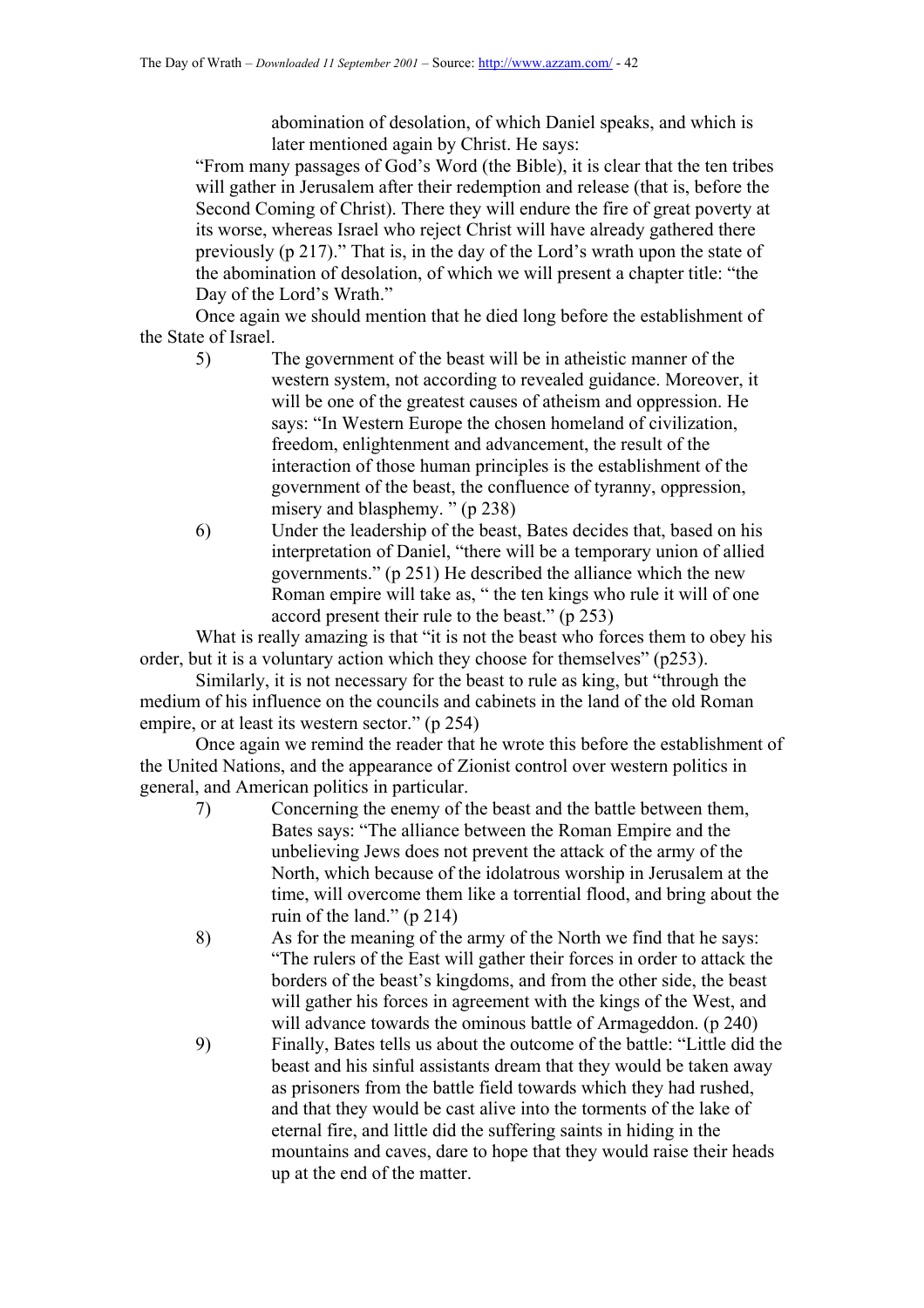abomination of desolation, of which Daniel speaks, and which is later mentioned again by Christ. He says:

"From many passages of God's Word (the Bible), it is clear that the ten tribes will gather in Jerusalem after their redemption and release (that is, before the Second Coming of Christ). There they will endure the fire of great poverty at its worse, whereas Israel who reject Christ will have already gathered there previously (p 217)." That is, in the day of the Lord's wrath upon the state of the abomination of desolation, of which we will present a chapter title: "the Day of the Lord's Wrath."

Once again we should mention that he died long before the establishment of the State of Israel.

5) The government of the beast will be in atheistic manner of the western system, not according to revealed guidance. Moreover, it will be one of the greatest causes of atheism and oppression. He says: "In Western Europe the chosen homeland of civilization, freedom, enlightenment and advancement, the result of the interaction of those human principles is the establishment of the government of the beast, the confluence of tyranny, oppression, misery and blasphemy. " (p 238)

6) Under the leadership of the beast, Bates decides that, based on his interpretation of Daniel, "there will be a temporary union of allied governments." (p 251) He described the alliance which the new Roman empire will take as, " the ten kings who rule it will of one accord present their rule to the beast." (p 253)

What is really amazing is that "it is not the beast who forces them to obey his order, but it is a voluntary action which they choose for themselves" (p253).

Similarly, it is not necessary for the beast to rule as king, but "through the medium of his influence on the councils and cabinets in the land of the old Roman empire, or at least its western sector." (p 254)

Once again we remind the reader that he wrote this before the establishment of the United Nations, and the appearance of Zionist control over western politics in general, and American politics in particular.

7) Concerning the enemy of the beast and the battle between them, Bates says: "The alliance between the Roman Empire and the unbelieving Jews does not prevent the attack of the army of the North, which because of the idolatrous worship in Jerusalem at the time, will overcome them like a torrential flood, and bring about the ruin of the land." (p 214)

8) As for the meaning of the army of the North we find that he says: "The rulers of the East will gather their forces in order to attack the borders of the beast's kingdoms, and from the other side, the beast will gather his forces in agreement with the kings of the West, and will advance towards the ominous battle of Armageddon. (p 240)

9) Finally, Bates tells us about the outcome of the battle: "Little did the beast and his sinful assistants dream that they would be taken away as prisoners from the battle field towards which they had rushed, and that they would be cast alive into the torments of the lake of eternal fire, and little did the suffering saints in hiding in the mountains and caves, dare to hope that they would raise their heads up at the end of the matter.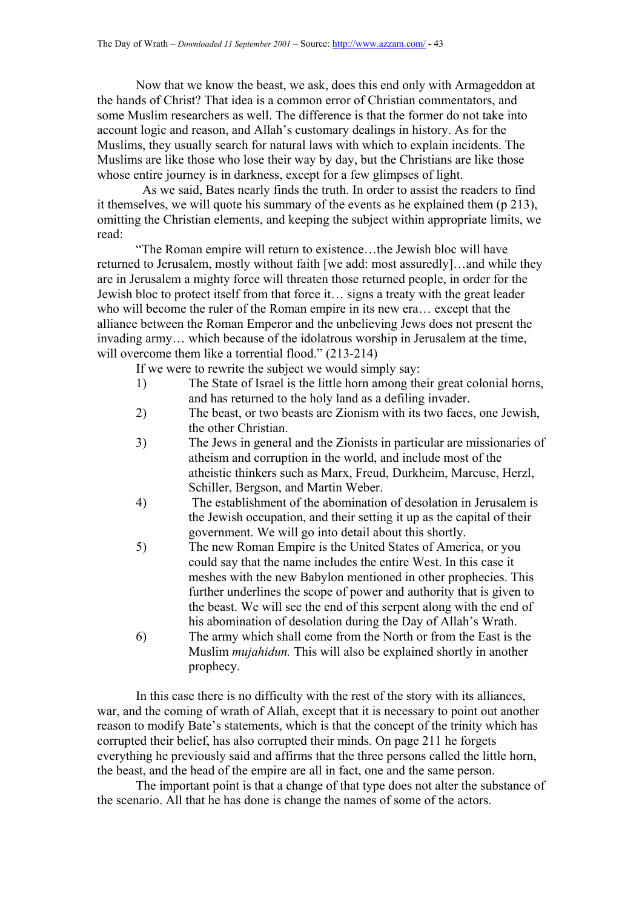Now that we know the beast, we ask, does this end only with Armageddon at the hands of Christ? That idea is a common error of Christian commentators, and some Muslim researchers as well. The difference is that the former do not take into account logic and reason, and Allah's customary dealings in history. As for the Muslims, they usually search for natural laws with which to explain incidents. The Muslims are like those who lose their way by day, but the Christians are like those whose entire journey is in darkness, except for a few glimpses of light.

As we said, Bates nearly finds the truth. In order to assist the readers to find it themselves, we will quote his summary of the events as he explained them (p 213), omitting the Christian elements, and keeping the subject within appropriate limits, we read:

"The Roman empire will return to existence…the Jewish bloc will have returned to Jerusalem, mostly without faith [we add: most assuredly]…and while they are in Jerusalem a mighty force will threaten those returned people, in order for the Jewish bloc to protect itself from that force it… signs a treaty with the great leader who will become the ruler of the Roman empire in its new era… except that the alliance between the Roman Emperor and the unbelieving Jews does not present the invading army… which because of the idolatrous worship in Jerusalem at the time, will overcome them like a torrential flood." (213-214)

If we were to rewrite the subject we would simply say:

1) The State of Israel is the little horn among their great colonial horns, and has returned to the holy land as a defiling invader.
2) The beast, or two beasts are Zionism with its two faces, one Jewish, the other Christian.
3) The Jews in general and the Zionists in particular are missionaries of atheism and corruption in the world, and include most of the atheistic thinkers such as Marx, Freud, Durkheim, Marcuse, Herzl, Schiller, Bergson, and Martin Weber.
4) The establishment of the abomination of desolation in Jerusalem is the Jewish occupation, and their setting it up as the capital of their government. We will go into detail about this shortly.
5) The new Roman Empire is the United States of America, or you could say that the name includes the entire West. In this case it meshes with the new Babylon mentioned in other prophecies. This further underlines the scope of power and authority that is given to the beast. We will see the end of this serpent along with the end of his abomination of desolation during the Day of Allah's Wrath.
6) The army which shall come from the North or from the East is the Muslim *mujahidun.* This will also be explained shortly in another prophecy.

In this case there is no difficulty with the rest of the story with its alliances, war, and the coming of wrath of Allah, except that it is necessary to point out another reason to modify Bate's statements, which is that the concept of the trinity which has corrupted their belief, has also corrupted their minds. On page 211 he forgets everything he previously said and affirms that the three persons called the little horn, the beast, and the head of the empire are all in fact, one and the same person.

The important point is that a change of that type does not alter the substance of the scenario. All that he has done is change the names of some of the actors.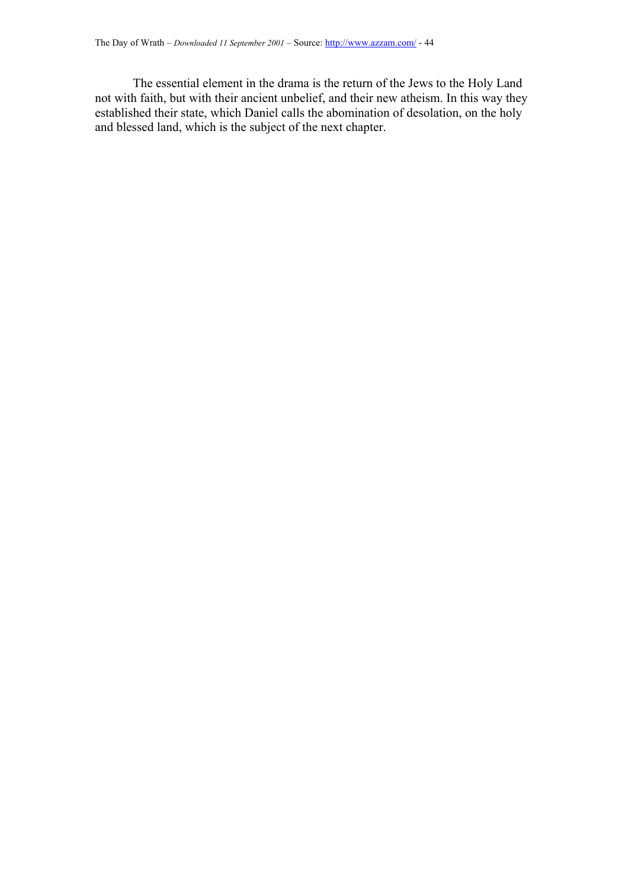The essential element in the drama is the return of the Jews to the Holy Land not with faith, but with their ancient unbelief, and their new atheism. In this way they established their state, which Daniel calls the abomination of desolation, on the holy and blessed land, which is the subject of the next chapter.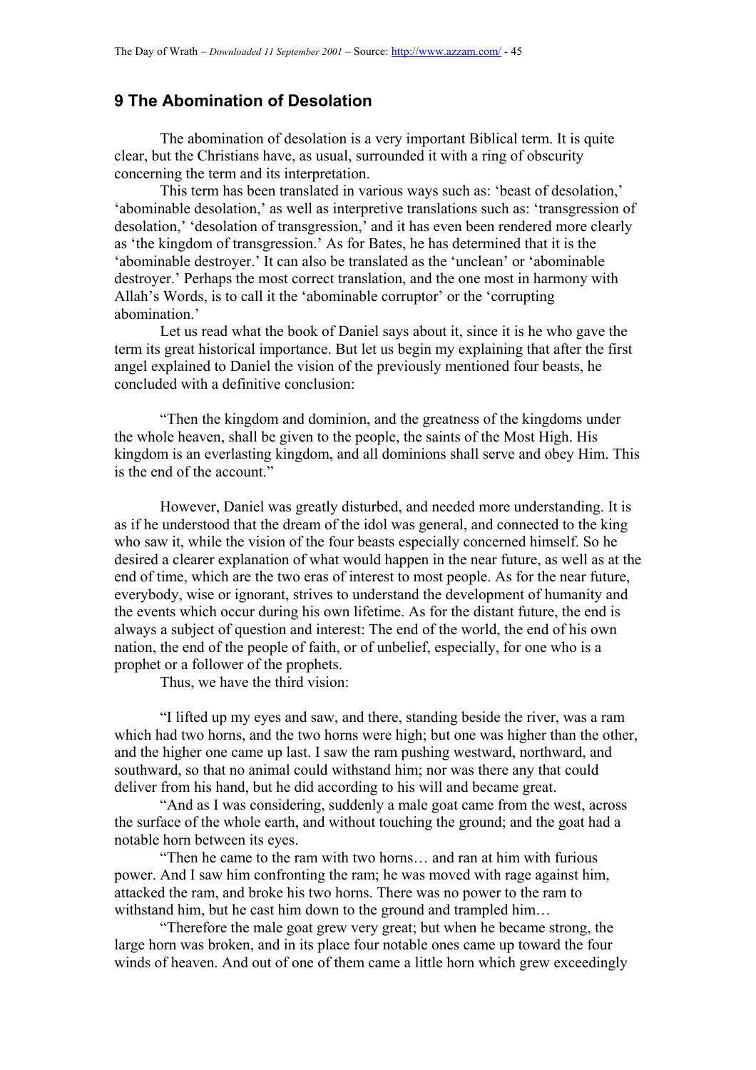## 9 The Abomination of Desolation

The abomination of desolation is a very important Biblical term. It is quite clear, but the Christians have, as usual, surrounded it with a ring of obscurity concerning the term and its interpretation.

This term has been translated in various ways such as: 'beast of desolation,' 'abominable desolation,' as well as interpretive translations such as: 'transgression of desolation,' 'desolation of transgression,' and it has even been rendered more clearly as 'the kingdom of transgression.' As for Bates, he has determined that it is the 'abominable destroyer.' It can also be translated as the 'unclean' or 'abominable destroyer.' Perhaps the most correct translation, and the one most in harmony with Allah's Words, is to call it the 'abominable corruptor' or the 'corrupting abomination.'

Let us read what the book of Daniel says about it, since it is he who gave the term its great historical importance. But let us begin my explaining that after the first angel explained to Daniel the vision of the previously mentioned four beasts, he concluded with a definitive conclusion:

"Then the kingdom and dominion, and the greatness of the kingdoms under the whole heaven, shall be given to the people, the saints of the Most High. His kingdom is an everlasting kingdom, and all dominions shall serve and obey Him. This is the end of the account."

However, Daniel was greatly disturbed, and needed more understanding. It is as if he understood that the dream of the idol was general, and connected to the king who saw it, while the vision of the four beasts especially concerned himself. So he desired a clearer explanation of what would happen in the near future, as well as at the end of time, which are the two eras of interest to most people. As for the near future, everybody, wise or ignorant, strives to understand the development of humanity and the events which occur during his own lifetime. As for the distant future, the end is always a subject of question and interest: The end of the world, the end of his own nation, the end of the people of faith, or of unbelief, especially, for one who is a prophet or a follower of the prophets.

Thus, we have the third vision:

"I lifted up my eyes and saw, and there, standing beside the river, was a ram which had two horns, and the two horns were high; but one was higher than the other, and the higher one came up last. I saw the ram pushing westward, northward, and southward, so that no animal could withstand him; nor was there any that could deliver from his hand, but he did according to his will and became great.

"And as I was considering, suddenly a male goat came from the west, across the surface of the whole earth, and without touching the ground; and the goat had a notable horn between its eyes.

"Then he came to the ram with two horns… and ran at him with furious power. And I saw him confronting the ram; he was moved with rage against him, attacked the ram, and broke his two horns. There was no power to the ram to withstand him, but he cast him down to the ground and trampled him…

"Therefore the male goat grew very great; but when he became strong, the large horn was broken, and in its place four notable ones came up toward the four winds of heaven. And out of one of them came a little horn which grew exceedingly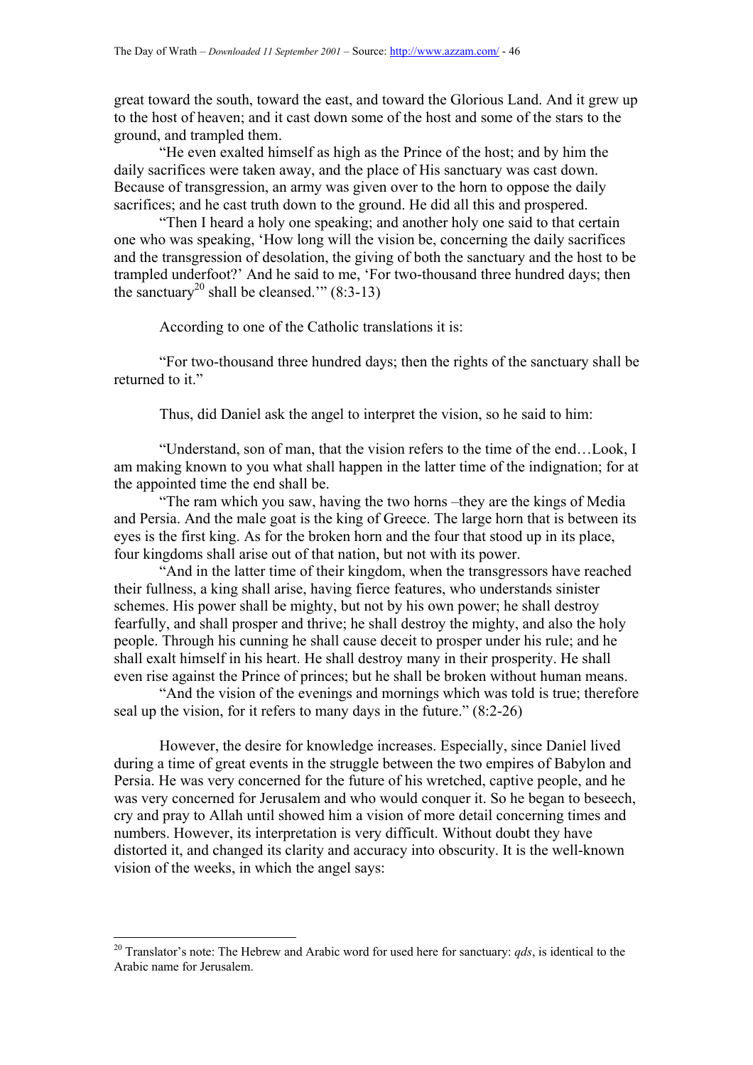great toward the south, toward the east, and toward the Glorious Land. And it grew up to the host of heaven; and it cast down some of the host and some of the stars to the ground, and trampled them.

"He even exalted himself as high as the Prince of the host; and by him the daily sacrifices were taken away, and the place of His sanctuary was cast down. Because of transgression, an army was given over to the horn to oppose the daily sacrifices; and he cast truth down to the ground. He did all this and prospered.

"Then I heard a holy one speaking; and another holy one said to that certain one who was speaking, 'How long will the vision be, concerning the daily sacrifices and the transgression of desolation, the giving of both the sanctuary and the host to be trampled underfoot?' And he said to me, 'For two-thousand three hundred days; then the sanctuary[20] shall be cleansed.'" (8:3-13)

According to one of the Catholic translations it is:

"For two-thousand three hundred days; then the rights of the sanctuary shall be returned to it."

Thus, did Daniel ask the angel to interpret the vision, so he said to him:

"Understand, son of man, that the vision refers to the time of the end…Look, I am making known to you what shall happen in the latter time of the indignation; for at the appointed time the end shall be.

"The ram which you saw, having the two horns –they are the kings of Media and Persia. And the male goat is the king of Greece. The large horn that is between its eyes is the first king. As for the broken horn and the four that stood up in its place, four kingdoms shall arise out of that nation, but not with its power.

"And in the latter time of their kingdom, when the transgressors have reached their fullness, a king shall arise, having fierce features, who understands sinister schemes. His power shall be mighty, but not by his own power; he shall destroy fearfully, and shall prosper and thrive; he shall destroy the mighty, and also the holy people. Through his cunning he shall cause deceit to prosper under his rule; and he shall exalt himself in his heart. He shall destroy many in their prosperity. He shall even rise against the Prince of princes; but he shall be broken without human means.

"And the vision of the evenings and mornings which was told is true; therefore seal up the vision, for it refers to many days in the future." (8:2-26)

However, the desire for knowledge increases. Especially, since Daniel lived during a time of great events in the struggle between the two empires of Babylon and Persia. He was very concerned for the future of his wretched, captive people, and he was very concerned for Jerusalem and who would conquer it. So he began to beseech, cry and pray to Allah until showed him a vision of more detail concerning times and numbers. However, its interpretation is very difficult. Without doubt they have distorted it, and changed its clarity and accuracy into obscurity. It is the well-known vision of the weeks, in which the angel says:

---

[20] Translator's note: The Hebrew and Arabic word for used here for sanctuary: *qds*, is identical to the Arabic name for Jerusalem.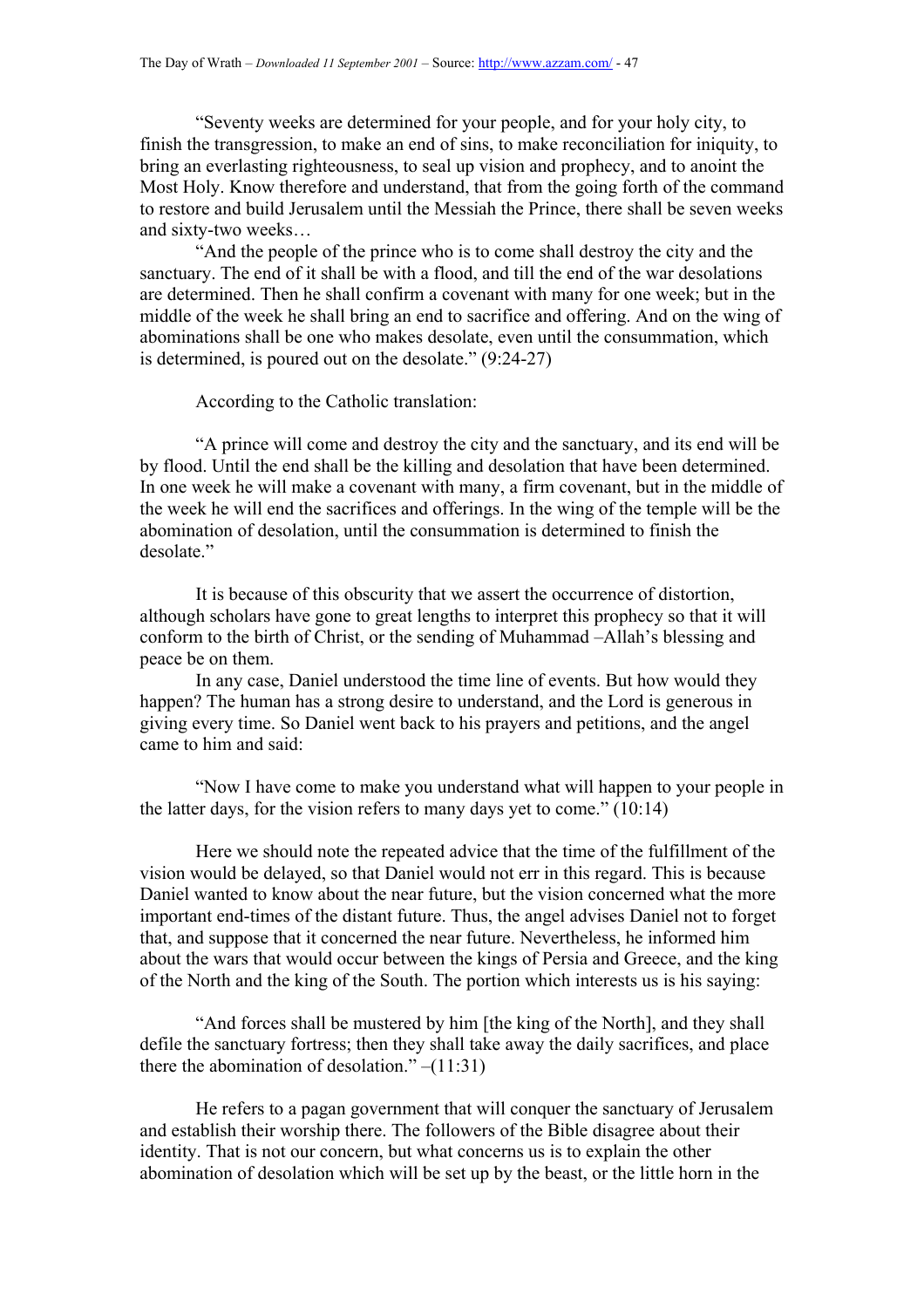"Seventy weeks are determined for your people, and for your holy city, to finish the transgression, to make an end of sins, to make reconciliation for iniquity, to bring an everlasting righteousness, to seal up vision and prophecy, and to anoint the Most Holy. Know therefore and understand, that from the going forth of the command to restore and build Jerusalem until the Messiah the Prince, there shall be seven weeks and sixty-two weeks…

"And the people of the prince who is to come shall destroy the city and the sanctuary. The end of it shall be with a flood, and till the end of the war desolations are determined. Then he shall confirm a covenant with many for one week; but in the middle of the week he shall bring an end to sacrifice and offering. And on the wing of abominations shall be one who makes desolate, even until the consummation, which is determined, is poured out on the desolate." (9:24-27)

According to the Catholic translation:

"A prince will come and destroy the city and the sanctuary, and its end will be by flood. Until the end shall be the killing and desolation that have been determined. In one week he will make a covenant with many, a firm covenant, but in the middle of the week he will end the sacrifices and offerings. In the wing of the temple will be the abomination of desolation, until the consummation is determined to finish the desolate."

It is because of this obscurity that we assert the occurrence of distortion, although scholars have gone to great lengths to interpret this prophecy so that it will conform to the birth of Christ, or the sending of Muhammad –Allah's blessing and peace be on them.

In any case, Daniel understood the time line of events. But how would they happen? The human has a strong desire to understand, and the Lord is generous in giving every time. So Daniel went back to his prayers and petitions, and the angel came to him and said:

"Now I have come to make you understand what will happen to your people in the latter days, for the vision refers to many days yet to come." (10:14)

Here we should note the repeated advice that the time of the fulfillment of the vision would be delayed, so that Daniel would not err in this regard. This is because Daniel wanted to know about the near future, but the vision concerned what the more important end-times of the distant future. Thus, the angel advises Daniel not to forget that, and suppose that it concerned the near future. Nevertheless, he informed him about the wars that would occur between the kings of Persia and Greece, and the king of the North and the king of the South. The portion which interests us is his saying:

"And forces shall be mustered by him [the king of the North], and they shall defile the sanctuary fortress; then they shall take away the daily sacrifices, and place there the abomination of desolation." –(11:31)

He refers to a pagan government that will conquer the sanctuary of Jerusalem and establish their worship there. The followers of the Bible disagree about their identity. That is not our concern, but what concerns us is to explain the other abomination of desolation which will be set up by the beast, or the little horn in the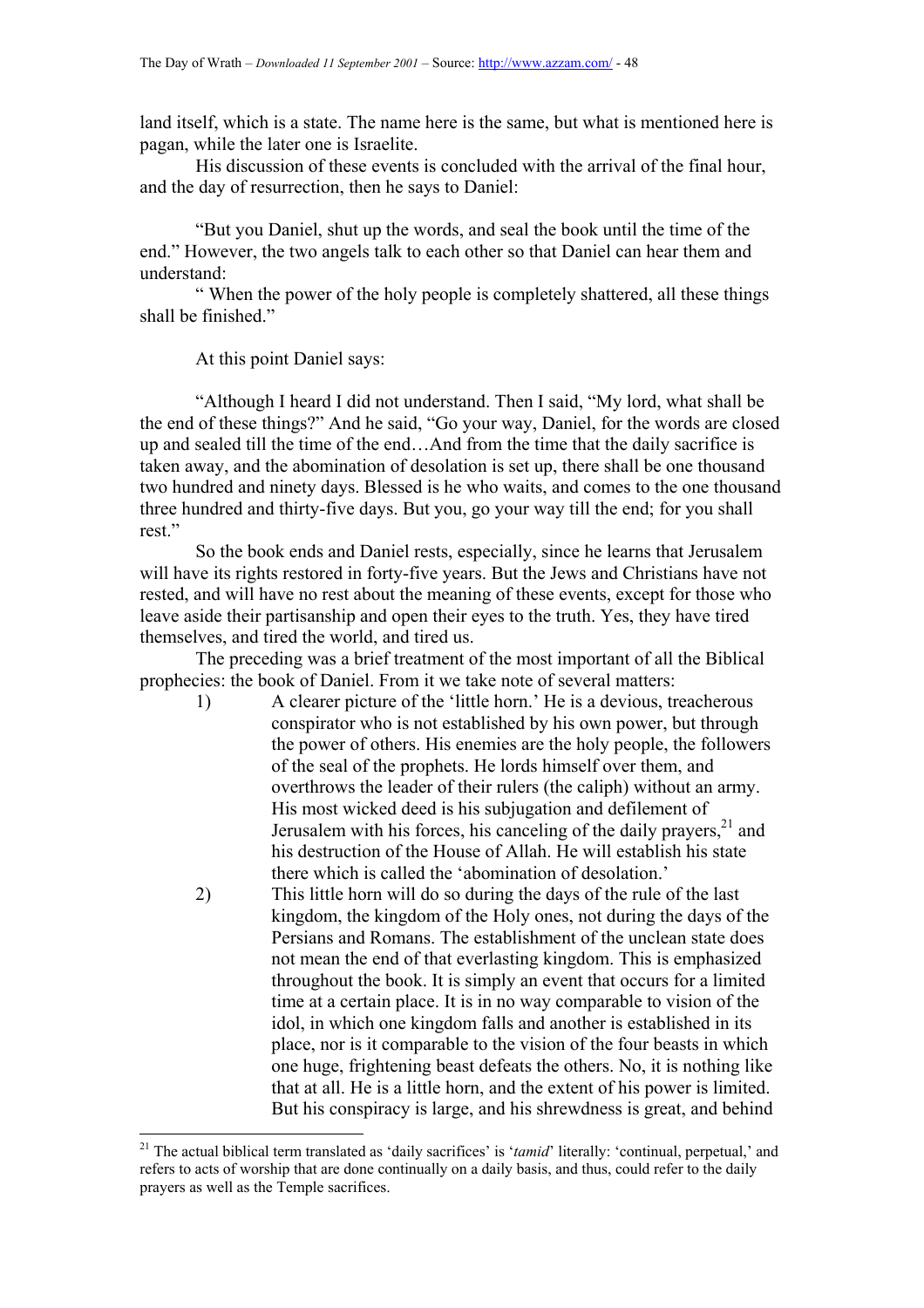land itself, which is a state. The name here is the same, but what is mentioned here is pagan, while the later one is Israelite.

His discussion of these events is concluded with the arrival of the final hour, and the day of resurrection, then he says to Daniel:

> "But you Daniel, shut up the words, and seal the book until the time of the end." However, the two angels talk to each other so that Daniel can hear them and understand:
>
> " When the power of the holy people is completely shattered, all these things shall be finished."

At this point Daniel says:

> "Although I heard I did not understand. Then I said, "My lord, what shall be the end of these things?" And he said, "Go your way, Daniel, for the words are closed up and sealed till the time of the end…And from the time that the daily sacrifice is taken away, and the abomination of desolation is set up, there shall be one thousand two hundred and ninety days. Blessed is he who waits, and comes to the one thousand three hundred and thirty-five days. But you, go your way till the end; for you shall rest."

So the book ends and Daniel rests, especially, since he learns that Jerusalem will have its rights restored in forty-five years. But the Jews and Christians have not rested, and will have no rest about the meaning of these events, except for those who leave aside their partisanship and open their eyes to the truth. Yes, they have tired themselves, and tired the world, and tired us.

The preceding was a brief treatment of the most important of all the Biblical prophecies: the book of Daniel. From it we take note of several matters:

1) A clearer picture of the 'little horn.' He is a devious, treacherous conspirator who is not established by his own power, but through the power of others. His enemies are the holy people, the followers of the seal of the prophets. He lords himself over them, and overthrows the leader of their rulers (the caliph) without an army. His most wicked deed is his subjugation and defilement of Jerusalem with his forces, his canceling of the daily prayers,[21] and his destruction of the House of Allah. He will establish his state there which is called the 'abomination of desolation.'
2) This little horn will do so during the days of the rule of the last kingdom, the kingdom of the Holy ones, not during the days of the Persians and Romans. The establishment of the unclean state does not mean the end of that everlasting kingdom. This is emphasized throughout the book. It is simply an event that occurs for a limited time at a certain place. It is in no way comparable to vision of the idol, in which one kingdom falls and another is established in its place, nor is it comparable to the vision of the four beasts in which one huge, frightening beast defeats the others. No, it is nothing like that at all. He is a little horn, and the extent of his power is limited. But his conspiracy is large, and his shrewdness is great, and behind

---

[21] The actual biblical term translated as 'daily sacrifices' is '*tamid*' literally: 'continual, perpetual,' and refers to acts of worship that are done continually on a daily basis, and thus, could refer to the daily prayers as well as the Temple sacrifices.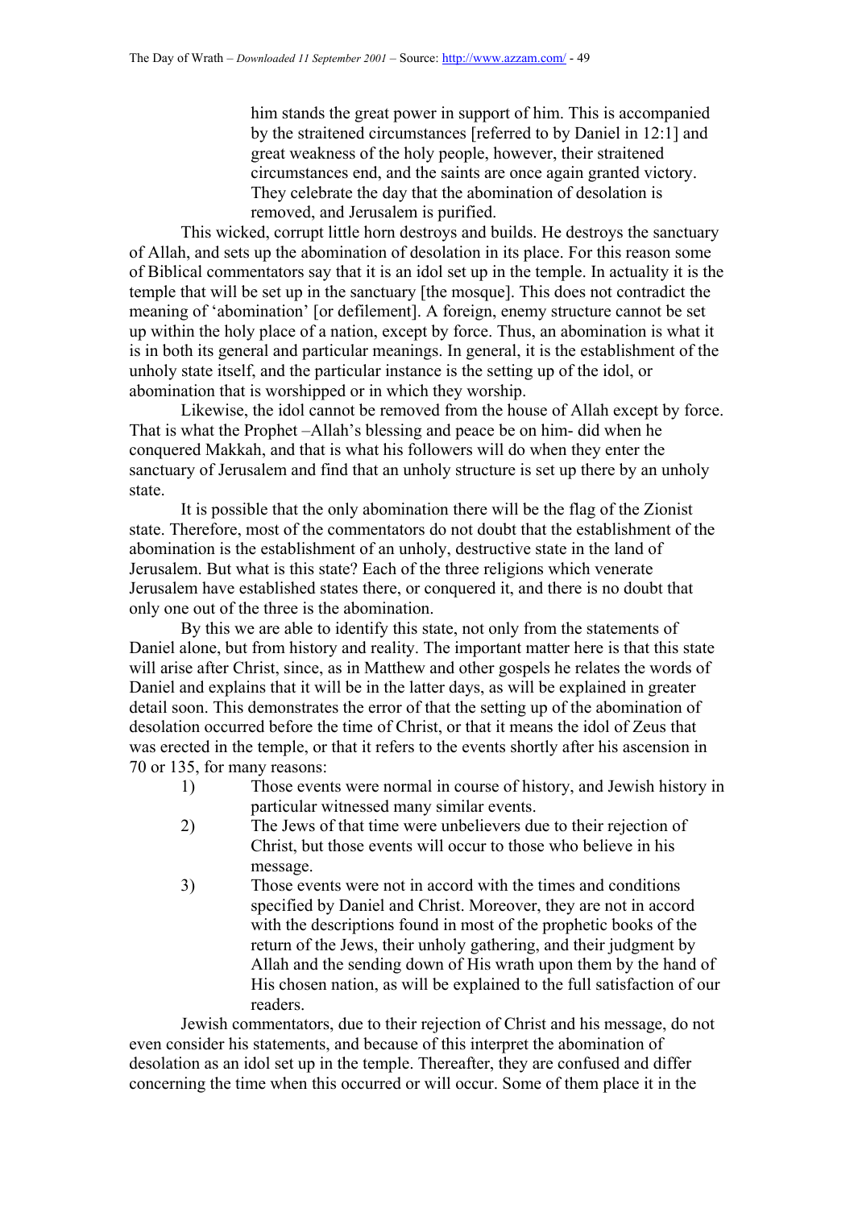> him stands the great power in support of him. This is accompanied by the straitened circumstances [referred to by Daniel in 12:1] and great weakness of the holy people, however, their straitened circumstances end, and the saints are once again granted victory. They celebrate the day that the abomination of desolation is removed, and Jerusalem is purified.

This wicked, corrupt little horn destroys and builds. He destroys the sanctuary of Allah, and sets up the abomination of desolation in its place. For this reason some of Biblical commentators say that it is an idol set up in the temple. In actuality it is the temple that will be set up in the sanctuary [the mosque]. This does not contradict the meaning of 'abomination' [or defilement]. A foreign, enemy structure cannot be set up within the holy place of a nation, except by force. Thus, an abomination is what it is in both its general and particular meanings. In general, it is the establishment of the unholy state itself, and the particular instance is the setting up of the idol, or abomination that is worshipped or in which they worship.

Likewise, the idol cannot be removed from the house of Allah except by force. That is what the Prophet –Allah's blessing and peace be on him- did when he conquered Makkah, and that is what his followers will do when they enter the sanctuary of Jerusalem and find that an unholy structure is set up there by an unholy state.

It is possible that the only abomination there will be the flag of the Zionist state. Therefore, most of the commentators do not doubt that the establishment of the abomination is the establishment of an unholy, destructive state in the land of Jerusalem. But what is this state? Each of the three religions which venerate Jerusalem have established states there, or conquered it, and there is no doubt that only one out of the three is the abomination.

By this we are able to identify this state, not only from the statements of Daniel alone, but from history and reality. The important matter here is that this state will arise after Christ, since, as in Matthew and other gospels he relates the words of Daniel and explains that it will be in the latter days, as will be explained in greater detail soon. This demonstrates the error of that the setting up of the abomination of desolation occurred before the time of Christ, or that it means the idol of Zeus that was erected in the temple, or that it refers to the events shortly after his ascension in 70 or 135, for many reasons:

1) Those events were normal in course of history, and Jewish history in particular witnessed many similar events.
2) The Jews of that time were unbelievers due to their rejection of Christ, but those events will occur to those who believe in his message.
3) Those events were not in accord with the times and conditions specified by Daniel and Christ. Moreover, they are not in accord with the descriptions found in most of the prophetic books of the return of the Jews, their unholy gathering, and their judgment by Allah and the sending down of His wrath upon them by the hand of His chosen nation, as will be explained to the full satisfaction of our readers.

Jewish commentators, due to their rejection of Christ and his message, do not even consider his statements, and because of this interpret the abomination of desolation as an idol set up in the temple. Thereafter, they are confused and differ concerning the time when this occurred or will occur. Some of them place it in the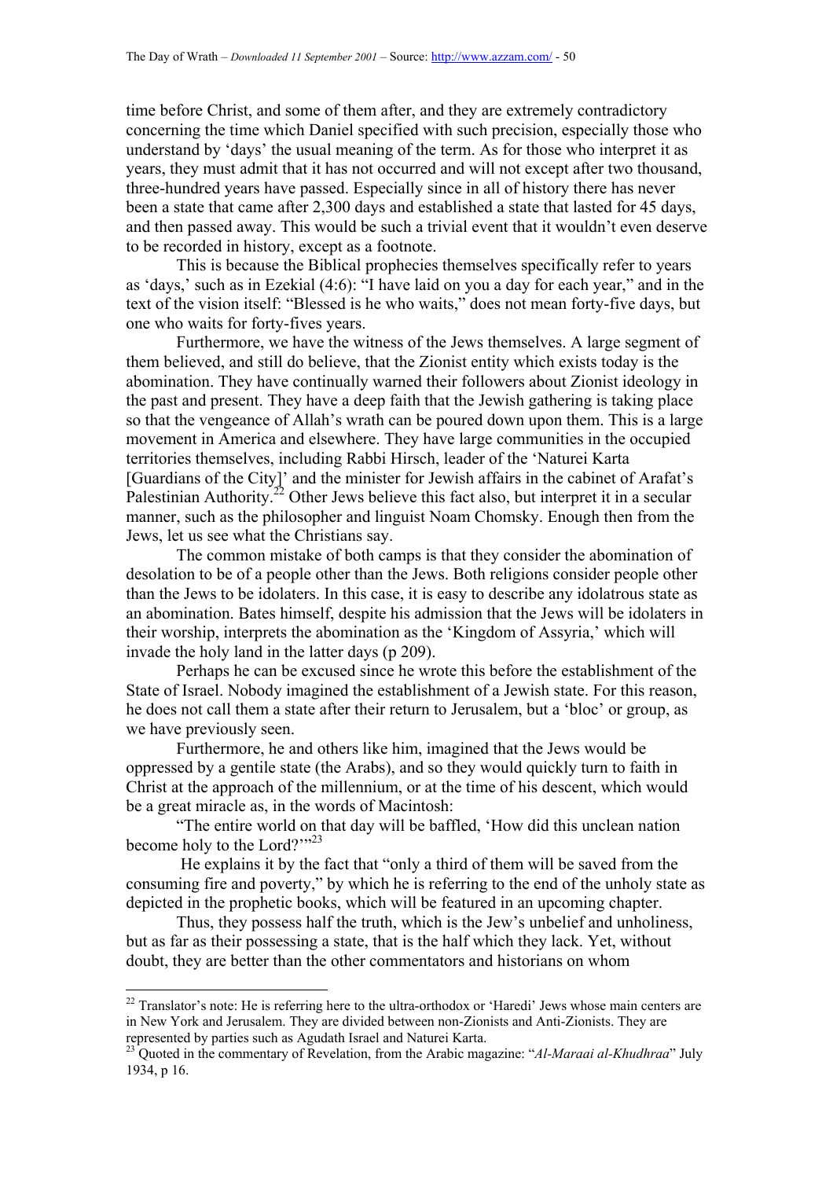time before Christ, and some of them after, and they are extremely contradictory concerning the time which Daniel specified with such precision, especially those who understand by 'days' the usual meaning of the term. As for those who interpret it as years, they must admit that it has not occurred and will not except after two thousand, three-hundred years have passed. Especially since in all of history there has never been a state that came after 2,300 days and established a state that lasted for 45 days, and then passed away. This would be such a trivial event that it wouldn't even deserve to be recorded in history, except as a footnote.

This is because the Biblical prophecies themselves specifically refer to years as 'days,' such as in Ezekial (4:6): "I have laid on you a day for each year," and in the text of the vision itself: "Blessed is he who waits," does not mean forty-five days, but one who waits for forty-fives years.

Furthermore, we have the witness of the Jews themselves. A large segment of them believed, and still do believe, that the Zionist entity which exists today is the abomination. They have continually warned their followers about Zionist ideology in the past and present. They have a deep faith that the Jewish gathering is taking place so that the vengeance of Allah's wrath can be poured down upon them. This is a large movement in America and elsewhere. They have large communities in the occupied territories themselves, including Rabbi Hirsch, leader of the 'Naturei Karta [Guardians of the City]' and the minister for Jewish affairs in the cabinet of Arafat's Palestinian Authority.[22] Other Jews believe this fact also, but interpret it in a secular manner, such as the philosopher and linguist Noam Chomsky. Enough then from the Jews, let us see what the Christians say.

The common mistake of both camps is that they consider the abomination of desolation to be of a people other than the Jews. Both religions consider people other than the Jews to be idolaters. In this case, it is easy to describe any idolatrous state as an abomination. Bates himself, despite his admission that the Jews will be idolaters in their worship, interprets the abomination as the 'Kingdom of Assyria,' which will invade the holy land in the latter days (p 209).

Perhaps he can be excused since he wrote this before the establishment of the State of Israel. Nobody imagined the establishment of a Jewish state. For this reason, he does not call them a state after their return to Jerusalem, but a 'bloc' or group, as we have previously seen.

Furthermore, he and others like him, imagined that the Jews would be oppressed by a gentile state (the Arabs), and so they would quickly turn to faith in Christ at the approach of the millennium, or at the time of his descent, which would be a great miracle as, in the words of Macintosh:

"The entire world on that day will be baffled, 'How did this unclean nation become holy to the Lord?'"[23]

He explains it by the fact that "only a third of them will be saved from the consuming fire and poverty," by which he is referring to the end of the unholy state as depicted in the prophetic books, which will be featured in an upcoming chapter.

Thus, they possess half the truth, which is the Jew's unbelief and unholiness, but as far as their possessing a state, that is the half which they lack. Yet, without doubt, they are better than the other commentators and historians on whom

---

[22] Translator's note: He is referring here to the ultra-orthodox or 'Haredi' Jews whose main centers are in New York and Jerusalem. They are divided between non-Zionists and Anti-Zionists. They are represented by parties such as Agudath Israel and Naturei Karta.

[23] Quoted in the commentary of Revelation, from the Arabic magazine: "*Al-Maraai al-Khudhraa*" July 1934, p 16.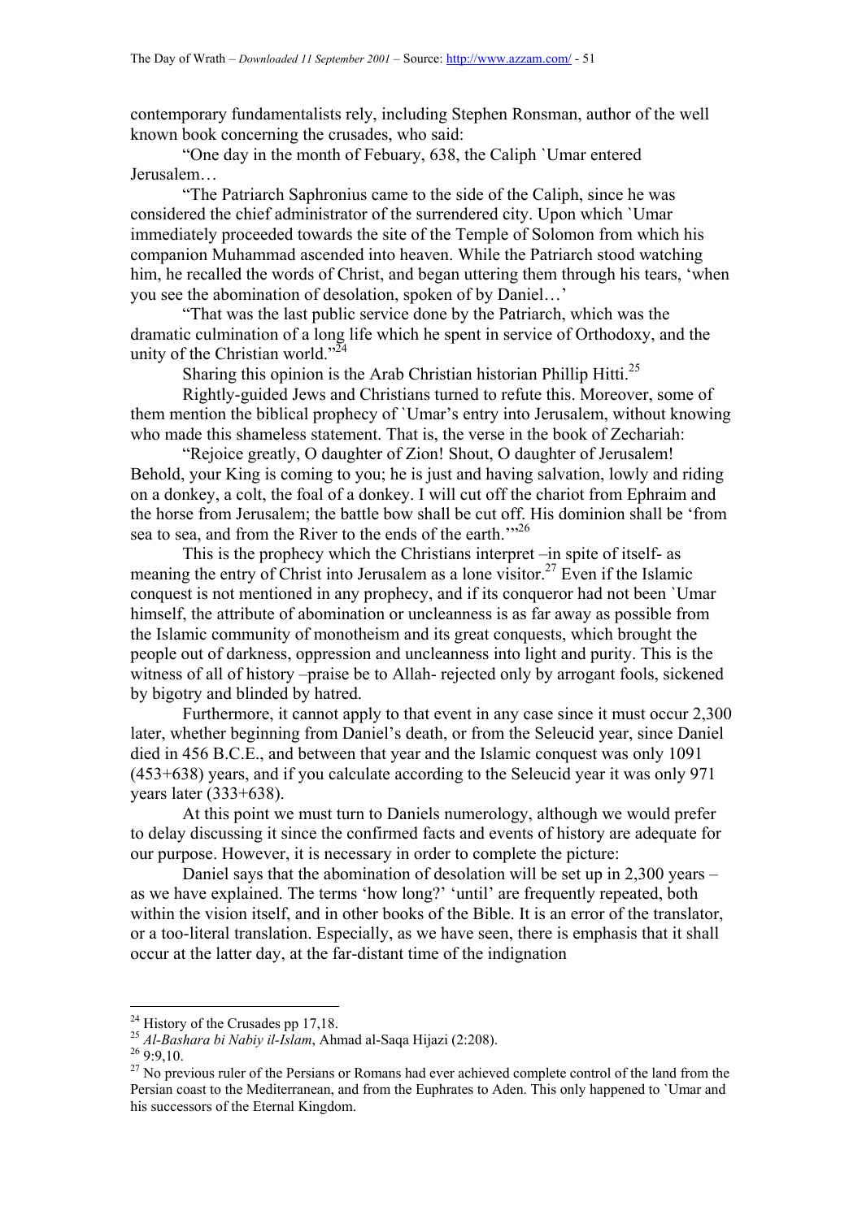contemporary fundamentalists rely, including Stephen Ronsman, author of the well known book concerning the crusades, who said:

"One day in the month of Febuary, 638, the Caliph `Umar entered Jerusalem…

"The Patriarch Saphronius came to the side of the Caliph, since he was considered the chief administrator of the surrendered city. Upon which `Umar immediately proceeded towards the site of the Temple of Solomon from which his companion Muhammad ascended into heaven. While the Patriarch stood watching him, he recalled the words of Christ, and began uttering them through his tears, 'when you see the abomination of desolation, spoken of by Daniel…'

"That was the last public service done by the Patriarch, which was the dramatic culmination of a long life which he spent in service of Orthodoxy, and the unity of the Christian world."[24]

Sharing this opinion is the Arab Christian historian Phillip Hitti.[25]

Rightly-guided Jews and Christians turned to refute this. Moreover, some of them mention the biblical prophecy of `Umar's entry into Jerusalem, without knowing who made this shameless statement. That is, the verse in the book of Zechariah:

"Rejoice greatly, O daughter of Zion! Shout, O daughter of Jerusalem! Behold, your King is coming to you; he is just and having salvation, lowly and riding on a donkey, a colt, the foal of a donkey. I will cut off the chariot from Ephraim and the horse from Jerusalem; the battle bow shall be cut off. His dominion shall be 'from sea to sea, and from the River to the ends of the earth.'"[26]

This is the prophecy which the Christians interpret –in spite of itself- as meaning the entry of Christ into Jerusalem as a lone visitor.[27] Even if the Islamic conquest is not mentioned in any prophecy, and if its conqueror had not been `Umar himself, the attribute of abomination or uncleanness is as far away as possible from the Islamic community of monotheism and its great conquests, which brought the people out of darkness, oppression and uncleanness into light and purity. This is the witness of all of history –praise be to Allah- rejected only by arrogant fools, sickened by bigotry and blinded by hatred.

Furthermore, it cannot apply to that event in any case since it must occur 2,300 later, whether beginning from Daniel's death, or from the Seleucid year, since Daniel died in 456 B.C.E., and between that year and the Islamic conquest was only 1091 (453+638) years, and if you calculate according to the Seleucid year it was only 971 years later (333+638).

At this point we must turn to Daniels numerology, although we would prefer to delay discussing it since the confirmed facts and events of history are adequate for our purpose. However, it is necessary in order to complete the picture:

Daniel says that the abomination of desolation will be set up in 2,300 years – as we have explained. The terms 'how long?' 'until' are frequently repeated, both within the vision itself, and in other books of the Bible. It is an error of the translator, or a too-literal translation. Especially, as we have seen, there is emphasis that it shall occur at the latter day, at the far-distant time of the indignation

---

[24] History of the Crusades pp 17,18.

[25] *Al-Bashara bi Nabiy il-Islam*, Ahmad al-Saqa Hijazi (2:208).

[26] 9:9,10.

[27] No previous ruler of the Persians or Romans had ever achieved complete control of the land from the Persian coast to the Mediterranean, and from the Euphrates to Aden. This only happened to `Umar and his successors of the Eternal Kingdom.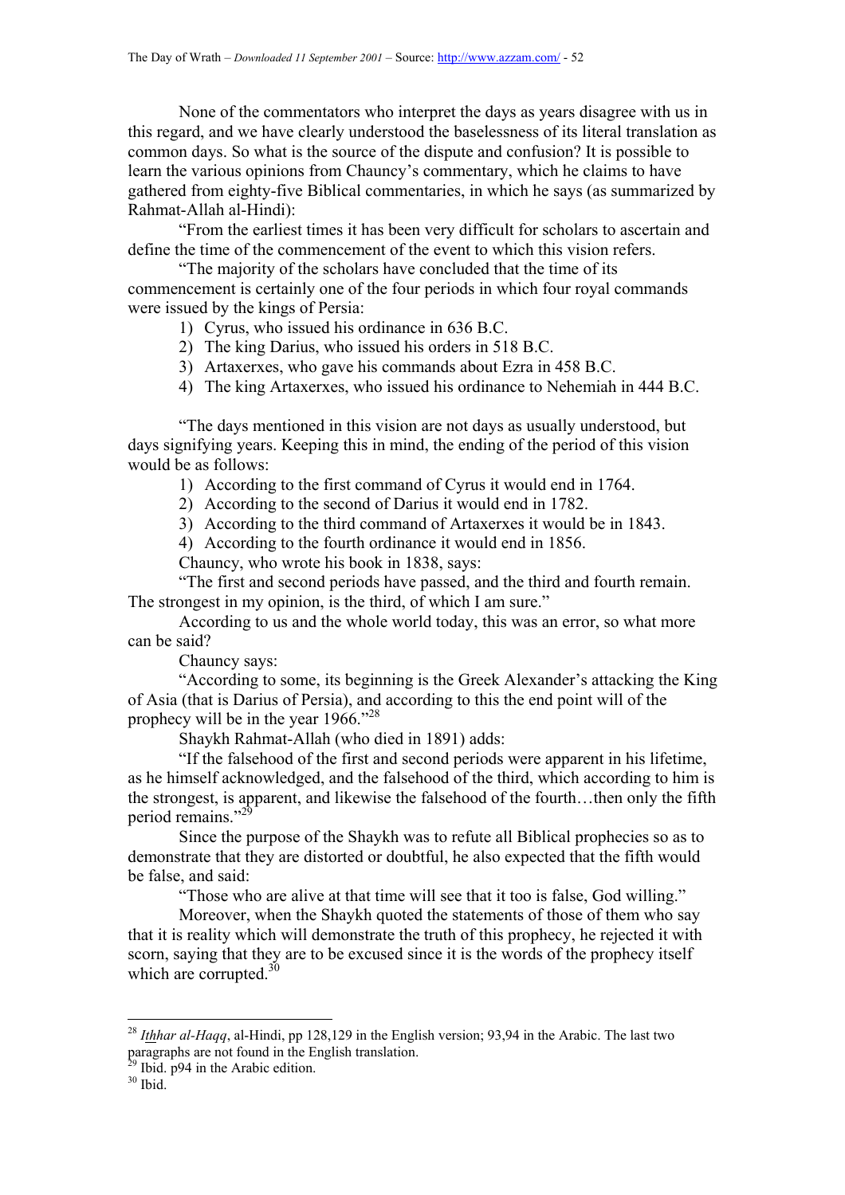None of the commentators who interpret the days as years disagree with us in this regard, and we have clearly understood the baselessness of its literal translation as common days. So what is the source of the dispute and confusion? It is possible to learn the various opinions from Chauncy's commentary, which he claims to have gathered from eighty-five Biblical commentaries, in which he says (as summarized by Rahmat-Allah al-Hindi):

"From the earliest times it has been very difficult for scholars to ascertain and define the time of the commencement of the event to which this vision refers.

"The majority of the scholars have concluded that the time of its commencement is certainly one of the four periods in which four royal commands were issued by the kings of Persia:

1) Cyrus, who issued his ordinance in 636 B.C.
2) The king Darius, who issued his orders in 518 B.C.
3) Artaxerxes, who gave his commands about Ezra in 458 B.C.
4) The king Artaxerxes, who issued his ordinance to Nehemiah in 444 B.C.

"The days mentioned in this vision are not days as usually understood, but days signifying years. Keeping this in mind, the ending of the period of this vision would be as follows:

1) According to the first command of Cyrus it would end in 1764.
2) According to the second of Darius it would end in 1782.
3) According to the third command of Artaxerxes it would be in 1843.
4) According to the fourth ordinance it would end in 1856.

Chauncy, who wrote his book in 1838, says:

"The first and second periods have passed, and the third and fourth remain. The strongest in my opinion, is the third, of which I am sure."

According to us and the whole world today, this was an error, so what more can be said?

Chauncy says:

"According to some, its beginning is the Greek Alexander's attacking the King of Asia (that is Darius of Persia), and according to this the end point will of the prophecy will be in the year 1966."[28]

Shaykh Rahmat-Allah (who died in 1891) adds:

"If the falsehood of the first and second periods were apparent in his lifetime, as he himself acknowledged, and the falsehood of the third, which according to him is the strongest, is apparent, and likewise the falsehood of the fourth…then only the fifth period remains."[29]

Since the purpose of the Shaykh was to refute all Biblical prophecies so as to demonstrate that they are distorted or doubtful, he also expected that the fifth would be false, and said:

"Those who are alive at that time will see that it too is false, God willing."

Moreover, when the Shaykh quoted the statements of those of them who say that it is reality which will demonstrate the truth of this prophecy, he rejected it with scorn, saying that they are to be excused since it is the words of the prophecy itself which are corrupted.[30]

---

[28] *Ithhar al-Haqq*, al-Hindi, pp 128,129 in the English version; 93,94 in the Arabic. The last two paragraphs are not found in the English translation.

[29] Ibid. p94 in the Arabic edition.

[30] Ibid.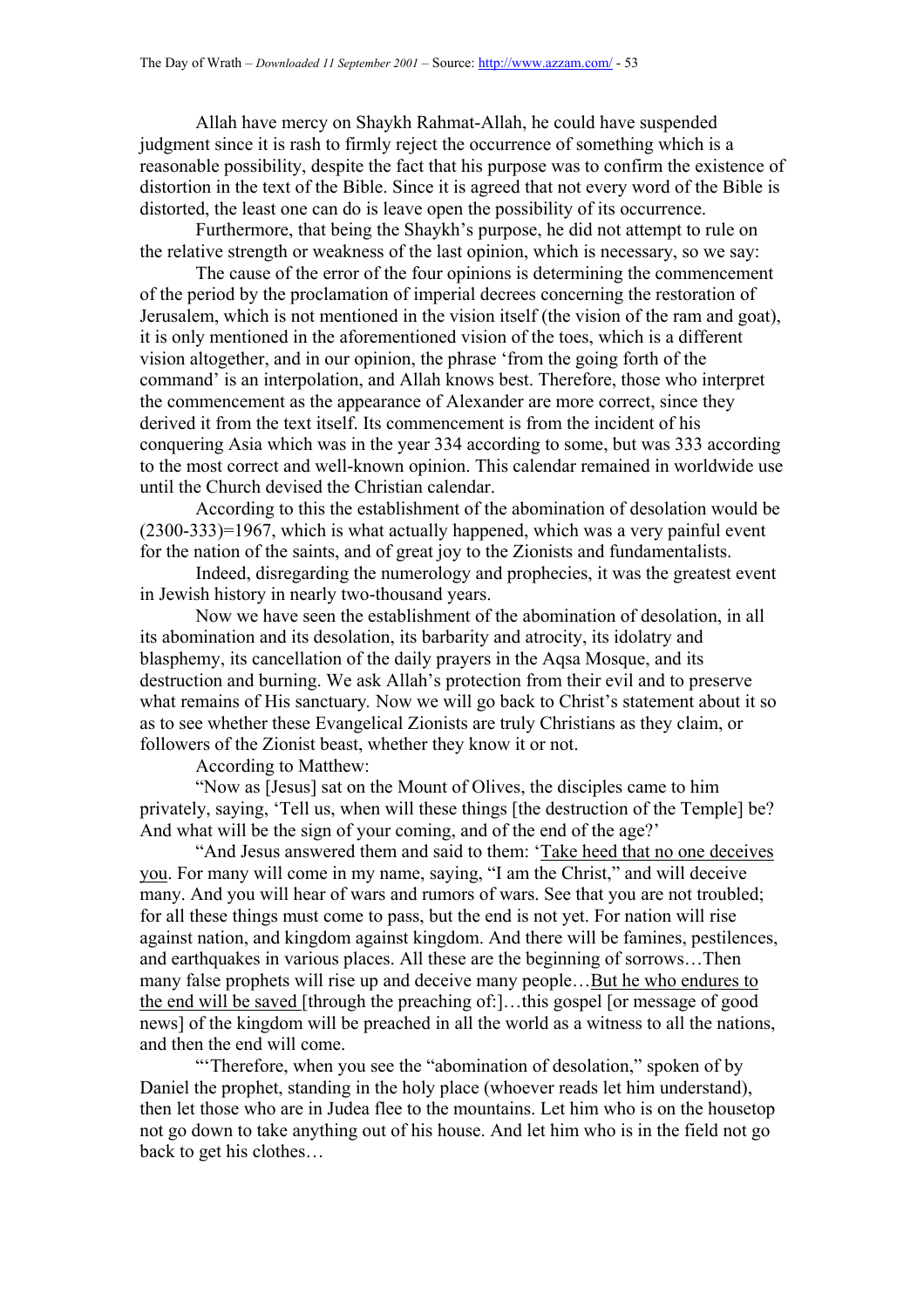Allah have mercy on Shaykh Rahmat-Allah, he could have suspended judgment since it is rash to firmly reject the occurrence of something which is a reasonable possibility, despite the fact that his purpose was to confirm the existence of distortion in the text of the Bible. Since it is agreed that not every word of the Bible is distorted, the least one can do is leave open the possibility of its occurrence.

Furthermore, that being the Shaykh's purpose, he did not attempt to rule on the relative strength or weakness of the last opinion, which is necessary, so we say:

The cause of the error of the four opinions is determining the commencement of the period by the proclamation of imperial decrees concerning the restoration of Jerusalem, which is not mentioned in the vision itself (the vision of the ram and goat), it is only mentioned in the aforementioned vision of the toes, which is a different vision altogether, and in our opinion, the phrase 'from the going forth of the command' is an interpolation, and Allah knows best. Therefore, those who interpret the commencement as the appearance of Alexander are more correct, since they derived it from the text itself. Its commencement is from the incident of his conquering Asia which was in the year 334 according to some, but was 333 according to the most correct and well-known opinion. This calendar remained in worldwide use until the Church devised the Christian calendar.

According to this the establishment of the abomination of desolation would be (2300-333)=1967, which is what actually happened, which was a very painful event for the nation of the saints, and of great joy to the Zionists and fundamentalists.

Indeed, disregarding the numerology and prophecies, it was the greatest event in Jewish history in nearly two-thousand years.

Now we have seen the establishment of the abomination of desolation, in all its abomination and its desolation, its barbarity and atrocity, its idolatry and blasphemy, its cancellation of the daily prayers in the Aqsa Mosque, and its destruction and burning. We ask Allah's protection from their evil and to preserve what remains of His sanctuary. Now we will go back to Christ's statement about it so as to see whether these Evangelical Zionists are truly Christians as they claim, or followers of the Zionist beast, whether they know it or not.

According to Matthew:

"Now as [Jesus] sat on the Mount of Olives, the disciples came to him privately, saying, 'Tell us, when will these things [the destruction of the Temple] be? And what will be the sign of your coming, and of the end of the age?'

"And Jesus answered them and said to them: '<u>Take heed that no one deceives you</u>. For many will come in my name, saying, "I am the Christ," and will deceive many. And you will hear of wars and rumors of wars. See that you are not troubled; for all these things must come to pass, but the end is not yet. For nation will rise against nation, and kingdom against kingdom. And there will be famines, pestilences, and earthquakes in various places. All these are the beginning of sorrows…Then many false prophets will rise up and deceive many people…<u>But he who endures to the end will be saved</u> [through the preaching of:]…this gospel [or message of good news] of the kingdom will be preached in all the world as a witness to all the nations, and then the end will come.

"'Therefore, when you see the "abomination of desolation," spoken of by Daniel the prophet, standing in the holy place (whoever reads let him understand), then let those who are in Judea flee to the mountains. Let him who is on the housetop not go down to take anything out of his house. And let him who is in the field not go back to get his clothes…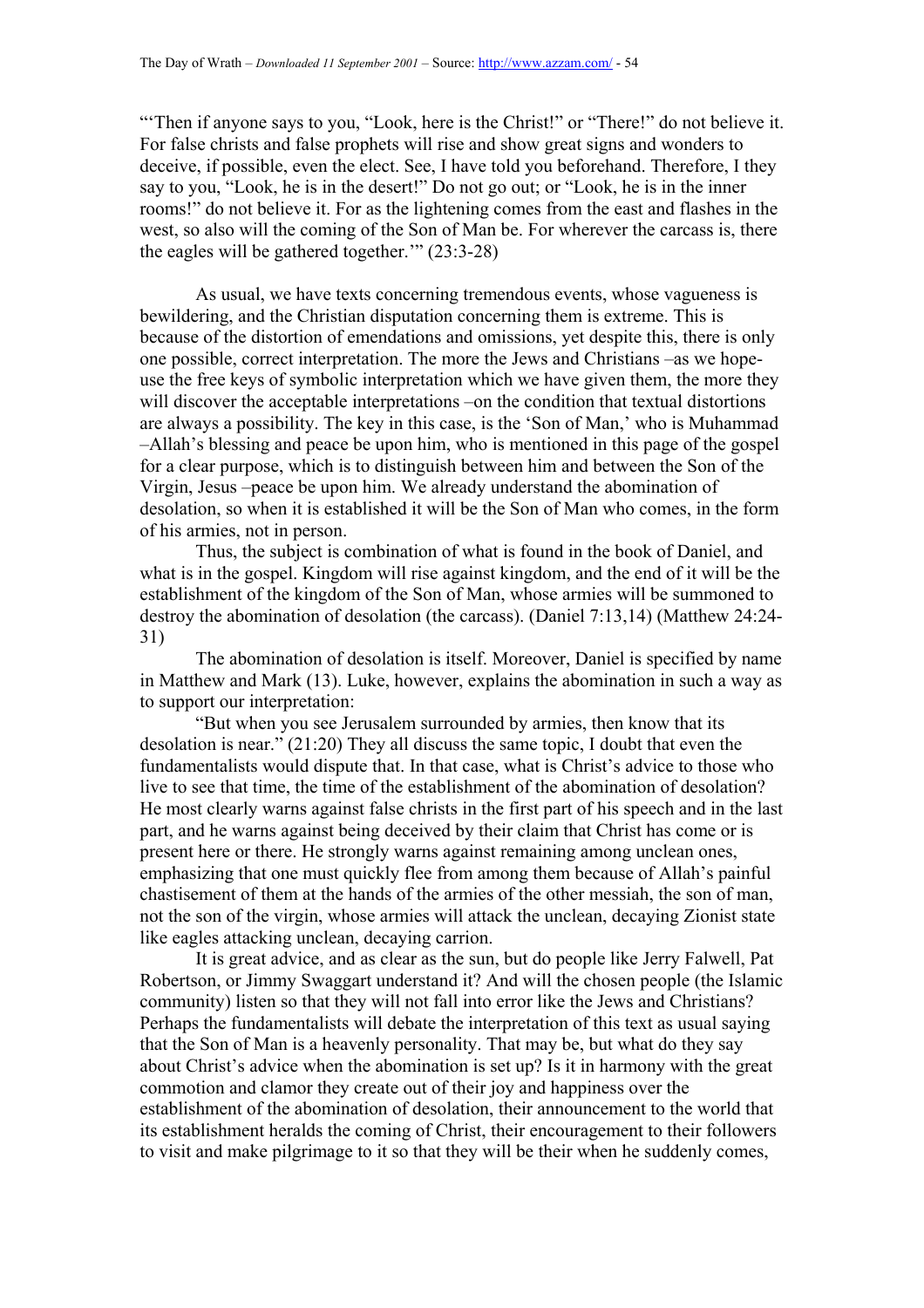"'Then if anyone says to you, "Look, here is the Christ!" or "There!" do not believe it. For false christs and false prophets will rise and show great signs and wonders to deceive, if possible, even the elect. See, I have told you beforehand. Therefore, I they say to you, "Look, he is in the desert!" Do not go out; or "Look, he is in the inner rooms!" do not believe it. For as the lightening comes from the east and flashes in the west, so also will the coming of the Son of Man be. For wherever the carcass is, there the eagles will be gathered together.'" (23:3-28)

As usual, we have texts concerning tremendous events, whose vagueness is bewildering, and the Christian disputation concerning them is extreme. This is because of the distortion of emendations and omissions, yet despite this, there is only one possible, correct interpretation. The more the Jews and Christians –as we hope- use the free keys of symbolic interpretation which we have given them, the more they will discover the acceptable interpretations –on the condition that textual distortions are always a possibility. The key in this case, is the 'Son of Man,' who is Muhammad –Allah's blessing and peace be upon him, who is mentioned in this page of the gospel for a clear purpose, which is to distinguish between him and between the Son of the Virgin, Jesus –peace be upon him. We already understand the abomination of desolation, so when it is established it will be the Son of Man who comes, in the form of his armies, not in person.

Thus, the subject is combination of what is found in the book of Daniel, and what is in the gospel. Kingdom will rise against kingdom, and the end of it will be the establishment of the kingdom of the Son of Man, whose armies will be summoned to destroy the abomination of desolation (the carcass). (Daniel 7:13,14) (Matthew 24:24-31)

The abomination of desolation is itself. Moreover, Daniel is specified by name in Matthew and Mark (13). Luke, however, explains the abomination in such a way as to support our interpretation:

"But when you see Jerusalem surrounded by armies, then know that its desolation is near." (21:20) They all discuss the same topic, I doubt that even the fundamentalists would dispute that. In that case, what is Christ's advice to those who live to see that time, the time of the establishment of the abomination of desolation? He most clearly warns against false christs in the first part of his speech and in the last part, and he warns against being deceived by their claim that Christ has come or is present here or there. He strongly warns against remaining among unclean ones, emphasizing that one must quickly flee from among them because of Allah's painful chastisement of them at the hands of the armies of the other messiah, the son of man, not the son of the virgin, whose armies will attack the unclean, decaying Zionist state like eagles attacking unclean, decaying carrion.

It is great advice, and as clear as the sun, but do people like Jerry Falwell, Pat Robertson, or Jimmy Swaggart understand it? And will the chosen people (the Islamic community) listen so that they will not fall into error like the Jews and Christians? Perhaps the fundamentalists will debate the interpretation of this text as usual saying that the Son of Man is a heavenly personality. That may be, but what do they say about Christ's advice when the abomination is set up? Is it in harmony with the great commotion and clamor they create out of their joy and happiness over the establishment of the abomination of desolation, their announcement to the world that its establishment heralds the coming of Christ, their encouragement to their followers to visit and make pilgrimage to it so that they will be their when he suddenly comes,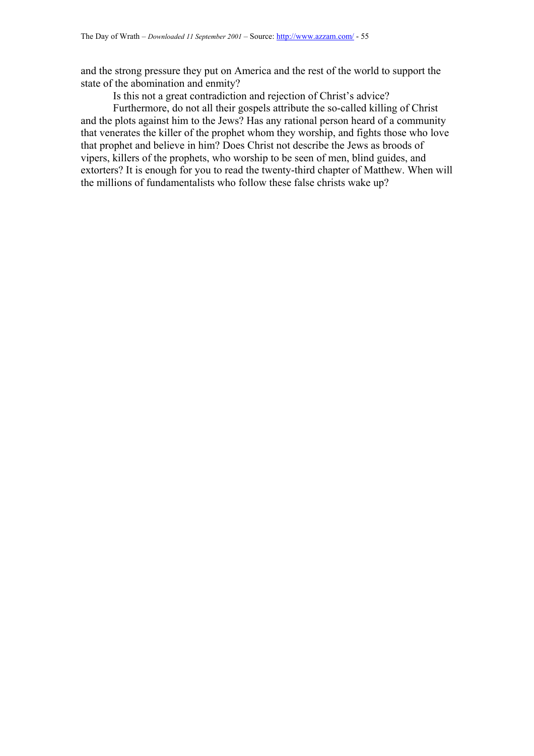and the strong pressure they put on America and the rest of the world to support the state of the abomination and enmity?

Is this not a great contradiction and rejection of Christ's advice?

Furthermore, do not all their gospels attribute the so-called killing of Christ and the plots against him to the Jews? Has any rational person heard of a community that venerates the killer of the prophet whom they worship, and fights those who love that prophet and believe in him? Does Christ not describe the Jews as broods of vipers, killers of the prophets, who worship to be seen of men, blind guides, and extorters? It is enough for you to read the twenty-third chapter of Matthew. When will the millions of fundamentalists who follow these false christs wake up?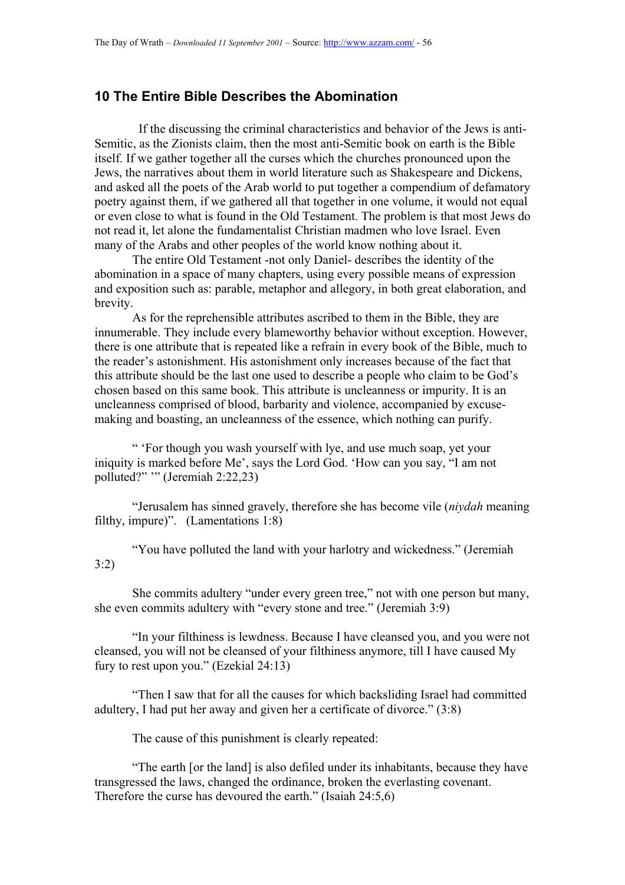## 10 The Entire Bible Describes the Abomination

If the discussing the criminal characteristics and behavior of the Jews is anti-Semitic, as the Zionists claim, then the most anti-Semitic book on earth is the Bible itself. If we gather together all the curses which the churches pronounced upon the Jews, the narratives about them in world literature such as Shakespeare and Dickens, and asked all the poets of the Arab world to put together a compendium of defamatory poetry against them, if we gathered all that together in one volume, it would not equal or even close to what is found in the Old Testament. The problem is that most Jews do not read it, let alone the fundamentalist Christian madmen who love Israel. Even many of the Arabs and other peoples of the world know nothing about it.

The entire Old Testament -not only Daniel- describes the identity of the abomination in a space of many chapters, using every possible means of expression and exposition such as: parable, metaphor and allegory, in both great elaboration, and brevity.

As for the reprehensible attributes ascribed to them in the Bible, they are innumerable. They include every blameworthy behavior without exception. However, there is one attribute that is repeated like a refrain in every book of the Bible, much to the reader's astonishment. His astonishment only increases because of the fact that this attribute should be the last one used to describe a people who claim to be God's chosen based on this same book. This attribute is uncleanness or impurity. It is an uncleanness comprised of blood, barbarity and violence, accompanied by excuse-making and boasting, an uncleanness of the essence, which nothing can purify.

" 'For though you wash yourself with lye, and use much soap, yet your iniquity is marked before Me', says the Lord God. 'How can you say, "I am not polluted?" '" (Jeremiah 2:22,23)

"Jerusalem has sinned gravely, therefore she has become vile (*niydah* meaning filthy, impure)". (Lamentations 1:8)

"You have polluted the land with your harlotry and wickedness." (Jeremiah 3:2)

She commits adultery "under every green tree," not with one person but many, she even commits adultery with "every stone and tree." (Jeremiah 3:9)

"In your filthiness is lewdness. Because I have cleansed you, and you were not cleansed, you will not be cleansed of your filthiness anymore, till I have caused My fury to rest upon you." (Ezekial 24:13)

"Then I saw that for all the causes for which backsliding Israel had committed adultery, I had put her away and given her a certificate of divorce." (3:8)

The cause of this punishment is clearly repeated:

"The earth [or the land] is also defiled under its inhabitants, because they have transgressed the laws, changed the ordinance, broken the everlasting covenant. Therefore the curse has devoured the earth." (Isaiah 24:5,6)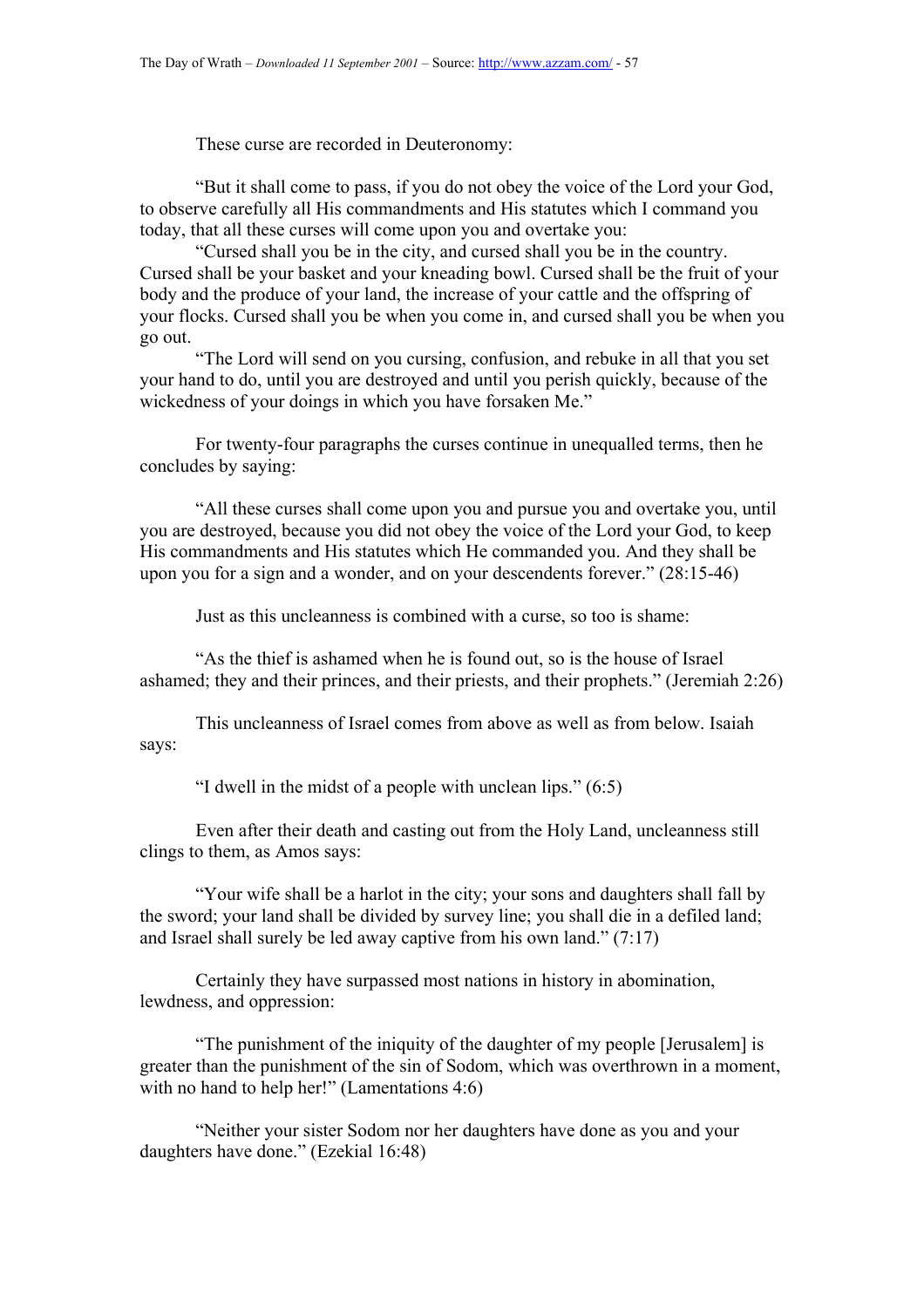These curse are recorded in Deuteronomy:

"But it shall come to pass, if you do not obey the voice of the Lord your God, to observe carefully all His commandments and His statutes which I command you today, that all these curses will come upon you and overtake you:

"Cursed shall you be in the city, and cursed shall you be in the country. Cursed shall be your basket and your kneading bowl. Cursed shall be the fruit of your body and the produce of your land, the increase of your cattle and the offspring of your flocks. Cursed shall you be when you come in, and cursed shall you be when you go out.

"The Lord will send on you cursing, confusion, and rebuke in all that you set your hand to do, until you are destroyed and until you perish quickly, because of the wickedness of your doings in which you have forsaken Me."

For twenty-four paragraphs the curses continue in unequalled terms, then he concludes by saying:

"All these curses shall come upon you and pursue you and overtake you, until you are destroyed, because you did not obey the voice of the Lord your God, to keep His commandments and His statutes which He commanded you. And they shall be upon you for a sign and a wonder, and on your descendents forever." (28:15-46)

Just as this uncleanness is combined with a curse, so too is shame:

"As the thief is ashamed when he is found out, so is the house of Israel ashamed; they and their princes, and their priests, and their prophets." (Jeremiah 2:26)

This uncleanness of Israel comes from above as well as from below. Isaiah says:

"I dwell in the midst of a people with unclean lips." (6:5)

Even after their death and casting out from the Holy Land, uncleanness still clings to them, as Amos says:

"Your wife shall be a harlot in the city; your sons and daughters shall fall by the sword; your land shall be divided by survey line; you shall die in a defiled land; and Israel shall surely be led away captive from his own land." (7:17)

Certainly they have surpassed most nations in history in abomination, lewdness, and oppression:

"The punishment of the iniquity of the daughter of my people [Jerusalem] is greater than the punishment of the sin of Sodom, which was overthrown in a moment, with no hand to help her!" (Lamentations 4:6)

"Neither your sister Sodom nor her daughters have done as you and your daughters have done." (Ezekial 16:48)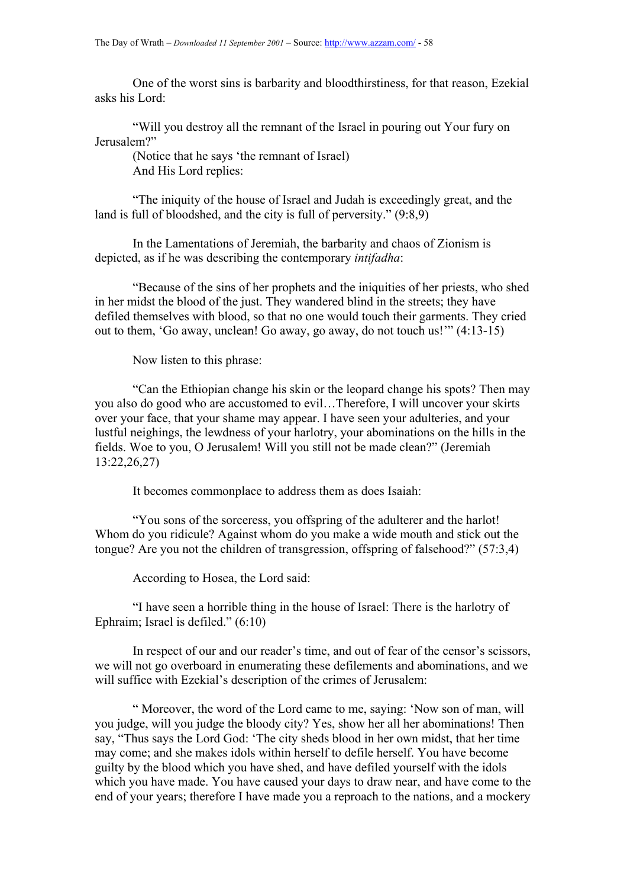One of the worst sins is barbarity and bloodthirstiness, for that reason, Ezekial asks his Lord:

"Will you destroy all the remnant of the Israel in pouring out Your fury on Jerusalem?"
(Notice that he says 'the remnant of Israel)
And His Lord replies:

"The iniquity of the house of Israel and Judah is exceedingly great, and the land is full of bloodshed, and the city is full of perversity." (9:8,9)

In the Lamentations of Jeremiah, the barbarity and chaos of Zionism is depicted, as if he was describing the contemporary *intifadha*:

"Because of the sins of her prophets and the iniquities of her priests, who shed in her midst the blood of the just. They wandered blind in the streets; they have defiled themselves with blood, so that no one would touch their garments. They cried out to them, 'Go away, unclean! Go away, go away, do not touch us!'" (4:13-15)

Now listen to this phrase:

"Can the Ethiopian change his skin or the leopard change his spots? Then may you also do good who are accustomed to evil…Therefore, I will uncover your skirts over your face, that your shame may appear. I have seen your adulteries, and your lustful neighings, the lewdness of your harlotry, your abominations on the hills in the fields. Woe to you, O Jerusalem! Will you still not be made clean?" (Jeremiah 13:22,26,27)

It becomes commonplace to address them as does Isaiah:

"You sons of the sorceress, you offspring of the adulterer and the harlot! Whom do you ridicule? Against whom do you make a wide mouth and stick out the tongue? Are you not the children of transgression, offspring of falsehood?" (57:3,4)

According to Hosea, the Lord said:

"I have seen a horrible thing in the house of Israel: There is the harlotry of Ephraim; Israel is defiled." (6:10)

In respect of our and our reader's time, and out of fear of the censor's scissors, we will not go overboard in enumerating these defilements and abominations, and we will suffice with Ezekial's description of the crimes of Jerusalem:

" Moreover, the word of the Lord came to me, saying: 'Now son of man, will you judge, will you judge the bloody city? Yes, show her all her abominations! Then say, "Thus says the Lord God: 'The city sheds blood in her own midst, that her time may come; and she makes idols within herself to defile herself. You have become guilty by the blood which you have shed, and have defiled yourself with the idols which you have made. You have caused your days to draw near, and have come to the end of your years; therefore I have made you a reproach to the nations, and a mockery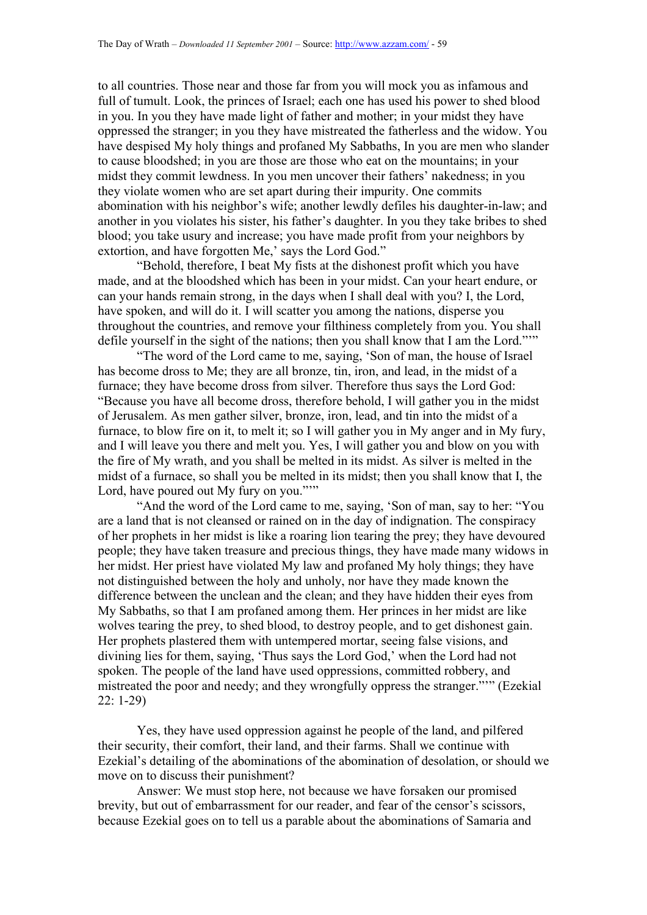to all countries. Those near and those far from you will mock you as infamous and full of tumult. Look, the princes of Israel; each one has used his power to shed blood in you. In you they have made light of father and mother; in your midst they have oppressed the stranger; in you they have mistreated the fatherless and the widow. You have despised My holy things and profaned My Sabbaths, In you are men who slander to cause bloodshed; in you are those are those who eat on the mountains; in your midst they commit lewdness. In you men uncover their fathers' nakedness; in you they violate women who are set apart during their impurity. One commits abomination with his neighbor's wife; another lewdly defiles his daughter-in-law; and another in you violates his sister, his father's daughter. In you they take bribes to shed blood; you take usury and increase; you have made profit from your neighbors by extortion, and have forgotten Me,' says the Lord God."

"Behold, therefore, I beat My fists at the dishonest profit which you have made, and at the bloodshed which has been in your midst. Can your heart endure, or can your hands remain strong, in the days when I shall deal with you? I, the Lord, have spoken, and will do it. I will scatter you among the nations, disperse you throughout the countries, and remove your filthiness completely from you. You shall defile yourself in the sight of the nations; then you shall know that I am the Lord.""

"The word of the Lord came to me, saying, 'Son of man, the house of Israel has become dross to Me; they are all bronze, tin, iron, and lead, in the midst of a furnace; they have become dross from silver. Therefore thus says the Lord God: "Because you have all become dross, therefore behold, I will gather you in the midst of Jerusalem. As men gather silver, bronze, iron, lead, and tin into the midst of a furnace, to blow fire on it, to melt it; so I will gather you in My anger and in My fury, and I will leave you there and melt you. Yes, I will gather you and blow on you with the fire of My wrath, and you shall be melted in its midst. As silver is melted in the midst of a furnace, so shall you be melted in its midst; then you shall know that I, the Lord, have poured out My fury on you.""

"And the word of the Lord came to me, saying, 'Son of man, say to her: "You are a land that is not cleansed or rained on in the day of indignation. The conspiracy of her prophets in her midst is like a roaring lion tearing the prey; they have devoured people; they have taken treasure and precious things, they have made many widows in her midst. Her priest have violated My law and profaned My holy things; they have not distinguished between the holy and unholy, nor have they made known the difference between the unclean and the clean; and they have hidden their eyes from My Sabbaths, so that I am profaned among them. Her princes in her midst are like wolves tearing the prey, to shed blood, to destroy people, and to get dishonest gain. Her prophets plastered them with untempered mortar, seeing false visions, and divining lies for them, saying, 'Thus says the Lord God,' when the Lord had not spoken. The people of the land have used oppressions, committed robbery, and mistreated the poor and needy; and they wrongfully oppress the stranger."" (Ezekial 22: 1-29)

Yes, they have used oppression against he people of the land, and pilfered their security, their comfort, their land, and their farms. Shall we continue with Ezekial's detailing of the abominations of the abomination of desolation, or should we move on to discuss their punishment?

Answer: We must stop here, not because we have forsaken our promised brevity, but out of embarrassment for our reader, and fear of the censor's scissors, because Ezekial goes on to tell us a parable about the abominations of Samaria and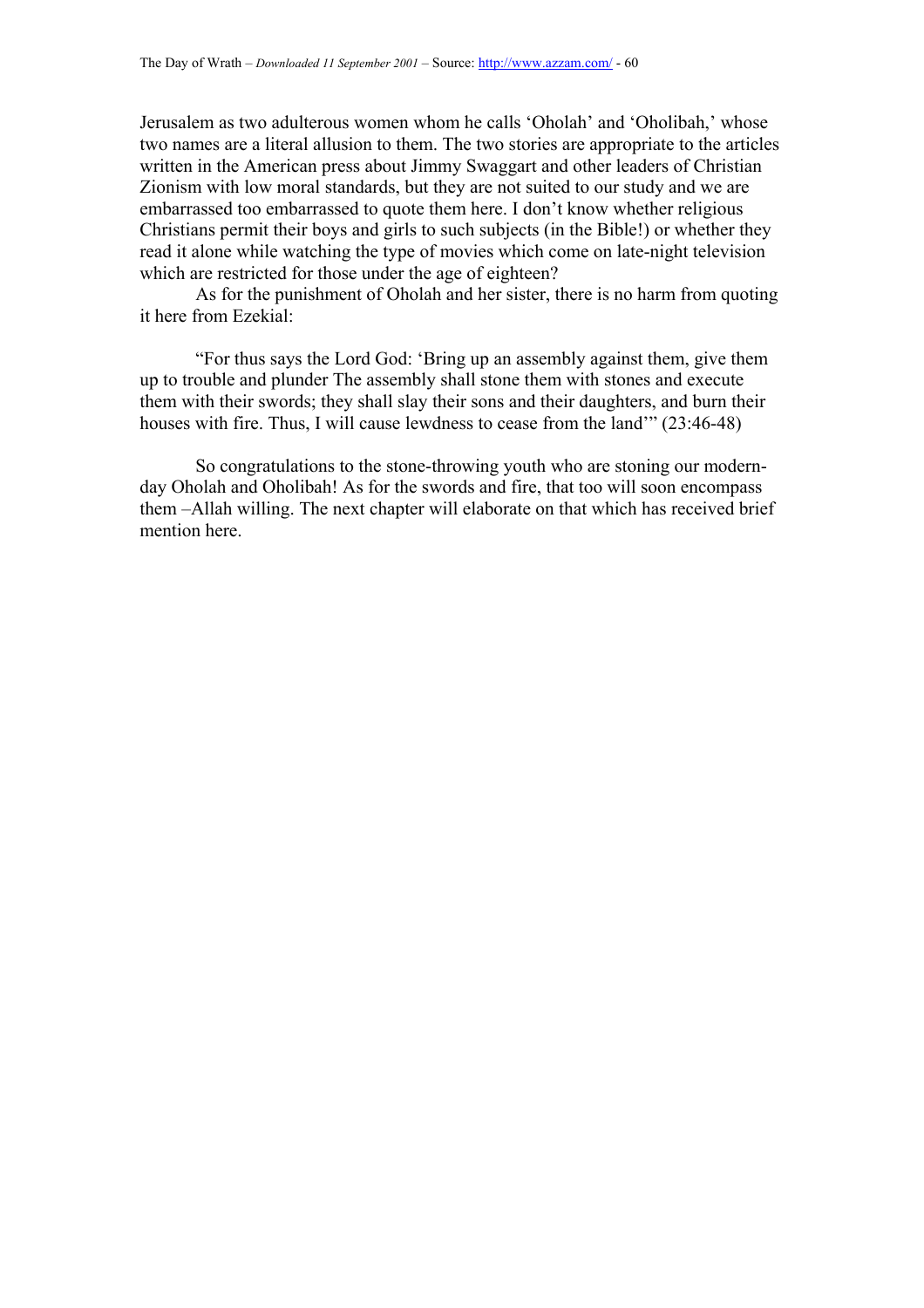Jerusalem as two adulterous women whom he calls 'Oholah' and 'Oholibah,' whose two names are a literal allusion to them. The two stories are appropriate to the articles written in the American press about Jimmy Swaggart and other leaders of Christian Zionism with low moral standards, but they are not suited to our study and we are embarrassed too embarrassed to quote them here. I don't know whether religious Christians permit their boys and girls to such subjects (in the Bible!) or whether they read it alone while watching the type of movies which come on late-night television which are restricted for those under the age of eighteen?

As for the punishment of Oholah and her sister, there is no harm from quoting it here from Ezekial:

"For thus says the Lord God: 'Bring up an assembly against them, give them up to trouble and plunder The assembly shall stone them with stones and execute them with their swords; they shall slay their sons and their daughters, and burn their houses with fire. Thus, I will cause lewdness to cease from the land'" (23:46-48)

So congratulations to the stone-throwing youth who are stoning our modern-day Oholah and Oholibah! As for the swords and fire, that too will soon encompass them –Allah willing. The next chapter will elaborate on that which has received brief mention here.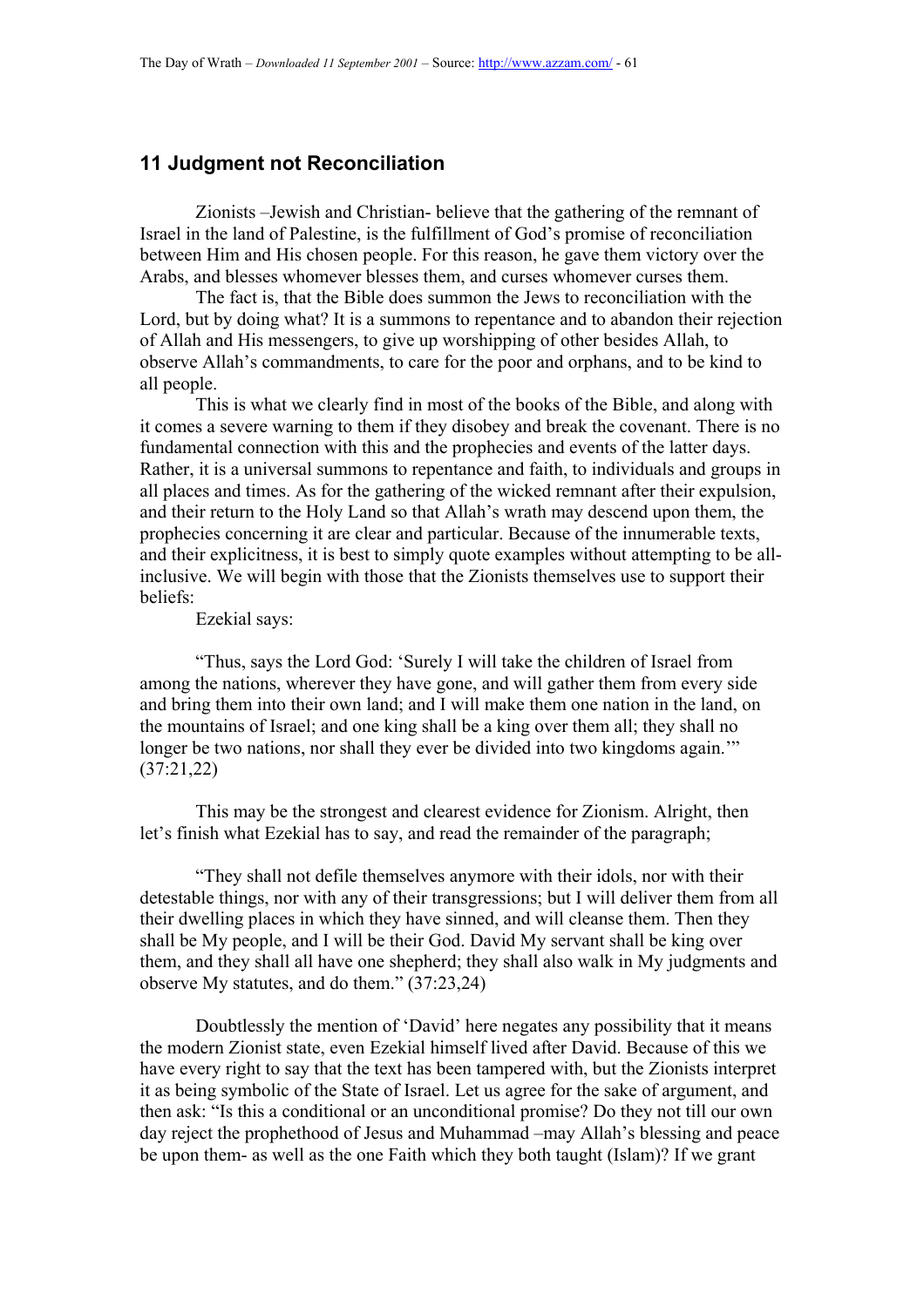## 11 Judgment not Reconciliation

Zionists –Jewish and Christian- believe that the gathering of the remnant of Israel in the land of Palestine, is the fulfillment of God's promise of reconciliation between Him and His chosen people. For this reason, he gave them victory over the Arabs, and blesses whomever blesses them, and curses whomever curses them.

The fact is, that the Bible does summon the Jews to reconciliation with the Lord, but by doing what? It is a summons to repentance and to abandon their rejection of Allah and His messengers, to give up worshipping of other besides Allah, to observe Allah's commandments, to care for the poor and orphans, and to be kind to all people.

This is what we clearly find in most of the books of the Bible, and along with it comes a severe warning to them if they disobey and break the covenant. There is no fundamental connection with this and the prophecies and events of the latter days. Rather, it is a universal summons to repentance and faith, to individuals and groups in all places and times. As for the gathering of the wicked remnant after their expulsion, and their return to the Holy Land so that Allah's wrath may descend upon them, the prophecies concerning it are clear and particular. Because of the innumerable texts, and their explicitness, it is best to simply quote examples without attempting to be all-inclusive. We will begin with those that the Zionists themselves use to support their beliefs:

Ezekial says:

"Thus, says the Lord God: 'Surely I will take the children of Israel from among the nations, wherever they have gone, and will gather them from every side and bring them into their own land; and I will make them one nation in the land, on the mountains of Israel; and one king shall be a king over them all; they shall no longer be two nations, nor shall they ever be divided into two kingdoms again.'" (37:21,22)

This may be the strongest and clearest evidence for Zionism. Alright, then let's finish what Ezekial has to say, and read the remainder of the paragraph;

"They shall not defile themselves anymore with their idols, nor with their detestable things, nor with any of their transgressions; but I will deliver them from all their dwelling places in which they have sinned, and will cleanse them. Then they shall be My people, and I will be their God. David My servant shall be king over them, and they shall all have one shepherd; they shall also walk in My judgments and observe My statutes, and do them." (37:23,24)

Doubtlessly the mention of 'David' here negates any possibility that it means the modern Zionist state, even Ezekial himself lived after David. Because of this we have every right to say that the text has been tampered with, but the Zionists interpret it as being symbolic of the State of Israel. Let us agree for the sake of argument, and then ask: "Is this a conditional or an unconditional promise? Do they not till our own day reject the prophethood of Jesus and Muhammad –may Allah's blessing and peace be upon them- as well as the one Faith which they both taught (Islam)? If we grant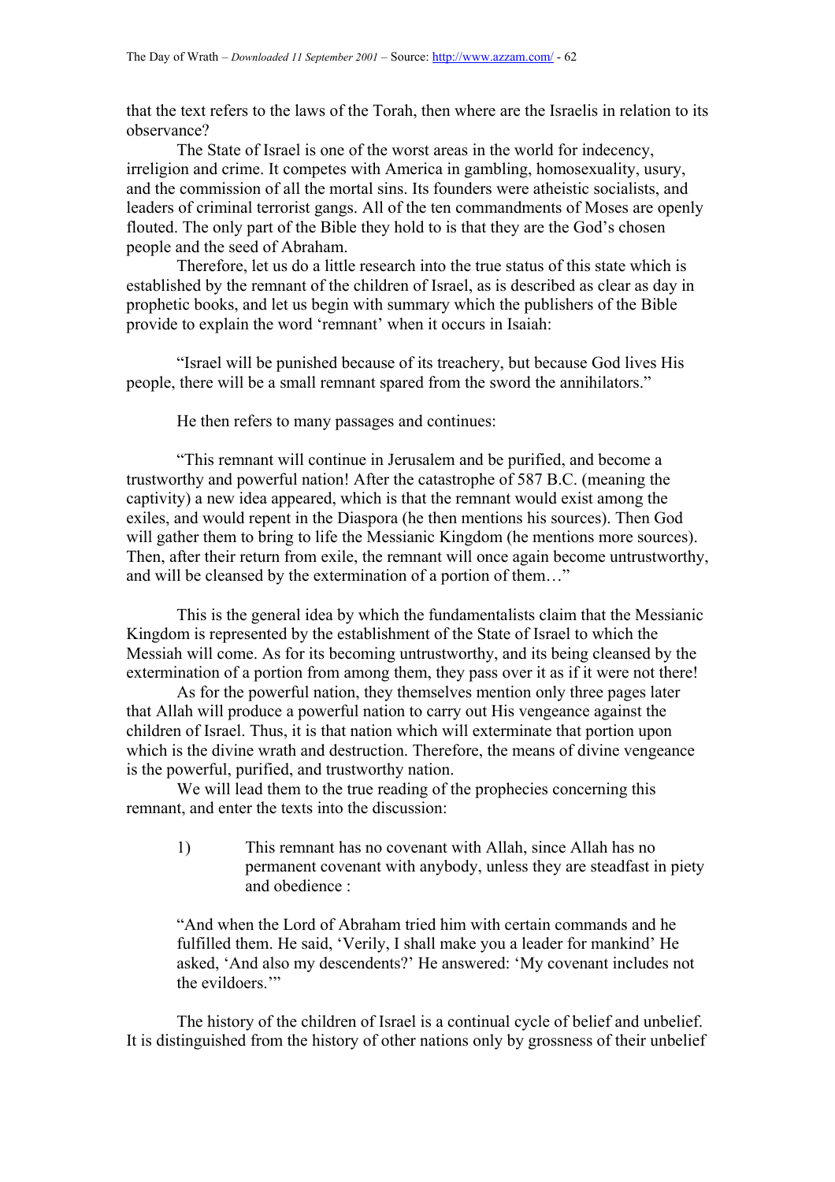that the text refers to the laws of the Torah, then where are the Israelis in relation to its observance?

The State of Israel is one of the worst areas in the world for indecency, irreligion and crime. It competes with America in gambling, homosexuality, usury, and the commission of all the mortal sins. Its founders were atheistic socialists, and leaders of criminal terrorist gangs. All of the ten commandments of Moses are openly flouted. The only part of the Bible they hold to is that they are the God's chosen people and the seed of Abraham.

Therefore, let us do a little research into the true status of this state which is established by the remnant of the children of Israel, as is described as clear as day in prophetic books, and let us begin with summary which the publishers of the Bible provide to explain the word 'remnant' when it occurs in Isaiah:

"Israel will be punished because of its treachery, but because God lives His people, there will be a small remnant spared from the sword the annihilators."

He then refers to many passages and continues:

"This remnant will continue in Jerusalem and be purified, and become a trustworthy and powerful nation! After the catastrophe of 587 B.C. (meaning the captivity) a new idea appeared, which is that the remnant would exist among the exiles, and would repent in the Diaspora (he then mentions his sources). Then God will gather them to bring to life the Messianic Kingdom (he mentions more sources). Then, after their return from exile, the remnant will once again become untrustworthy, and will be cleansed by the extermination of a portion of them…"

This is the general idea by which the fundamentalists claim that the Messianic Kingdom is represented by the establishment of the State of Israel to which the Messiah will come. As for its becoming untrustworthy, and its being cleansed by the extermination of a portion from among them, they pass over it as if it were not there!

As for the powerful nation, they themselves mention only three pages later that Allah will produce a powerful nation to carry out His vengeance against the children of Israel. Thus, it is that nation which will exterminate that portion upon which is the divine wrath and destruction. Therefore, the means of divine vengeance is the powerful, purified, and trustworthy nation.

We will lead them to the true reading of the prophecies concerning this remnant, and enter the texts into the discussion:

1) This remnant has no covenant with Allah, since Allah has no permanent covenant with anybody, unless they are steadfast in piety and obedience :

> "And when the Lord of Abraham tried him with certain commands and he fulfilled them. He said, 'Verily, I shall make you a leader for mankind' He asked, 'And also my descendents?' He answered: 'My covenant includes not the evildoers.'"

The history of the children of Israel is a continual cycle of belief and unbelief. It is distinguished from the history of other nations only by grossness of their unbelief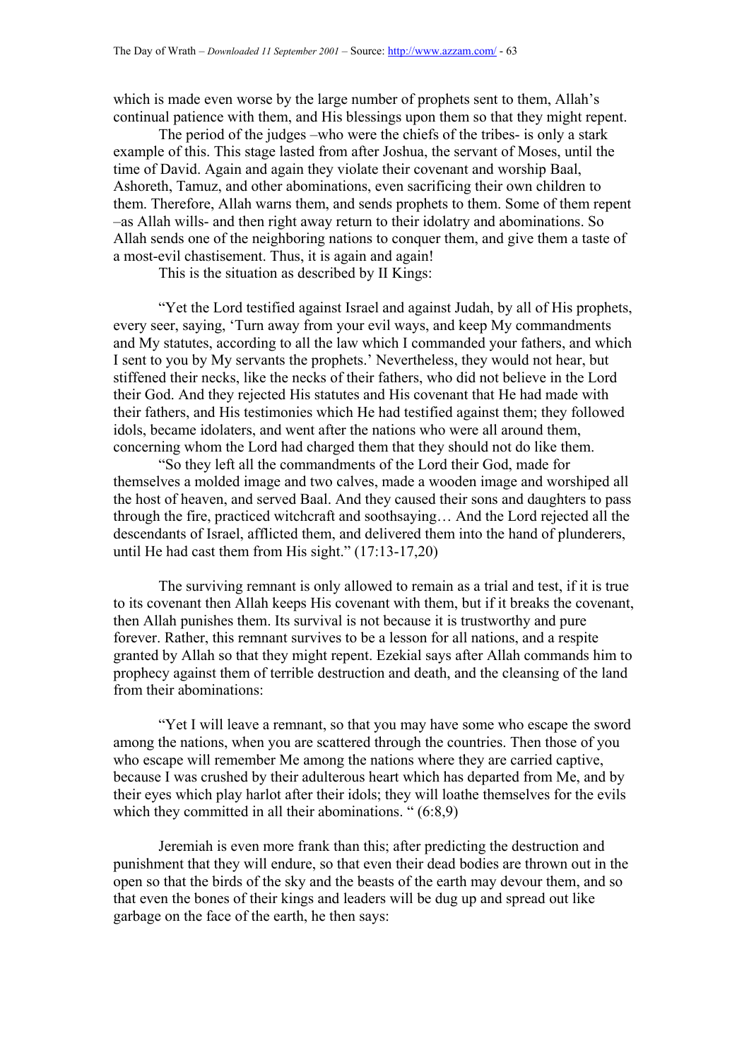which is made even worse by the large number of prophets sent to them, Allah's continual patience with them, and His blessings upon them so that they might repent.

The period of the judges –who were the chiefs of the tribes- is only a stark example of this. This stage lasted from after Joshua, the servant of Moses, until the time of David. Again and again they violate their covenant and worship Baal, Ashoreth, Tamuz, and other abominations, even sacrificing their own children to them. Therefore, Allah warns them, and sends prophets to them. Some of them repent –as Allah wills- and then right away return to their idolatry and abominations. So Allah sends one of the neighboring nations to conquer them, and give them a taste of a most-evil chastisement. Thus, it is again and again!

This is the situation as described by II Kings:

> "Yet the Lord testified against Israel and against Judah, by all of His prophets, every seer, saying, 'Turn away from your evil ways, and keep My commandments and My statutes, according to all the law which I commanded your fathers, and which I sent to you by My servants the prophets.' Nevertheless, they would not hear, but stiffened their necks, like the necks of their fathers, who did not believe in the Lord their God. And they rejected His statutes and His covenant that He had made with their fathers, and His testimonies which He had testified against them; they followed idols, became idolaters, and went after the nations who were all around them, concerning whom the Lord had charged them that they should not do like them.
>
> "So they left all the commandments of the Lord their God, made for themselves a molded image and two calves, made a wooden image and worshiped all the host of heaven, and served Baal. And they caused their sons and daughters to pass through the fire, practiced witchcraft and soothsaying… And the Lord rejected all the descendants of Israel, afflicted them, and delivered them into the hand of plunderers, until He had cast them from His sight." (17:13-17,20)

The surviving remnant is only allowed to remain as a trial and test, if it is true to its covenant then Allah keeps His covenant with them, but if it breaks the covenant, then Allah punishes them. Its survival is not because it is trustworthy and pure forever. Rather, this remnant survives to be a lesson for all nations, and a respite granted by Allah so that they might repent. Ezekial says after Allah commands him to prophecy against them of terrible destruction and death, and the cleansing of the land from their abominations:

> "Yet I will leave a remnant, so that you may have some who escape the sword among the nations, when you are scattered through the countries. Then those of you who escape will remember Me among the nations where they are carried captive, because I was crushed by their adulterous heart which has departed from Me, and by their eyes which play harlot after their idols; they will loathe themselves for the evils which they committed in all their abominations. " (6:8,9)

Jeremiah is even more frank than this; after predicting the destruction and punishment that they will endure, so that even their dead bodies are thrown out in the open so that the birds of the sky and the beasts of the earth may devour them, and so that even the bones of their kings and leaders will be dug up and spread out like garbage on the face of the earth, he then says: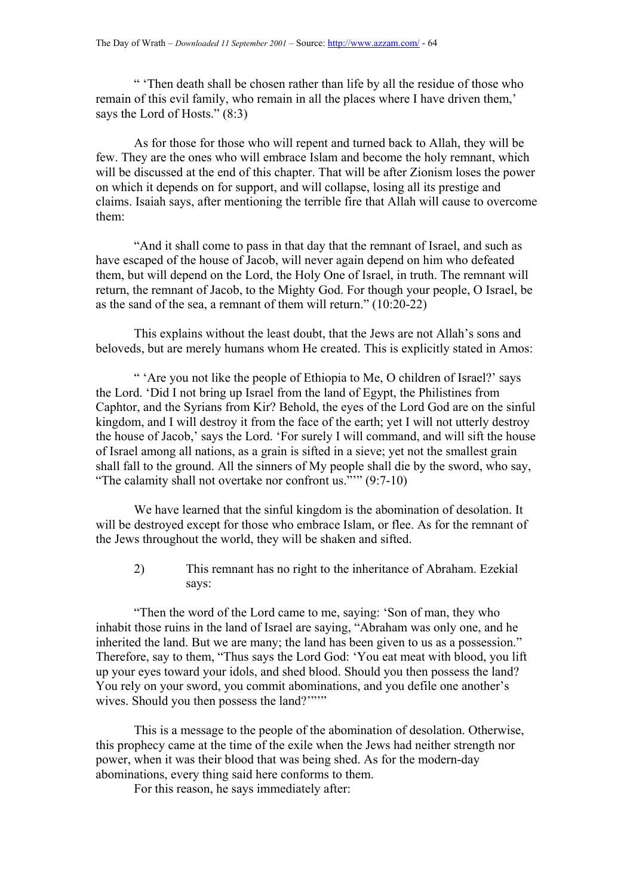" 'Then death shall be chosen rather than life by all the residue of those who remain of this evil family, who remain in all the places where I have driven them,' says the Lord of Hosts." (8:3)

As for those for those who will repent and turned back to Allah, they will be few. They are the ones who will embrace Islam and become the holy remnant, which will be discussed at the end of this chapter. That will be after Zionism loses the power on which it depends on for support, and will collapse, losing all its prestige and claims. Isaiah says, after mentioning the terrible fire that Allah will cause to overcome them:

"And it shall come to pass in that day that the remnant of Israel, and such as have escaped of the house of Jacob, will never again depend on him who defeated them, but will depend on the Lord, the Holy One of Israel, in truth. The remnant will return, the remnant of Jacob, to the Mighty God. For though your people, O Israel, be as the sand of the sea, a remnant of them will return." (10:20-22)

This explains without the least doubt, that the Jews are not Allah's sons and beloveds, but are merely humans whom He created. This is explicitly stated in Amos:

" 'Are you not like the people of Ethiopia to Me, O children of Israel?' says the Lord. 'Did I not bring up Israel from the land of Egypt, the Philistines from Caphtor, and the Syrians from Kir? Behold, the eyes of the Lord God are on the sinful kingdom, and I will destroy it from the face of the earth; yet I will not utterly destroy the house of Jacob,' says the Lord. 'For surely I will command, and will sift the house of Israel among all nations, as a grain is sifted in a sieve; yet not the smallest grain shall fall to the ground. All the sinners of My people shall die by the sword, who say, "The calamity shall not overtake nor confront us."'" (9:7-10)

We have learned that the sinful kingdom is the abomination of desolation. It will be destroyed except for those who embrace Islam, or flee. As for the remnant of the Jews throughout the world, they will be shaken and sifted.

2) This remnant has no right to the inheritance of Abraham. Ezekial says:

"Then the word of the Lord came to me, saying: 'Son of man, they who inhabit those ruins in the land of Israel are saying, "Abraham was only one, and he inherited the land. But we are many; the land has been given to us as a possession." Therefore, say to them, "Thus says the Lord God: 'You eat meat with blood, you lift up your eyes toward your idols, and shed blood. Should you then possess the land? You rely on your sword, you commit abominations, and you defile one another's wives. Should you then possess the land?'"'"

This is a message to the people of the abomination of desolation. Otherwise, this prophecy came at the time of the exile when the Jews had neither strength nor power, when it was their blood that was being shed. As for the modern-day abominations, every thing said here conforms to them.

For this reason, he says immediately after: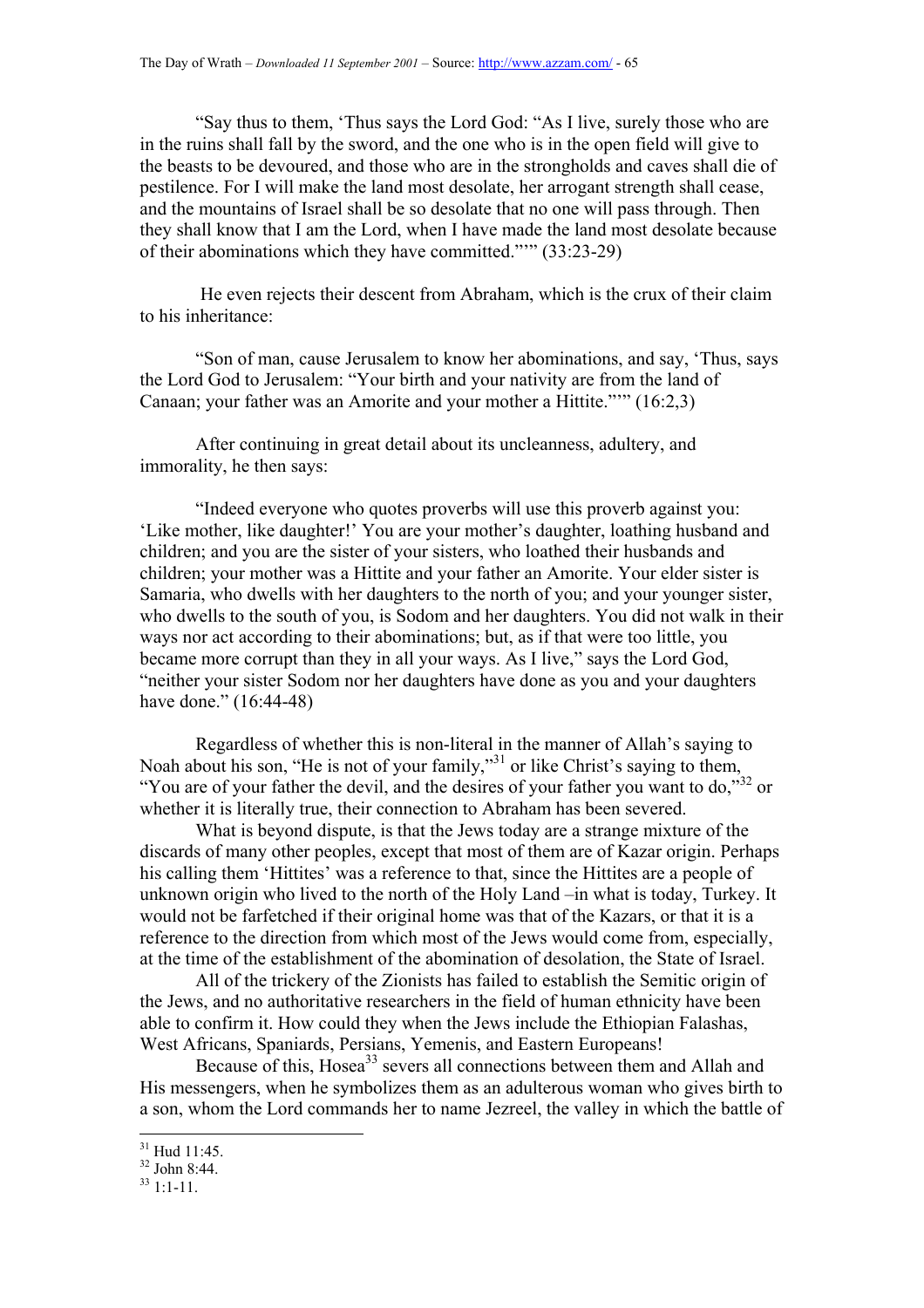"Say thus to them, 'Thus says the Lord God: "As I live, surely those who are in the ruins shall fall by the sword, and the one who is in the open field will give to the beasts to be devoured, and those who are in the strongholds and caves shall die of pestilence. For I will make the land most desolate, her arrogant strength shall cease, and the mountains of Israel shall be so desolate that no one will pass through. Then they shall know that I am the Lord, when I have made the land most desolate because of their abominations which they have committed."'" (33:23-29)

He even rejects their descent from Abraham, which is the crux of their claim to his inheritance:

"Son of man, cause Jerusalem to know her abominations, and say, 'Thus, says the Lord God to Jerusalem: "Your birth and your nativity are from the land of Canaan; your father was an Amorite and your mother a Hittite."'" (16:2,3)

After continuing in great detail about its uncleanness, adultery, and immorality, he then says:

"Indeed everyone who quotes proverbs will use this proverb against you: 'Like mother, like daughter!' You are your mother's daughter, loathing husband and children; and you are the sister of your sisters, who loathed their husbands and children; your mother was a Hittite and your father an Amorite. Your elder sister is Samaria, who dwells with her daughters to the north of you; and your younger sister, who dwells to the south of you, is Sodom and her daughters. You did not walk in their ways nor act according to their abominations; but, as if that were too little, you became more corrupt than they in all your ways. As I live," says the Lord God, "neither your sister Sodom nor her daughters have done as you and your daughters have done." (16:44-48)

Regardless of whether this is non-literal in the manner of Allah's saying to Noah about his son, "He is not of your family,"[31] or like Christ's saying to them, "You are of your father the devil, and the desires of your father you want to do,"[32] or whether it is literally true, their connection to Abraham has been severed.

What is beyond dispute, is that the Jews today are a strange mixture of the discards of many other peoples, except that most of them are of Kazar origin. Perhaps his calling them 'Hittites' was a reference to that, since the Hittites are a people of unknown origin who lived to the north of the Holy Land –in what is today, Turkey. It would not be farfetched if their original home was that of the Kazars, or that it is a reference to the direction from which most of the Jews would come from, especially, at the time of the establishment of the abomination of desolation, the State of Israel.

All of the trickery of the Zionists has failed to establish the Semitic origin of the Jews, and no authoritative researchers in the field of human ethnicity have been able to confirm it. How could they when the Jews include the Ethiopian Falashas, West Africans, Spaniards, Persians, Yemenis, and Eastern Europeans!

Because of this, Hosea[33] severs all connections between them and Allah and His messengers, when he symbolizes them as an adulterous woman who gives birth to a son, whom the Lord commands her to name Jezreel, the valley in which the battle of

---

[31] Hud 11:45.

[32] John 8:44.

[33] 1:1-11.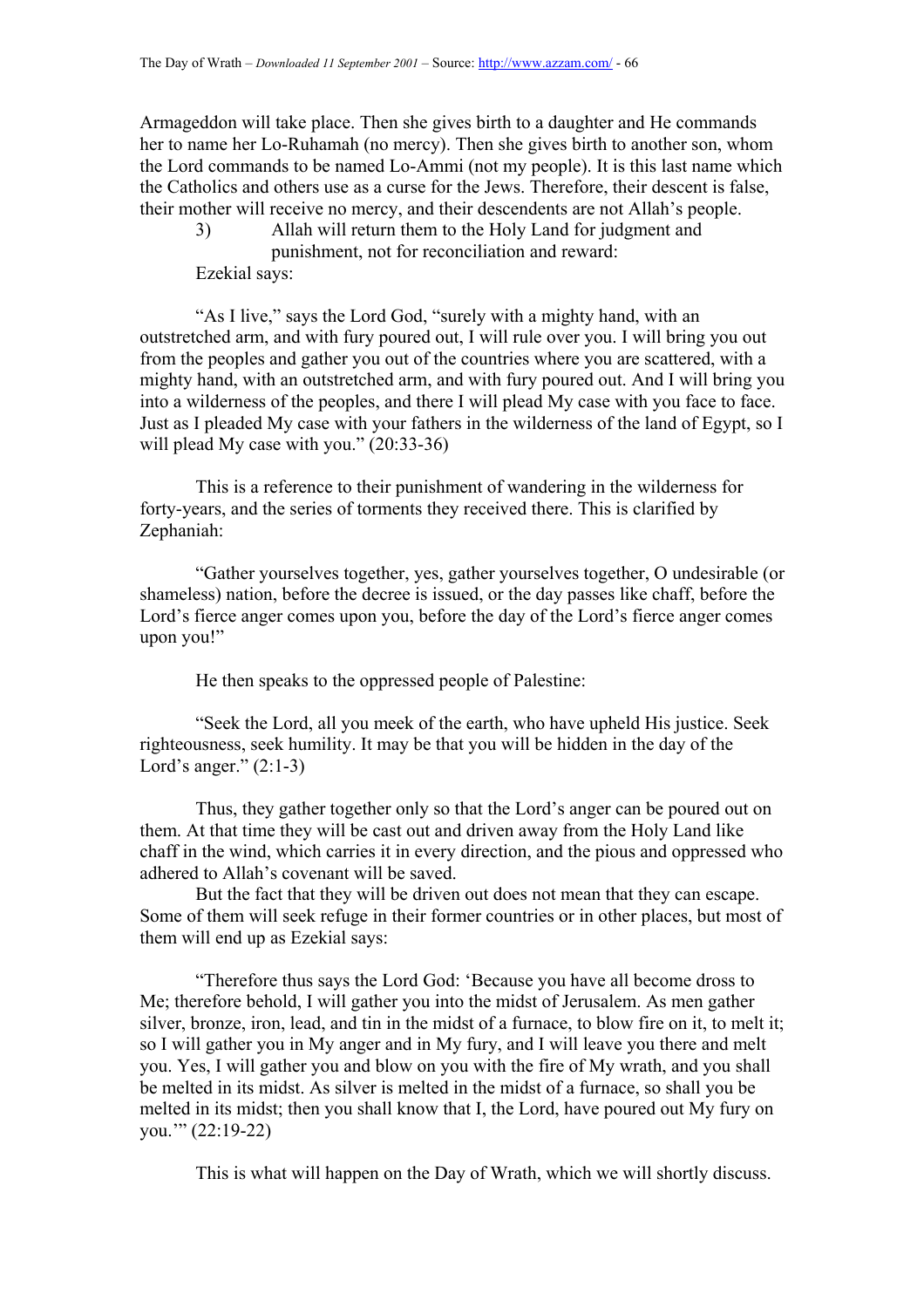Armageddon will take place. Then she gives birth to a daughter and He commands her to name her Lo-Ruhamah (no mercy). Then she gives birth to another son, whom the Lord commands to be named Lo-Ammi (not my people). It is this last name which the Catholics and others use as a curse for the Jews. Therefore, their descent is false, their mother will receive no mercy, and their descendents are not Allah's people.

3) Allah will return them to the Holy Land for judgment and punishment, not for reconciliation and reward:

Ezekial says:

"As I live," says the Lord God, "surely with a mighty hand, with an outstretched arm, and with fury poured out, I will rule over you. I will bring you out from the peoples and gather you out of the countries where you are scattered, with a mighty hand, with an outstretched arm, and with fury poured out. And I will bring you into a wilderness of the peoples, and there I will plead My case with you face to face. Just as I pleaded My case with your fathers in the wilderness of the land of Egypt, so I will plead My case with you." (20:33-36)

This is a reference to their punishment of wandering in the wilderness for forty-years, and the series of torments they received there. This is clarified by Zephaniah:

"Gather yourselves together, yes, gather yourselves together, O undesirable (or shameless) nation, before the decree is issued, or the day passes like chaff, before the Lord's fierce anger comes upon you, before the day of the Lord's fierce anger comes upon you!"

He then speaks to the oppressed people of Palestine:

"Seek the Lord, all you meek of the earth, who have upheld His justice. Seek righteousness, seek humility. It may be that you will be hidden in the day of the Lord's anger." (2:1-3)

Thus, they gather together only so that the Lord's anger can be poured out on them. At that time they will be cast out and driven away from the Holy Land like chaff in the wind, which carries it in every direction, and the pious and oppressed who adhered to Allah's covenant will be saved.

But the fact that they will be driven out does not mean that they can escape. Some of them will seek refuge in their former countries or in other places, but most of them will end up as Ezekial says:

"Therefore thus says the Lord God: 'Because you have all become dross to Me; therefore behold, I will gather you into the midst of Jerusalem. As men gather silver, bronze, iron, lead, and tin in the midst of a furnace, to blow fire on it, to melt it; so I will gather you in My anger and in My fury, and I will leave you there and melt you. Yes, I will gather you and blow on you with the fire of My wrath, and you shall be melted in its midst. As silver is melted in the midst of a furnace, so shall you be melted in its midst; then you shall know that I, the Lord, have poured out My fury on you.'" (22:19-22)

This is what will happen on the Day of Wrath, which we will shortly discuss.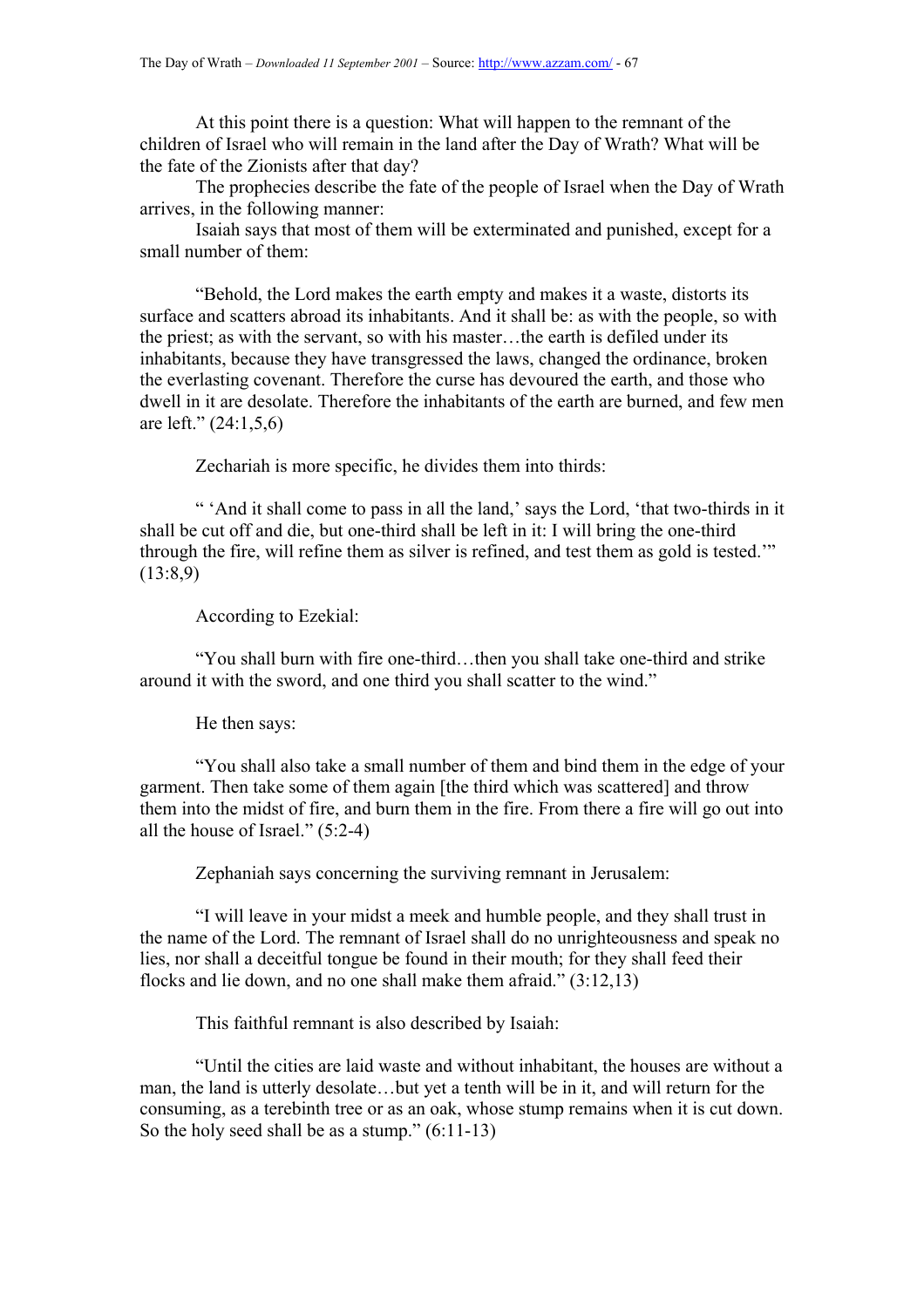At this point there is a question: What will happen to the remnant of the children of Israel who will remain in the land after the Day of Wrath? What will be the fate of the Zionists after that day?

The prophecies describe the fate of the people of Israel when the Day of Wrath arrives, in the following manner:

Isaiah says that most of them will be exterminated and punished, except for a small number of them:

"Behold, the Lord makes the earth empty and makes it a waste, distorts its surface and scatters abroad its inhabitants. And it shall be: as with the people, so with the priest; as with the servant, so with his master…the earth is defiled under its inhabitants, because they have transgressed the laws, changed the ordinance, broken the everlasting covenant. Therefore the curse has devoured the earth, and those who dwell in it are desolate. Therefore the inhabitants of the earth are burned, and few men are left." (24:1,5,6)

Zechariah is more specific, he divides them into thirds:

" 'And it shall come to pass in all the land,' says the Lord, 'that two-thirds in it shall be cut off and die, but one-third shall be left in it: I will bring the one-third through the fire, will refine them as silver is refined, and test them as gold is tested.'" (13:8,9)

According to Ezekial:

"You shall burn with fire one-third…then you shall take one-third and strike around it with the sword, and one third you shall scatter to the wind."

He then says:

"You shall also take a small number of them and bind them in the edge of your garment. Then take some of them again [the third which was scattered] and throw them into the midst of fire, and burn them in the fire. From there a fire will go out into all the house of Israel." (5:2-4)

Zephaniah says concerning the surviving remnant in Jerusalem:

"I will leave in your midst a meek and humble people, and they shall trust in the name of the Lord. The remnant of Israel shall do no unrighteousness and speak no lies, nor shall a deceitful tongue be found in their mouth; for they shall feed their flocks and lie down, and no one shall make them afraid." (3:12,13)

This faithful remnant is also described by Isaiah:

"Until the cities are laid waste and without inhabitant, the houses are without a man, the land is utterly desolate…but yet a tenth will be in it, and will return for the consuming, as a terebinth tree or as an oak, whose stump remains when it is cut down. So the holy seed shall be as a stump." (6:11-13)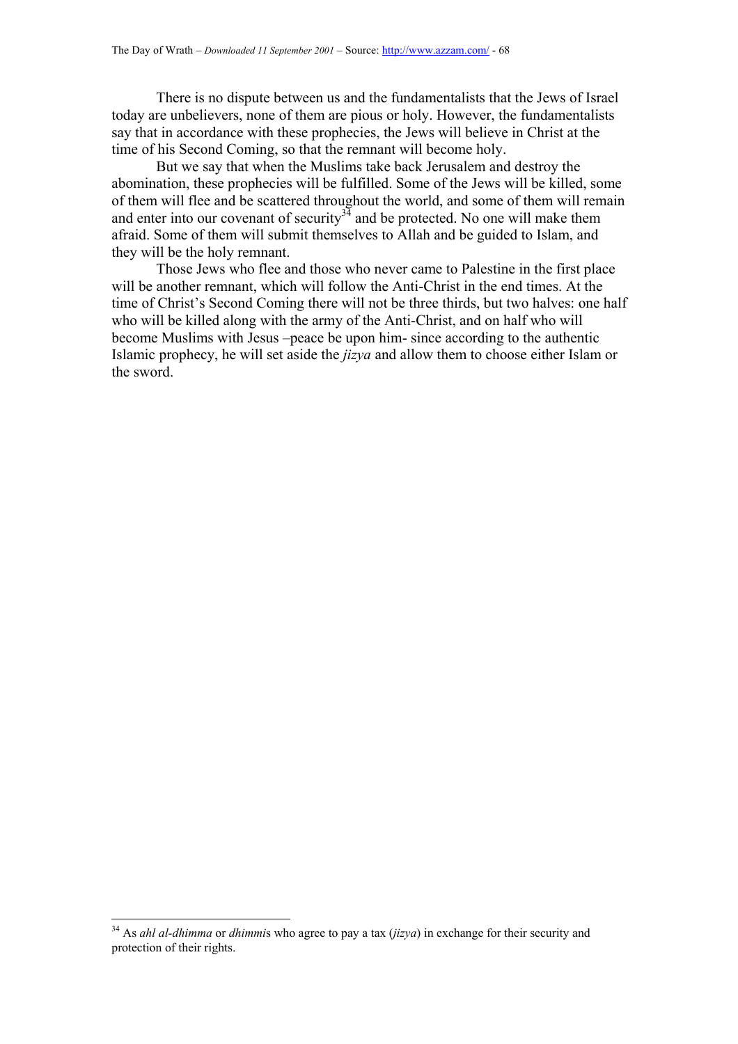There is no dispute between us and the fundamentalists that the Jews of Israel today are unbelievers, none of them are pious or holy. However, the fundamentalists say that in accordance with these prophecies, the Jews will believe in Christ at the time of his Second Coming, so that the remnant will become holy.

But we say that when the Muslims take back Jerusalem and destroy the abomination, these prophecies will be fulfilled. Some of the Jews will be killed, some of them will flee and be scattered throughout the world, and some of them will remain and enter into our covenant of security[34] and be protected. No one will make them afraid. Some of them will submit themselves to Allah and be guided to Islam, and they will be the holy remnant.

Those Jews who flee and those who never came to Palestine in the first place will be another remnant, which will follow the Anti-Christ in the end times. At the time of Christ's Second Coming there will not be three thirds, but two halves: one half who will be killed along with the army of the Anti-Christ, and on half who will become Muslims with Jesus –peace be upon him- since according to the authentic Islamic prophecy, he will set aside the *jizya* and allow them to choose either Islam or the sword.

---

[34] As *ahl al-dhimma* or *dhimmi*s who agree to pay a tax (*jizya*) in exchange for their security and protection of their rights.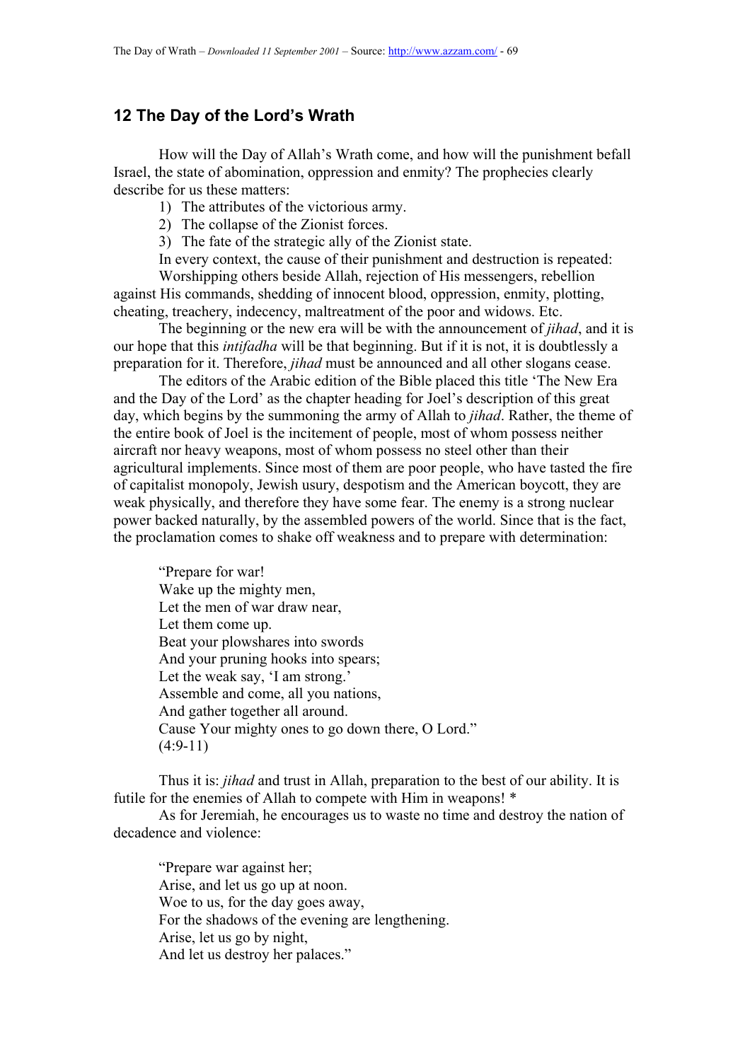## 12 The Day of the Lord's Wrath

How will the Day of Allah's Wrath come, and how will the punishment befall Israel, the state of abomination, oppression and enmity? The prophecies clearly describe for us these matters:

1) The attributes of the victorious army.
2) The collapse of the Zionist forces.
3) The fate of the strategic ally of the Zionist state.

In every context, the cause of their punishment and destruction is repeated:

Worshipping others beside Allah, rejection of His messengers, rebellion against His commands, shedding of innocent blood, oppression, enmity, plotting, cheating, treachery, indecency, maltreatment of the poor and widows. Etc.

The beginning or the new era will be with the announcement of *jihad*, and it is our hope that this *intifadha* will be that beginning. But if it is not, it is doubtlessly a preparation for it. Therefore, *jihad* must be announced and all other slogans cease.

The editors of the Arabic edition of the Bible placed this title 'The New Era and the Day of the Lord' as the chapter heading for Joel's description of this great day, which begins by the summoning the army of Allah to *jihad*. Rather, the theme of the entire book of Joel is the incitement of people, most of whom possess neither aircraft nor heavy weapons, most of whom possess no steel other than their agricultural implements. Since most of them are poor people, who have tasted the fire of capitalist monopoly, Jewish usury, despotism and the American boycott, they are weak physically, and therefore they have some fear. The enemy is a strong nuclear power backed naturally, by the assembled powers of the world. Since that is the fact, the proclamation comes to shake off weakness and to prepare with determination:

> "Prepare for war!
> Wake up the mighty men,
> Let the men of war draw near,
> Let them come up.
> Beat your plowshares into swords
> And your pruning hooks into spears;
> Let the weak say, 'I am strong.'
> Assemble and come, all you nations,
> And gather together all around.
> Cause Your mighty ones to go down there, O Lord."
> (4:9-11)

Thus it is: *jihad* and trust in Allah, preparation to the best of our ability. It is futile for the enemies of Allah to compete with Him in weapons! *

As for Jeremiah, he encourages us to waste no time and destroy the nation of decadence and violence:

> "Prepare war against her;
> Arise, and let us go up at noon.
> Woe to us, for the day goes away,
> For the shadows of the evening are lengthening.
> Arise, let us go by night,
> And let us destroy her palaces."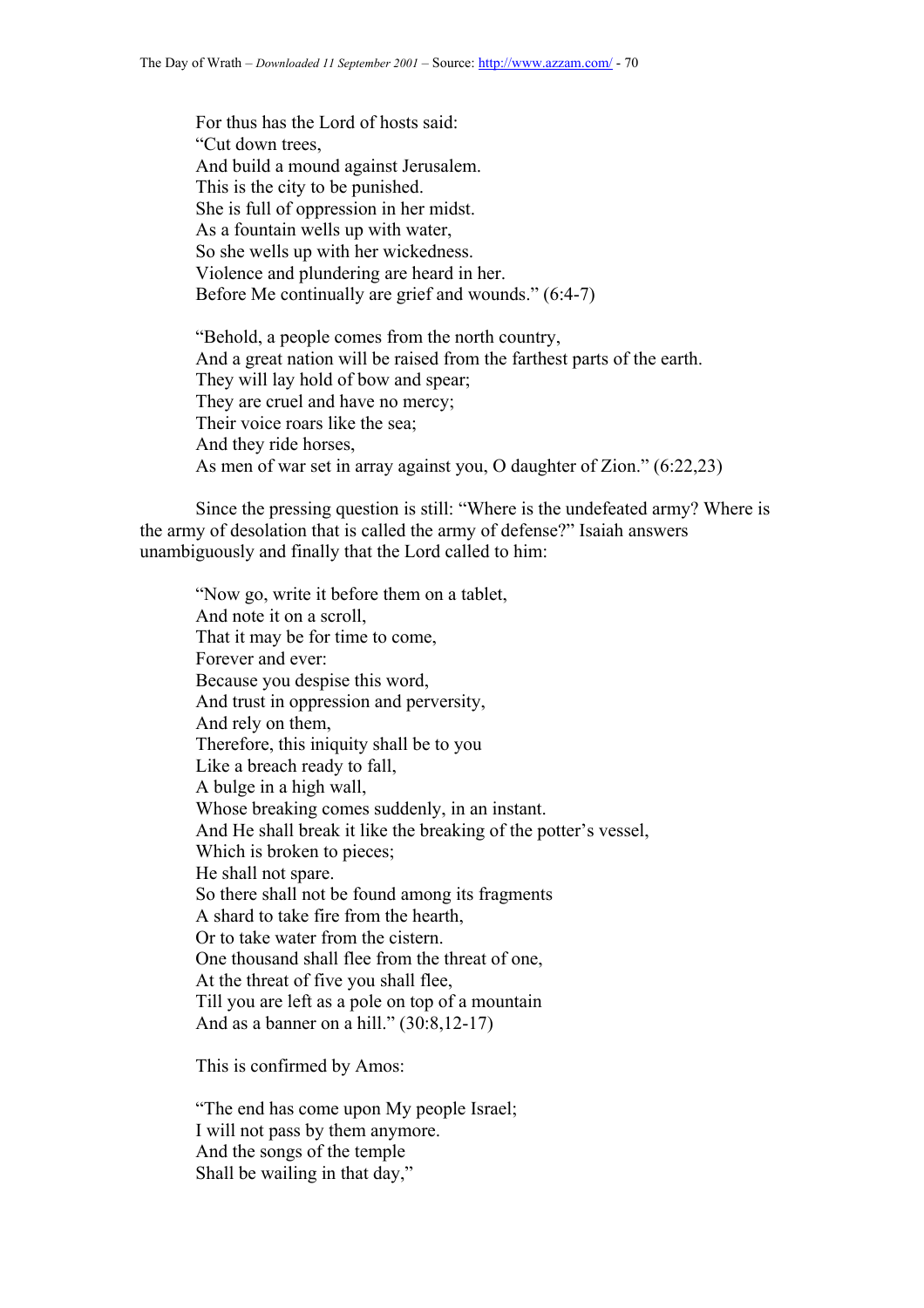> For thus has the Lord of hosts said:
> "Cut down trees,
> And build a mound against Jerusalem.
> This is the city to be punished.
> She is full of oppression in her midst.
> As a fountain wells up with water,
> So she wells up with her wickedness.
> Violence and plundering are heard in her.
> Before Me continually are grief and wounds." (6:4-7)

> "Behold, a people comes from the north country,
> And a great nation will be raised from the farthest parts of the earth.
> They will lay hold of bow and spear;
> They are cruel and have no mercy;
> Their voice roars like the sea;
> And they ride horses,
> As men of war set in array against you, O daughter of Zion." (6:22,23)

Since the pressing question is still: "Where is the undefeated army? Where is the army of desolation that is called the army of defense?" Isaiah answers unambiguously and finally that the Lord called to him:

> "Now go, write it before them on a tablet,
> And note it on a scroll,
> That it may be for time to come,
> Forever and ever:
> Because you despise this word,
> And trust in oppression and perversity,
> And rely on them,
> Therefore, this iniquity shall be to you
> Like a breach ready to fall,
> A bulge in a high wall,
> Whose breaking comes suddenly, in an instant.
> And He shall break it like the breaking of the potter's vessel,
> Which is broken to pieces;
> He shall not spare.
> So there shall not be found among its fragments
> A shard to take fire from the hearth,
> Or to take water from the cistern.
> One thousand shall flee from the threat of one,
> At the threat of five you shall flee,
> Till you are left as a pole on top of a mountain
> And as a banner on a hill." (30:8,12-17)

This is confirmed by Amos:

> "The end has come upon My people Israel;
> I will not pass by them anymore.
> And the songs of the temple
> Shall be wailing in that day,"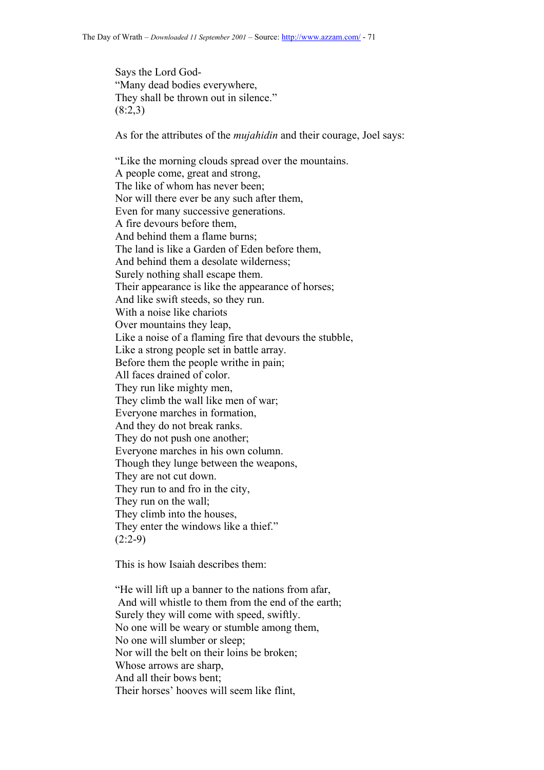Says the Lord God-
"Many dead bodies everywhere,
They shall be thrown out in silence."
(8:2,3)

As for the attributes of the *mujahidin* and their courage, Joel says:

"Like the morning clouds spread over the mountains.
A people come, great and strong,
The like of whom has never been;
Nor will there ever be any such after them,
Even for many successive generations.
A fire devours before them,
And behind them a flame burns;
The land is like a Garden of Eden before them,
And behind them a desolate wilderness;
Surely nothing shall escape them.
Their appearance is like the appearance of horses;
And like swift steeds, so they run.
With a noise like chariots
Over mountains they leap,
Like a noise of a flaming fire that devours the stubble,
Like a strong people set in battle array.
Before them the people writhe in pain;
All faces drained of color.
They run like mighty men,
They climb the wall like men of war;
Everyone marches in formation,
And they do not break ranks.
They do not push one another;
Everyone marches in his own column.
Though they lunge between the weapons,
They are not cut down.
They run to and fro in the city,
They run on the wall;
They climb into the houses,
They enter the windows like a thief."
(2:2-9)

This is how Isaiah describes them:

"He will lift up a banner to the nations from afar,
And will whistle to them from the end of the earth;
Surely they will come with speed, swiftly.
No one will be weary or stumble among them,
No one will slumber or sleep;
Nor will the belt on their loins be broken;
Whose arrows are sharp,
And all their bows bent;
Their horses' hooves will seem like flint,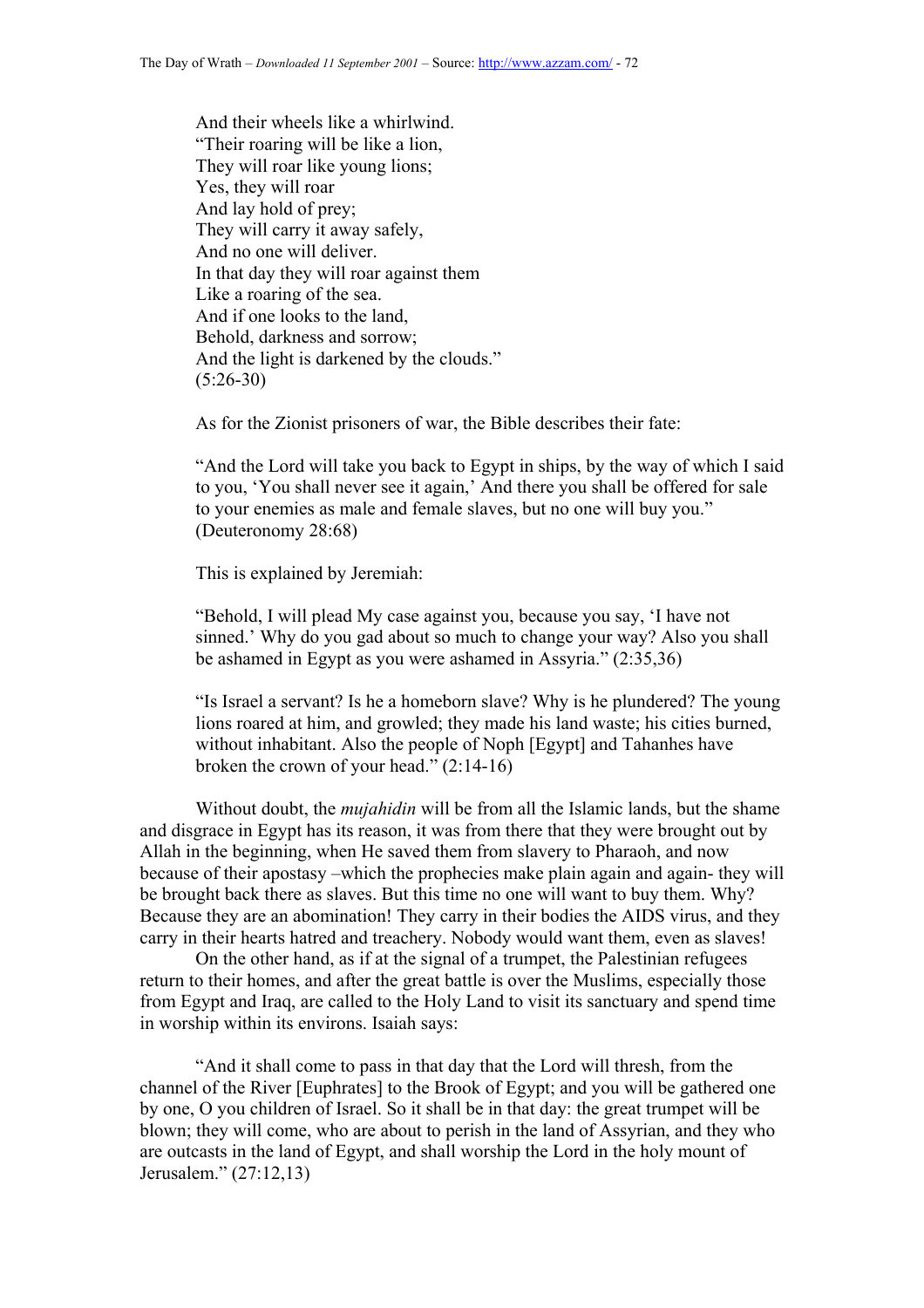And their wheels like a whirlwind.  
"Their roaring will be like a lion,  
They will roar like young lions;  
Yes, they will roar  
And lay hold of prey;  
They will carry it away safely,  
And no one will deliver.  
In that day they will roar against them  
Like a roaring of the sea.  
And if one looks to the land,  
Behold, darkness and sorrow;  
And the light is darkened by the clouds."  
(5:26-30)

As for the Zionist prisoners of war, the Bible describes their fate:

"And the Lord will take you back to Egypt in ships, by the way of which I said to you, 'You shall never see it again,' And there you shall be offered for sale to your enemies as male and female slaves, but no one will buy you." (Deuteronomy 28:68)

This is explained by Jeremiah:

"Behold, I will plead My case against you, because you say, 'I have not sinned.' Why do you gad about so much to change your way? Also you shall be ashamed in Egypt as you were ashamed in Assyria." (2:35,36)

"Is Israel a servant? Is he a homeborn slave? Why is he plundered? The young lions roared at him, and growled; they made his land waste; his cities burned, without inhabitant. Also the people of Noph [Egypt] and Tahanhes have broken the crown of your head." (2:14-16)

Without doubt, the *mujahidin* will be from all the Islamic lands, but the shame and disgrace in Egypt has its reason, it was from there that they were brought out by Allah in the beginning, when He saved them from slavery to Pharaoh, and now because of their apostasy –which the prophecies make plain again and again- they will be brought back there as slaves. But this time no one will want to buy them. Why? Because they are an abomination! They carry in their bodies the AIDS virus, and they carry in their hearts hatred and treachery. Nobody would want them, even as slaves!

On the other hand, as if at the signal of a trumpet, the Palestinian refugees return to their homes, and after the great battle is over the Muslims, especially those from Egypt and Iraq, are called to the Holy Land to visit its sanctuary and spend time in worship within its environs. Isaiah says:

"And it shall come to pass in that day that the Lord will thresh, from the channel of the River [Euphrates] to the Brook of Egypt; and you will be gathered one by one, O you children of Israel. So it shall be in that day: the great trumpet will be blown; they will come, who are about to perish in the land of Assyrian, and they who are outcasts in the land of Egypt, and shall worship the Lord in the holy mount of Jerusalem." (27:12,13)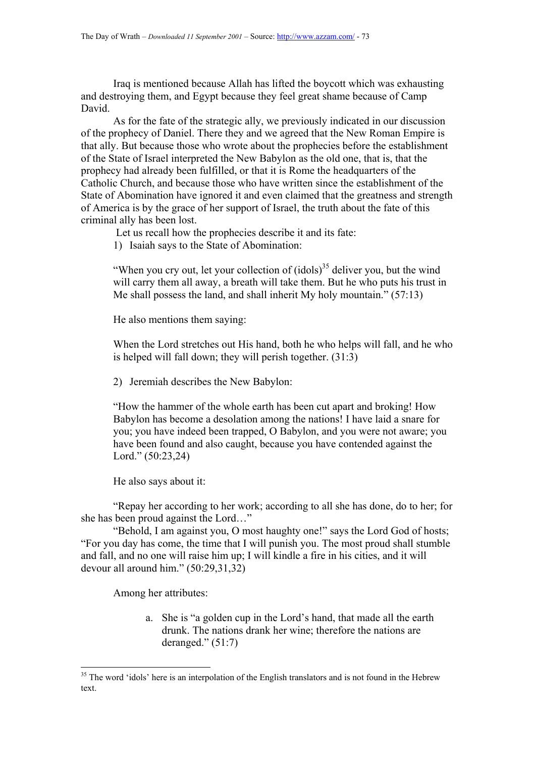Iraq is mentioned because Allah has lifted the boycott which was exhausting and destroying them, and Egypt because they feel great shame because of Camp David.

As for the fate of the strategic ally, we previously indicated in our discussion of the prophecy of Daniel. There they and we agreed that the New Roman Empire is that ally. But because those who wrote about the prophecies before the establishment of the State of Israel interpreted the New Babylon as the old one, that is, that the prophecy had already been fulfilled, or that it is Rome the headquarters of the Catholic Church, and because those who have written since the establishment of the State of Abomination have ignored it and even claimed that the greatness and strength of America is by the grace of her support of Israel, the truth about the fate of this criminal ally has been lost.

Let us recall how the prophecies describe it and its fate:

1) Isaiah says to the State of Abomination:

> "When you cry out, let your collection of (idols)[35] deliver you, but the wind will carry them all away, a breath will take them. But he who puts his trust in Me shall possess the land, and shall inherit My holy mountain." (57:13)

He also mentions them saying:

> When the Lord stretches out His hand, both he who helps will fall, and he who is helped will fall down; they will perish together. (31:3)

2) Jeremiah describes the New Babylon:

> "How the hammer of the whole earth has been cut apart and broking! How Babylon has become a desolation among the nations! I have laid a snare for you; you have indeed been trapped, O Babylon, and you were not aware; you have been found and also caught, because you have contended against the Lord." (50:23,24)

He also says about it:

"Repay her according to her work; according to all she has done, do to her; for she has been proud against the Lord…"

"Behold, I am against you, O most haughty one!" says the Lord God of hosts; "For you day has come, the time that I will punish you. The most proud shall stumble and fall, and no one will raise him up; I will kindle a fire in his cities, and it will devour all around him." (50:29,31,32)

Among her attributes:

a. She is "a golden cup in the Lord's hand, that made all the earth drunk. The nations drank her wine; therefore the nations are deranged." (51:7)

---

[35] The word 'idols' here is an interpolation of the English translators and is not found in the Hebrew text.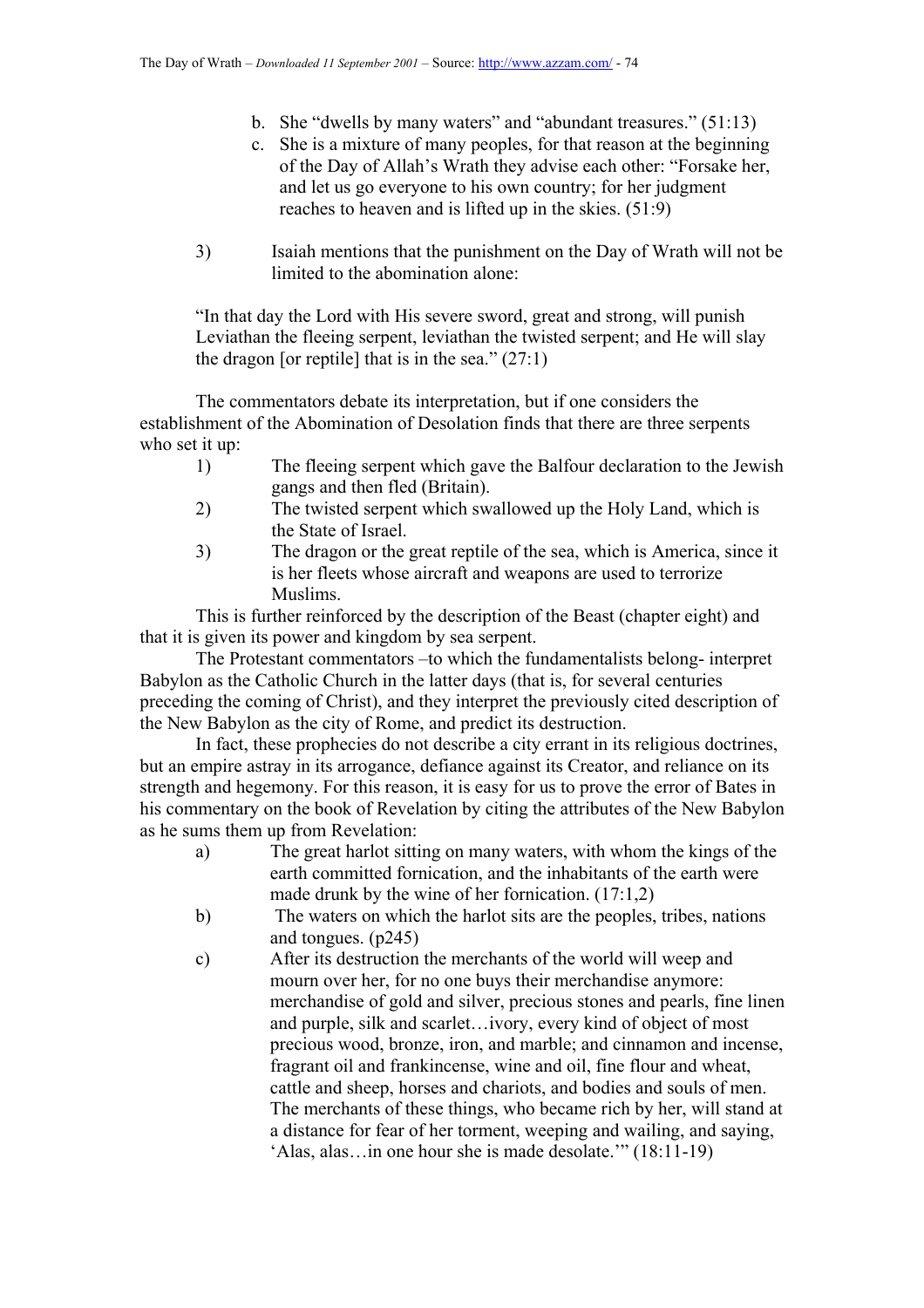b. She "dwells by many waters" and "abundant treasures." (51:13)
c. She is a mixture of many peoples, for that reason at the beginning of the Day of Allah's Wrath they advise each other: "Forsake her, and let us go everyone to his own country; for her judgment reaches to heaven and is lifted up in the skies. (51:9)

3) Isaiah mentions that the punishment on the Day of Wrath will not be limited to the abomination alone:

"In that day the Lord with His severe sword, great and strong, will punish Leviathan the fleeing serpent, leviathan the twisted serpent; and He will slay the dragon [or reptile] that is in the sea." (27:1)

The commentators debate its interpretation, but if one considers the establishment of the Abomination of Desolation finds that there are three serpents who set it up:

1) The fleeing serpent which gave the Balfour declaration to the Jewish gangs and then fled (Britain).
2) The twisted serpent which swallowed up the Holy Land, which is the State of Israel.
3) The dragon or the great reptile of the sea, which is America, since it is her fleets whose aircraft and weapons are used to terrorize Muslims.

This is further reinforced by the description of the Beast (chapter eight) and that it is given its power and kingdom by sea serpent.

The Protestant commentators –to which the fundamentalists belong- interpret Babylon as the Catholic Church in the latter days (that is, for several centuries preceding the coming of Christ), and they interpret the previously cited description of the New Babylon as the city of Rome, and predict its destruction.

In fact, these prophecies do not describe a city errant in its religious doctrines, but an empire astray in its arrogance, defiance against its Creator, and reliance on its strength and hegemony. For this reason, it is easy for us to prove the error of Bates in his commentary on the book of Revelation by citing the attributes of the New Babylon as he sums them up from Revelation:

a) The great harlot sitting on many waters, with whom the kings of the earth committed fornication, and the inhabitants of the earth were made drunk by the wine of her fornication. (17:1,2)
b) The waters on which the harlot sits are the peoples, tribes, nations and tongues. (p245)
c) After its destruction the merchants of the world will weep and mourn over her, for no one buys their merchandise anymore: merchandise of gold and silver, precious stones and pearls, fine linen and purple, silk and scarlet…ivory, every kind of object of most precious wood, bronze, iron, and marble; and cinnamon and incense, fragrant oil and frankincense, wine and oil, fine flour and wheat, cattle and sheep, horses and chariots, and bodies and souls of men. The merchants of these things, who became rich by her, will stand at a distance for fear of her torment, weeping and wailing, and saying, 'Alas, alas…in one hour she is made desolate.'" (18:11-19)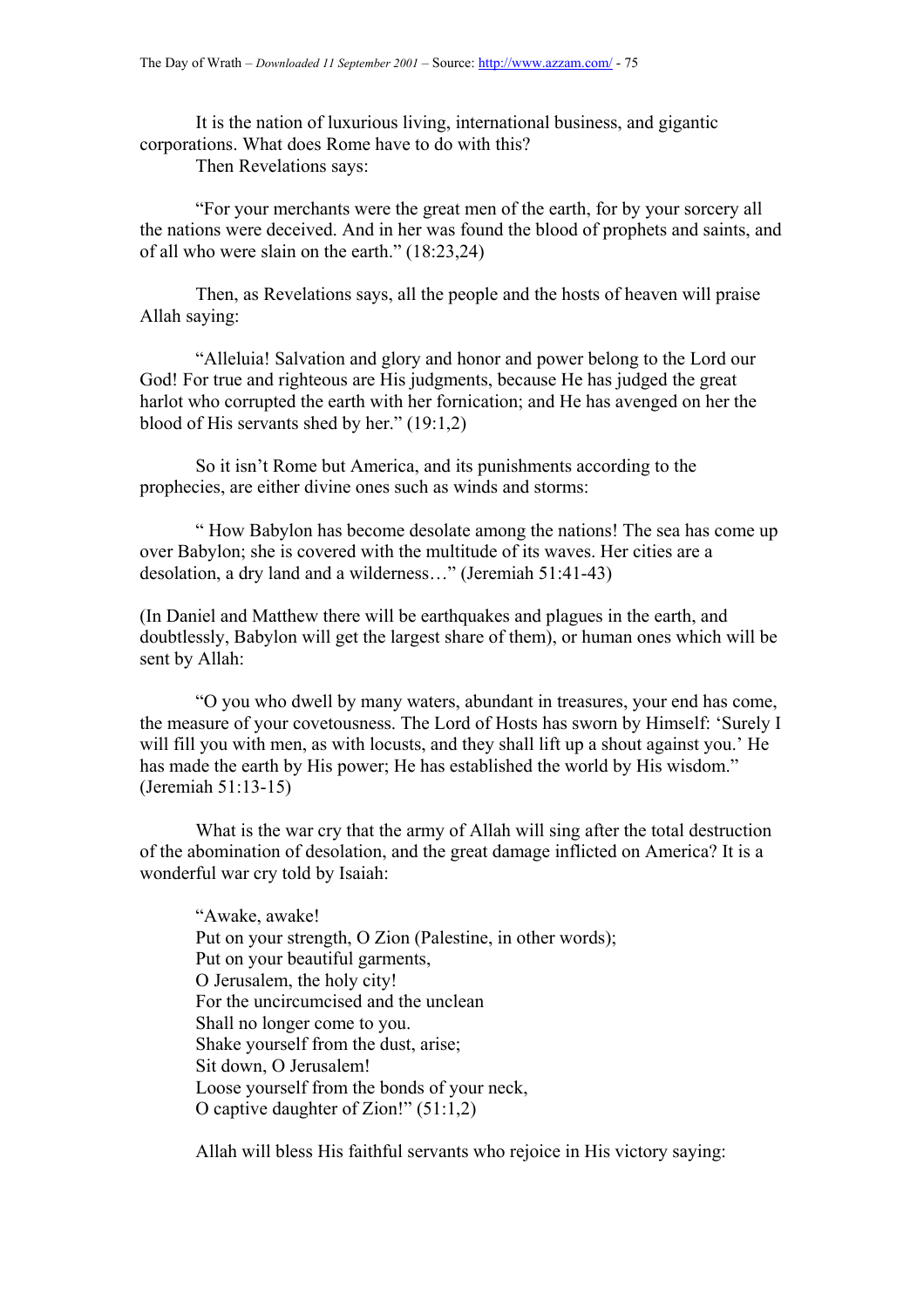It is the nation of luxurious living, international business, and gigantic corporations. What does Rome have to do with this?

Then Revelations says:

"For your merchants were the great men of the earth, for by your sorcery all the nations were deceived. And in her was found the blood of prophets and saints, and of all who were slain on the earth." (18:23,24)

Then, as Revelations says, all the people and the hosts of heaven will praise Allah saying:

"Alleluia! Salvation and glory and honor and power belong to the Lord our God! For true and righteous are His judgments, because He has judged the great harlot who corrupted the earth with her fornication; and He has avenged on her the blood of His servants shed by her." (19:1,2)

So it isn't Rome but America, and its punishments according to the prophecies, are either divine ones such as winds and storms:

" How Babylon has become desolate among the nations! The sea has come up over Babylon; she is covered with the multitude of its waves. Her cities are a desolation, a dry land and a wilderness…" (Jeremiah 51:41-43)

(In Daniel and Matthew there will be earthquakes and plagues in the earth, and doubtlessly, Babylon will get the largest share of them), or human ones which will be sent by Allah:

"O you who dwell by many waters, abundant in treasures, your end has come, the measure of your covetousness. The Lord of Hosts has sworn by Himself: 'Surely I will fill you with men, as with locusts, and they shall lift up a shout against you.' He has made the earth by His power; He has established the world by His wisdom." (Jeremiah 51:13-15)

What is the war cry that the army of Allah will sing after the total destruction of the abomination of desolation, and the great damage inflicted on America? It is a wonderful war cry told by Isaiah:

"Awake, awake!  
Put on your strength, O Zion (Palestine, in other words);  
Put on your beautiful garments,  
O Jerusalem, the holy city!  
For the uncircumcised and the unclean  
Shall no longer come to you.  
Shake yourself from the dust, arise;  
Sit down, O Jerusalem!  
Loose yourself from the bonds of your neck,  
O captive daughter of Zion!" (51:1,2)

Allah will bless His faithful servants who rejoice in His victory saying: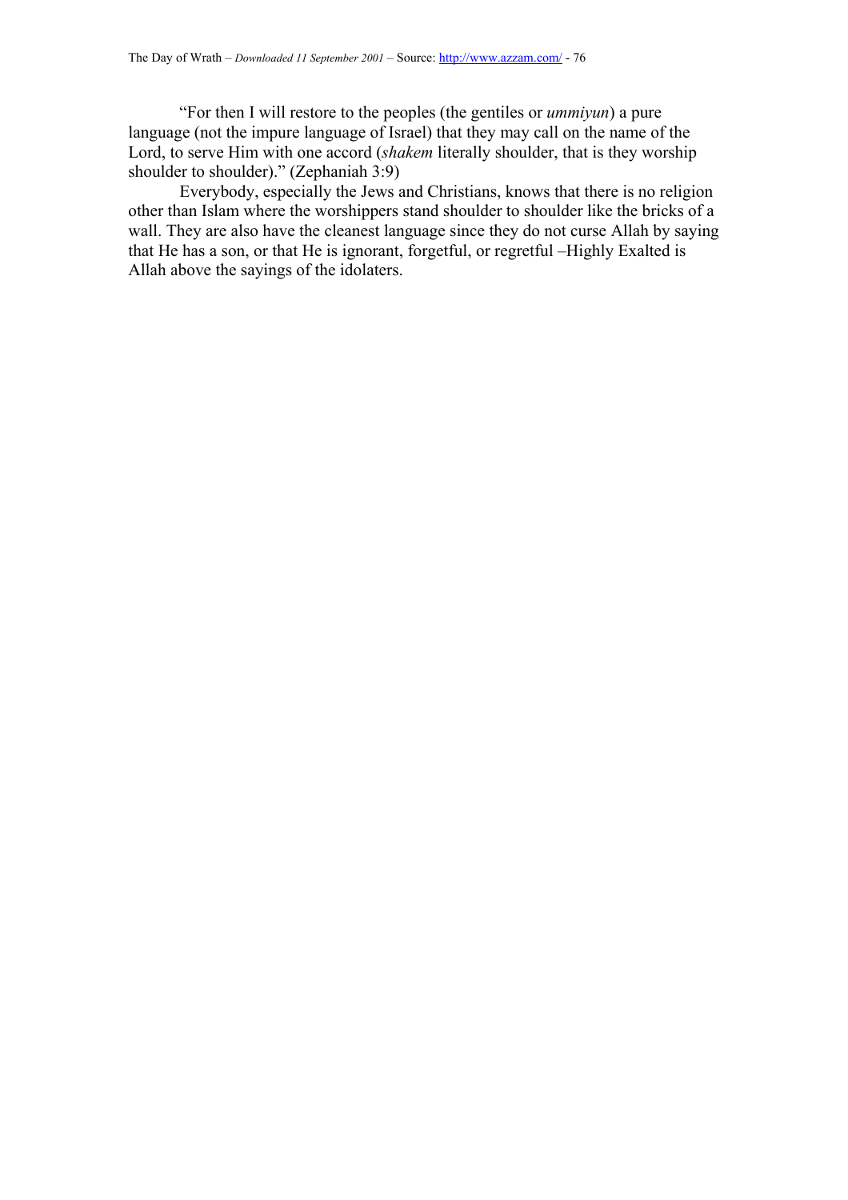"For then I will restore to the peoples (the gentiles or *ummiyun*) a pure language (not the impure language of Israel) that they may call on the name of the Lord, to serve Him with one accord (*shakem* literally shoulder, that is they worship shoulder to shoulder)." (Zephaniah 3:9)

Everybody, especially the Jews and Christians, knows that there is no religion other than Islam where the worshippers stand shoulder to shoulder like the bricks of a wall. They are also have the cleanest language since they do not curse Allah by saying that He has a son, or that He is ignorant, forgetful, or regretful –Highly Exalted is Allah above the sayings of the idolaters.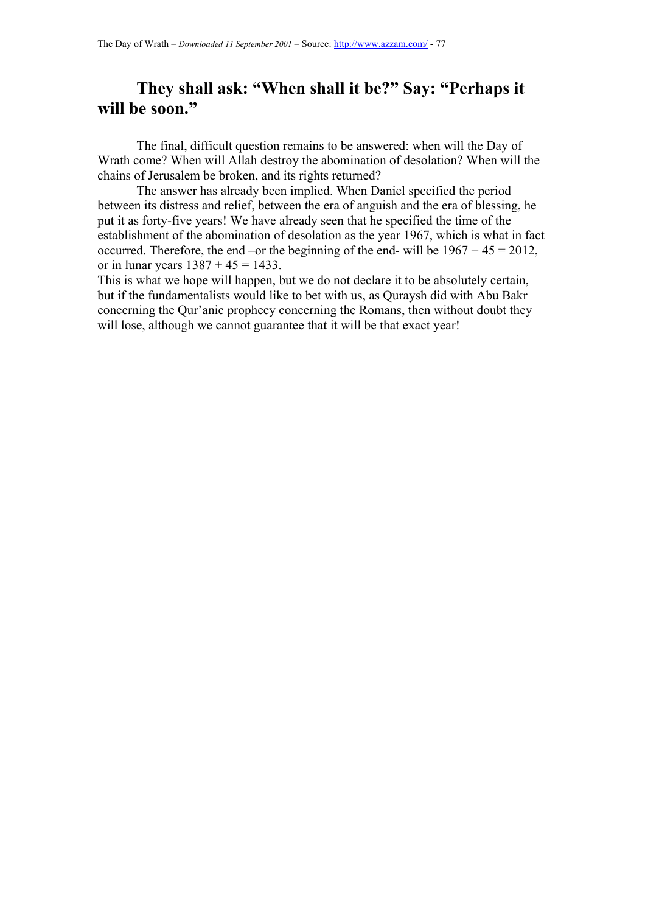## They shall ask: "When shall it be?" Say: "Perhaps it will be soon."

The final, difficult question remains to be answered: when will the Day of Wrath come? When will Allah destroy the abomination of desolation? When will the chains of Jerusalem be broken, and its rights returned?

The answer has already been implied. When Daniel specified the period between its distress and relief, between the era of anguish and the era of blessing, he put it as forty-five years! We have already seen that he specified the time of the establishment of the abomination of desolation as the year 1967, which is what in fact occurred. Therefore, the end –or the beginning of the end- will be 1967 + 45 = 2012, or in lunar years 1387 + 45 = 1433.

This is what we hope will happen, but we do not declare it to be absolutely certain, but if the fundamentalists would like to bet with us, as Quraysh did with Abu Bakr concerning the Qur'anic prophecy concerning the Romans, then without doubt they will lose, although we cannot guarantee that it will be that exact year!